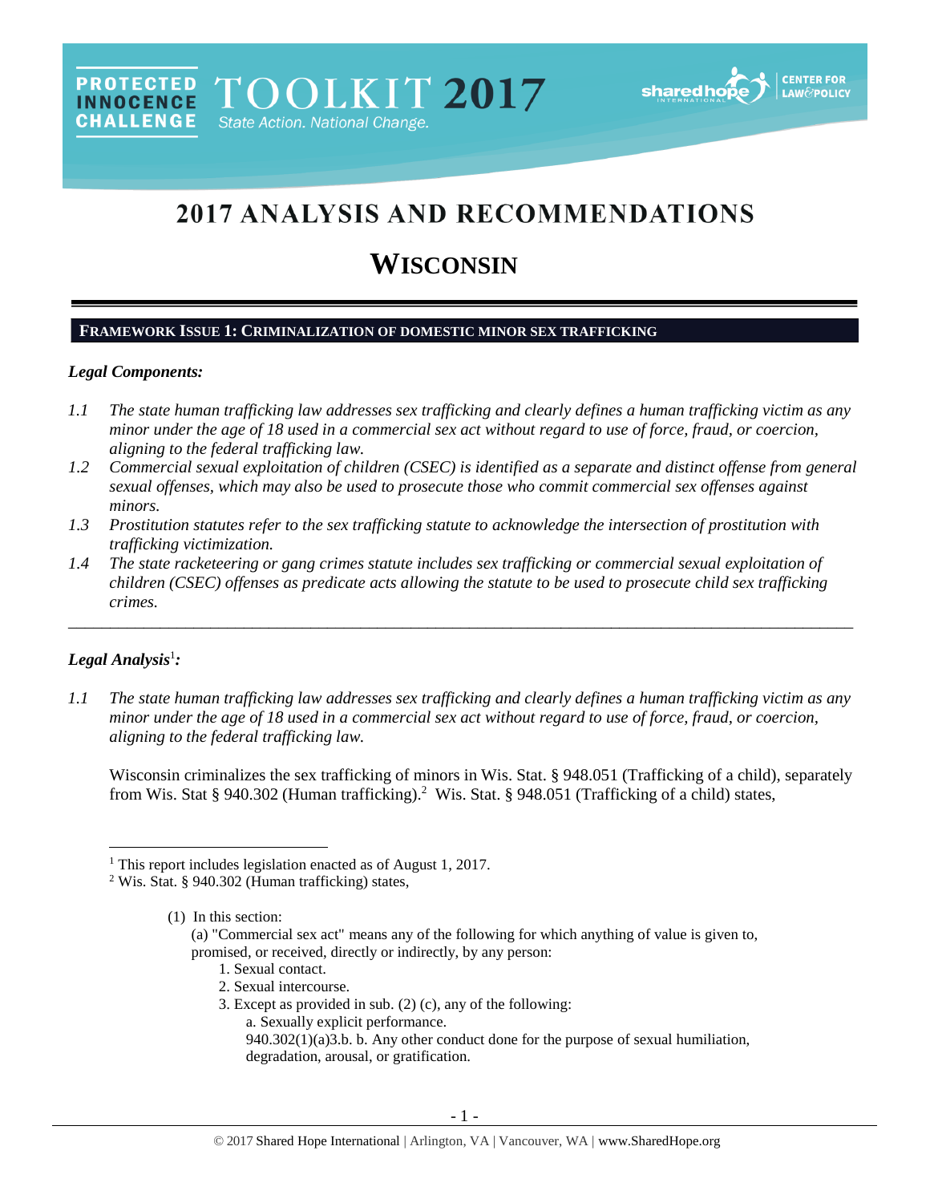PROTECTED INNOCENCE CHALLENGE TOOLKIT 2017 State Action. National Change.

# 2017 ANALYSIS AND RECOMMENDATIONS

# WISCONSIN

## FRAMEWORK ISSUE 1: CRIMINALIZATION OF DOMESTIC MINOR SEX TRAFFICKING

### *Legal Components:*

*1.1 The state human trafficking law addresses sex trafficking and clearly defines a human trafficking victim as any minor under the age of 18 used in a commercial sex act without regard to use of force, fraud, or coercion, aligning to the federal trafficking law.*

*1.2 Commercial sexual exploitation of children (CSEC) is identified as a separate and distinct offense from general sexual offenses, which may also be used to prosecute those who commit commercial sex offenses against minors.*

*1.3 Prostitution statutes refer to the sex trafficking statute to acknowledge the intersection of prostitution with trafficking victimization.*

*1.4 The state racketeering or gang crimes statute includes sex trafficking or commercial sexual exploitation of children (CSEC) offenses as predicate acts allowing the statute to be used to prosecute child sex trafficking crimes.*

---

### *Legal Analysis*[1]*:*

*1.1 The state human trafficking law addresses sex trafficking and clearly defines a human trafficking victim as any minor under the age of 18 used in a commercial sex act without regard to use of force, fraud, or coercion, aligning to the federal trafficking law.*

Wisconsin criminalizes the sex trafficking of minors in Wis. Stat. § 948.051 (Trafficking of a child), separately from Wis. Stat § 940.302 (Human trafficking).[2] Wis. Stat. § 948.051 (Trafficking of a child) states,

---

[1] This report includes legislation enacted as of August 1, 2017.

[2] Wis. Stat. § 940.302 (Human trafficking) states,

> (1) In this section:
> (a) "Commercial sex act" means any of the following for which anything of value is given to, promised, or received, directly or indirectly, by any person:
> 1. Sexual contact.
> 2. Sexual intercourse.
> 3. Except as provided in sub. (2) (c), any of the following:
> a. Sexually explicit performance.
> 940.302(1)(a)3.b. b. Any other conduct done for the purpose of sexual humiliation, degradation, arousal, or gratification.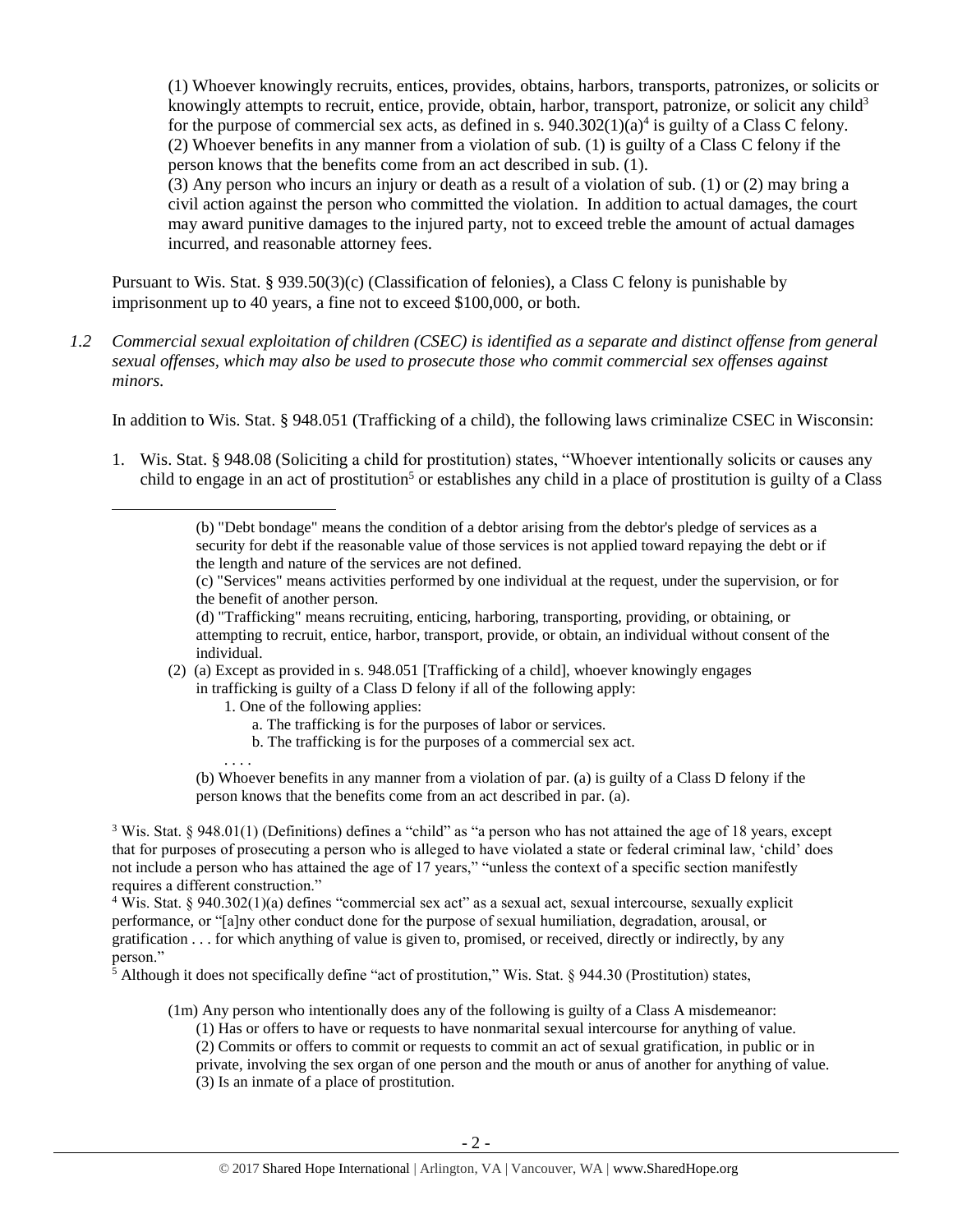(1) Whoever knowingly recruits, entices, provides, obtains, harbors, transports, patronizes, or solicits or knowingly attempts to recruit, entice, provide, obtain, harbor, transport, patronize, or solicit any child[3] for the purpose of commercial sex acts, as defined in s. 940.302(1)(a)[4] is guilty of a Class C felony.
(2) Whoever benefits in any manner from a violation of sub. (1) is guilty of a Class C felony if the person knows that the benefits come from an act described in sub. (1).
(3) Any person who incurs an injury or death as a result of a violation of sub. (1) or (2) may bring a civil action against the person who committed the violation. In addition to actual damages, the court may award punitive damages to the injured party, not to exceed treble the amount of actual damages incurred, and reasonable attorney fees.

Pursuant to Wis. Stat. § 939.50(3)(c) (Classification of felonies), a Class C felony is punishable by imprisonment up to 40 years, a fine not to exceed $100,000, or both.

*1.2 Commercial sexual exploitation of children (CSEC) is identified as a separate and distinct offense from general sexual offenses, which may also be used to prosecute those who commit commercial sex offenses against minors.*

In addition to Wis. Stat. § 948.051 (Trafficking of a child), the following laws criminalize CSEC in Wisconsin:

1. Wis. Stat. § 948.08 (Soliciting a child for prostitution) states, "Whoever intentionally solicits or causes any child to engage in an act of prostitution[5] or establishes any child in a place of prostitution is guilty of a Class

---

> (b) "Debt bondage" means the condition of a debtor arising from the debtor's pledge of services as a security for debt if the reasonable value of those services is not applied toward repaying the debt or if the length and nature of the services are not defined.
> (c) "Services" means activities performed by one individual at the request, under the supervision, or for the benefit of another person.
> (d) "Trafficking" means recruiting, enticing, harboring, transporting, providing, or obtaining, or attempting to recruit, entice, harbor, transport, provide, or obtain, an individual without consent of the individual.
> (2) (a) Except as provided in s. 948.051 [Trafficking of a child], whoever knowingly engages in trafficking is guilty of a Class D felony if all of the following apply:
> 1. One of the following applies:
> a. The trafficking is for the purposes of labor or services.
> b. The trafficking is for the purposes of a commercial sex act.
> . . . .
> (b) Whoever benefits in any manner from a violation of par. (a) is guilty of a Class D felony if the person knows that the benefits come from an act described in par. (a).

[3] Wis. Stat. § 948.01(1) (Definitions) defines a "child" as "a person who has not attained the age of 18 years, except that for purposes of prosecuting a person who is alleged to have violated a state or federal criminal law, 'child' does not include a person who has attained the age of 17 years," "unless the context of a specific section manifestly requires a different construction."

[4] Wis. Stat. § 940.302(1)(a) defines "commercial sex act" as a sexual act, sexual intercourse, sexually explicit performance, or "[a]ny other conduct done for the purpose of sexual humiliation, degradation, arousal, or gratification . . . for which anything of value is given to, promised, or received, directly or indirectly, by any person."

[5] Although it does not specifically define "act of prostitution," Wis. Stat. § 944.30 (Prostitution) states,

> (1m) Any person who intentionally does any of the following is guilty of a Class A misdemeanor:
> (1) Has or offers to have or requests to have nonmarital sexual intercourse for anything of value.
> (2) Commits or offers to commit or requests to commit an act of sexual gratification, in public or in private, involving the sex organ of one person and the mouth or anus of another for anything of value.
> (3) Is an inmate of a place of prostitution.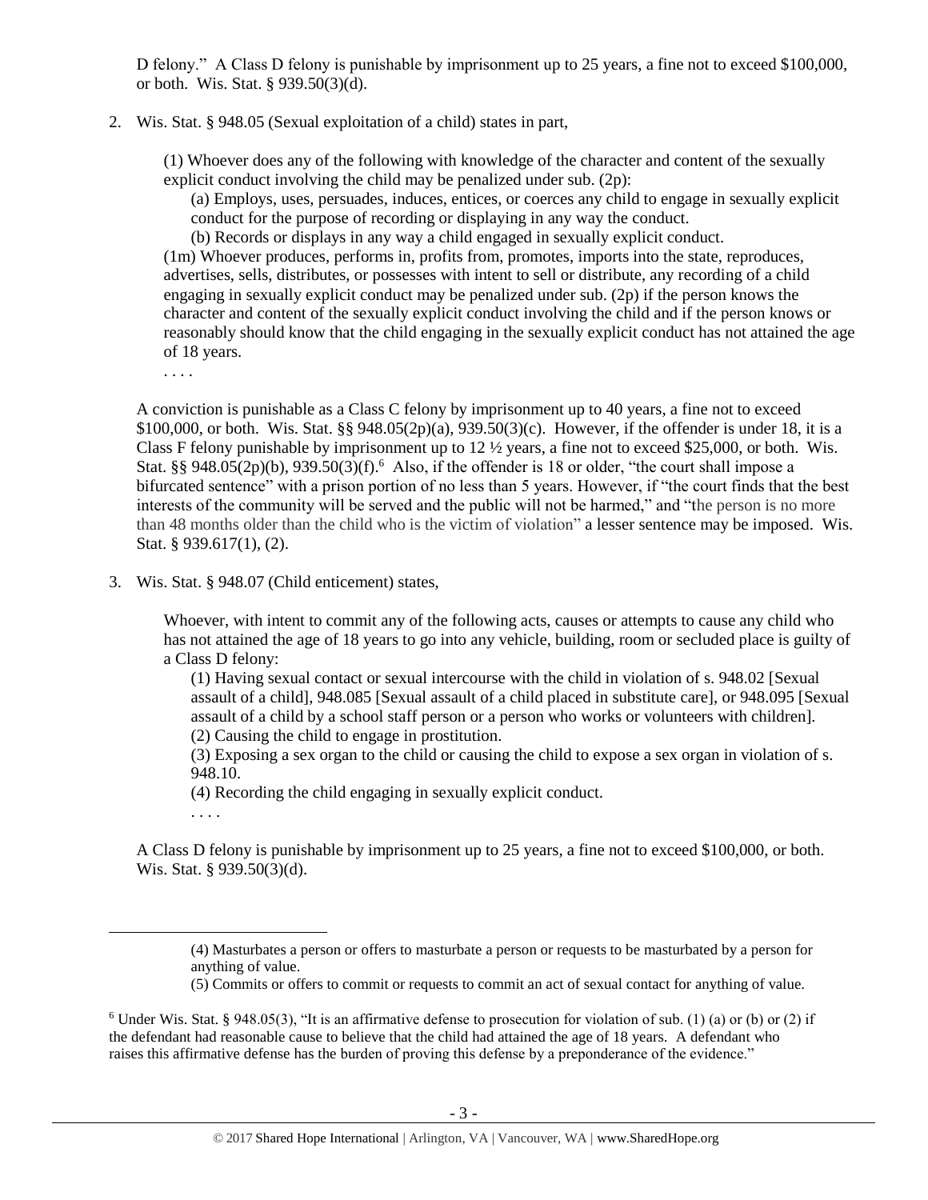D felony." A Class D felony is punishable by imprisonment up to 25 years, a fine not to exceed $100,000, or both. Wis. Stat. § 939.50(3)(d).

2. Wis. Stat. § 948.05 (Sexual exploitation of a child) states in part,

   > (1) Whoever does any of the following with knowledge of the character and content of the sexually explicit conduct involving the child may be penalized under sub. (2p):
   >
   > (a) Employs, uses, persuades, induces, entices, or coerces any child to engage in sexually explicit conduct for the purpose of recording or displaying in any way the conduct.
   >
   > (b) Records or displays in any way a child engaged in sexually explicit conduct.
   >
   > (1m) Whoever produces, performs in, profits from, promotes, imports into the state, reproduces, advertises, sells, distributes, or possesses with intent to sell or distribute, any recording of a child engaging in sexually explicit conduct may be penalized under sub. (2p) if the person knows the character and content of the sexually explicit conduct involving the child and if the person knows or reasonably should know that the child engaging in the sexually explicit conduct has not attained the age of 18 years.
   >
   > . . . .

   A conviction is punishable as a Class C felony by imprisonment up to 40 years, a fine not to exceed $100,000, or both. Wis. Stat. §§ 948.05(2p)(a), 939.50(3)(c). However, if the offender is under 18, it is a Class F felony punishable by imprisonment up to 12 ½ years, a fine not to exceed $25,000, or both. Wis. Stat. §§ 948.05(2p)(b), 939.50(3)(f).[6] Also, if the offender is 18 or older, "the court shall impose a bifurcated sentence" with a prison portion of no less than 5 years. However, if "the court finds that the best interests of the community will be served and the public will not be harmed," and "the person is no more than 48 months older than the child who is the victim of violation" a lesser sentence may be imposed. Wis. Stat. § 939.617(1), (2).

3. Wis. Stat. § 948.07 (Child enticement) states,

   > Whoever, with intent to commit any of the following acts, causes or attempts to cause any child who has not attained the age of 18 years to go into any vehicle, building, room or secluded place is guilty of a Class D felony:
   >
   > (1) Having sexual contact or sexual intercourse with the child in violation of s. 948.02 [Sexual assault of a child], 948.085 [Sexual assault of a child placed in substitute care], or 948.095 [Sexual assault of a child by a school staff person or a person who works or volunteers with children].
   >
   > (2) Causing the child to engage in prostitution.
   >
   > (3) Exposing a sex organ to the child or causing the child to expose a sex organ in violation of s. 948.10.
   >
   > (4) Recording the child engaging in sexually explicit conduct.
   >
   > . . . .

   A Class D felony is punishable by imprisonment up to 25 years, a fine not to exceed $100,000, or both. Wis. Stat. § 939.50(3)(d).

---

> (4) Masturbates a person or offers to masturbate a person or requests to be masturbated by a person for anything of value.
>
> (5) Commits or offers to commit or requests to commit an act of sexual contact for anything of value.

[6] Under Wis. Stat. § 948.05(3), "It is an affirmative defense to prosecution for violation of sub. (1) (a) or (b) or (2) if the defendant had reasonable cause to believe that the child had attained the age of 18 years. A defendant who raises this affirmative defense has the burden of proving this defense by a preponderance of the evidence."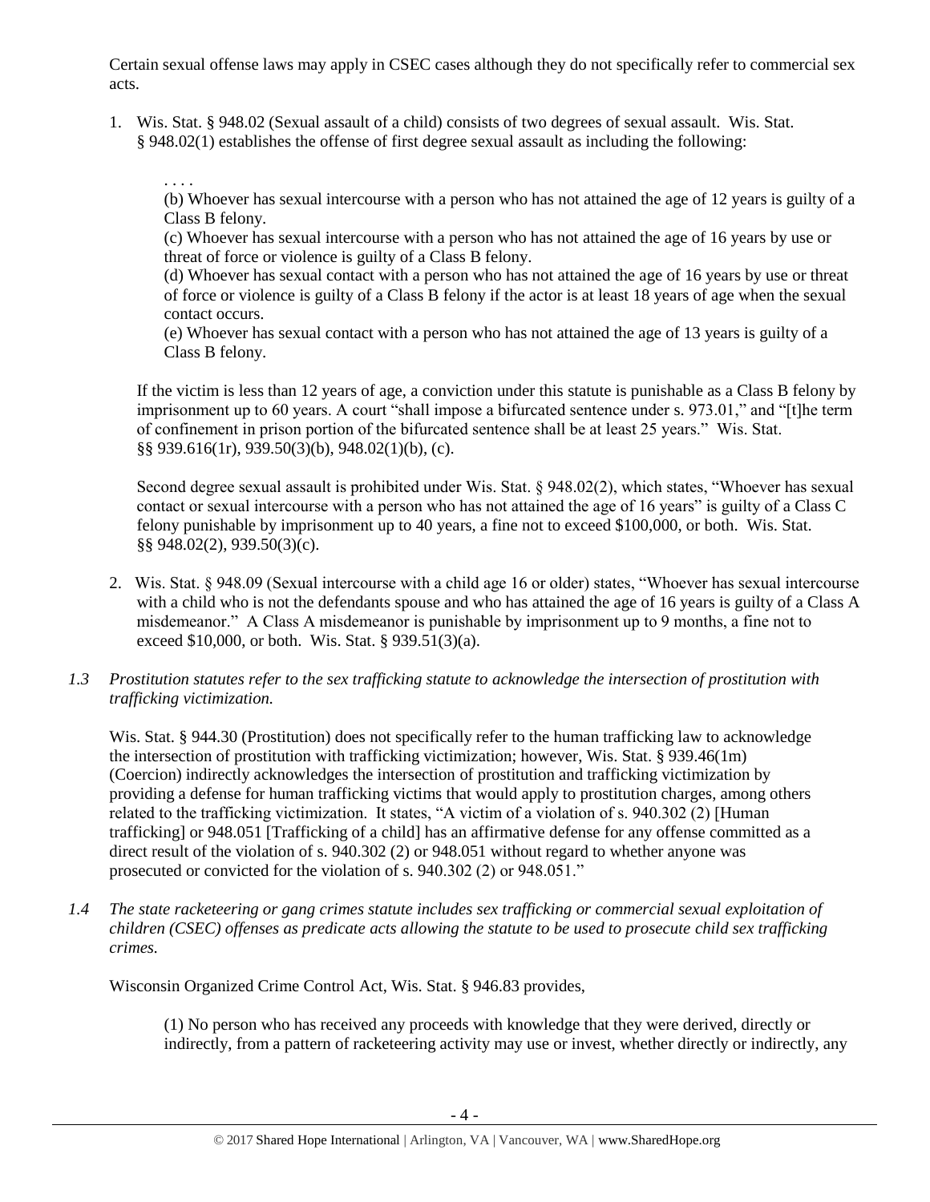Certain sexual offense laws may apply in CSEC cases although they do not specifically refer to commercial sex acts.

1. Wis. Stat. § 948.02 (Sexual assault of a child) consists of two degrees of sexual assault. Wis. Stat. § 948.02(1) establishes the offense of first degree sexual assault as including the following:

   . . . .
   (b) Whoever has sexual intercourse with a person who has not attained the age of 12 years is guilty of a Class B felony.
   (c) Whoever has sexual intercourse with a person who has not attained the age of 16 years by use or threat of force or violence is guilty of a Class B felony.
   (d) Whoever has sexual contact with a person who has not attained the age of 16 years by use or threat of force or violence is guilty of a Class B felony if the actor is at least 18 years of age when the sexual contact occurs.
   (e) Whoever has sexual contact with a person who has not attained the age of 13 years is guilty of a Class B felony.

   If the victim is less than 12 years of age, a conviction under this statute is punishable as a Class B felony by imprisonment up to 60 years. A court "shall impose a bifurcated sentence under s. 973.01," and "[t]he term of confinement in prison portion of the bifurcated sentence shall be at least 25 years." Wis. Stat. §§ 939.616(1r), 939.50(3)(b), 948.02(1)(b), (c).

   Second degree sexual assault is prohibited under Wis. Stat. § 948.02(2), which states, "Whoever has sexual contact or sexual intercourse with a person who has not attained the age of 16 years" is guilty of a Class C felony punishable by imprisonment up to 40 years, a fine not to exceed $100,000, or both. Wis. Stat. §§ 948.02(2), 939.50(3)(c).

2. Wis. Stat. § 948.09 (Sexual intercourse with a child age 16 or older) states, "Whoever has sexual intercourse with a child who is not the defendants spouse and who has attained the age of 16 years is guilty of a Class A misdemeanor." A Class A misdemeanor is punishable by imprisonment up to 9 months, a fine not to exceed $10,000, or both. Wis. Stat. § 939.51(3)(a).

*1.3 Prostitution statutes refer to the sex trafficking statute to acknowledge the intersection of prostitution with trafficking victimization.*

Wis. Stat. § 944.30 (Prostitution) does not specifically refer to the human trafficking law to acknowledge the intersection of prostitution with trafficking victimization; however, Wis. Stat. § 939.46(1m) (Coercion) indirectly acknowledges the intersection of prostitution and trafficking victimization by providing a defense for human trafficking victims that would apply to prostitution charges, among others related to the trafficking victimization. It states, "A victim of a violation of s. 940.302 (2) [Human trafficking] or 948.051 [Trafficking of a child] has an affirmative defense for any offense committed as a direct result of the violation of s. 940.302 (2) or 948.051 without regard to whether anyone was prosecuted or convicted for the violation of s. 940.302 (2) or 948.051."

*1.4 The state racketeering or gang crimes statute includes sex trafficking or commercial sexual exploitation of children (CSEC) offenses as predicate acts allowing the statute to be used to prosecute child sex trafficking crimes.*

Wisconsin Organized Crime Control Act, Wis. Stat. § 946.83 provides,

> (1) No person who has received any proceeds with knowledge that they were derived, directly or indirectly, from a pattern of racketeering activity may use or invest, whether directly or indirectly, any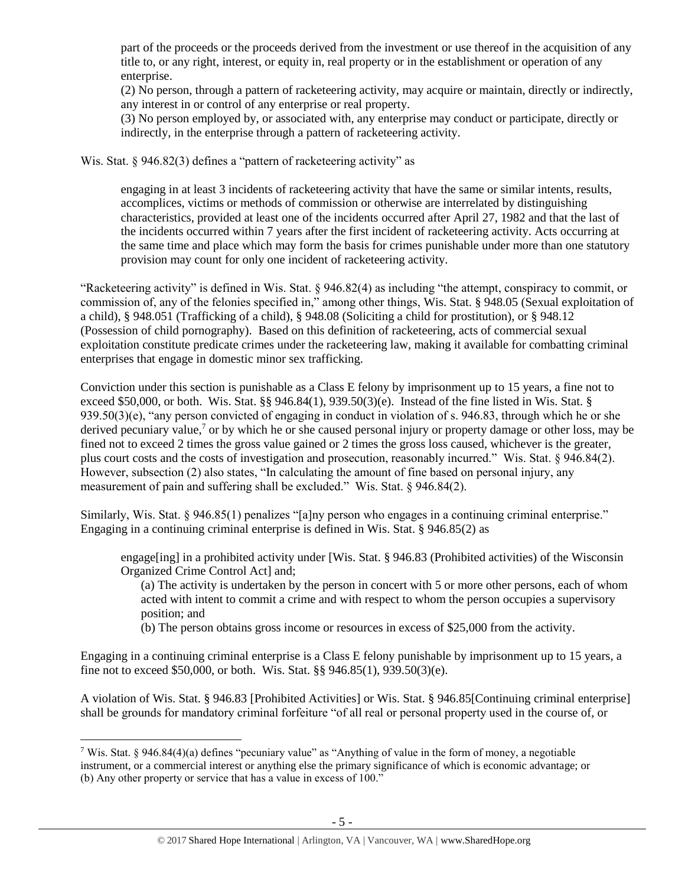> part of the proceeds or the proceeds derived from the investment or use thereof in the acquisition of any title to, or any right, interest, or equity in, real property or in the establishment or operation of any enterprise.
>
> (2) No person, through a pattern of racketeering activity, may acquire or maintain, directly or indirectly, any interest in or control of any enterprise or real property.
>
> (3) No person employed by, or associated with, any enterprise may conduct or participate, directly or indirectly, in the enterprise through a pattern of racketeering activity.

Wis. Stat. § 946.82(3) defines a "pattern of racketeering activity" as

> engaging in at least 3 incidents of racketeering activity that have the same or similar intents, results, accomplices, victims or methods of commission or otherwise are interrelated by distinguishing characteristics, provided at least one of the incidents occurred after April 27, 1982 and that the last of the incidents occurred within 7 years after the first incident of racketeering activity. Acts occurring at the same time and place which may form the basis for crimes punishable under more than one statutory provision may count for only one incident of racketeering activity.

"Racketeering activity" is defined in Wis. Stat. § 946.82(4) as including "the attempt, conspiracy to commit, or commission of, any of the felonies specified in," among other things, Wis. Stat. § 948.05 (Sexual exploitation of a child), § 948.051 (Trafficking of a child), § 948.08 (Soliciting a child for prostitution), or § 948.12 (Possession of child pornography). Based on this definition of racketeering, acts of commercial sexual exploitation constitute predicate crimes under the racketeering law, making it available for combatting criminal enterprises that engage in domestic minor sex trafficking.

Conviction under this section is punishable as a Class E felony by imprisonment up to 15 years, a fine not to exceed $50,000, or both. Wis. Stat. §§ 946.84(1), 939.50(3)(e). Instead of the fine listed in Wis. Stat. § 939.50(3)(e), "any person convicted of engaging in conduct in violation of s. 946.83, through which he or she derived pecuniary value,[7] or by which he or she caused personal injury or property damage or other loss, may be fined not to exceed 2 times the gross value gained or 2 times the gross loss caused, whichever is the greater, plus court costs and the costs of investigation and prosecution, reasonably incurred." Wis. Stat. § 946.84(2). However, subsection (2) also states, "In calculating the amount of fine based on personal injury, any measurement of pain and suffering shall be excluded." Wis. Stat. § 946.84(2).

Similarly, Wis. Stat. § 946.85(1) penalizes "[a]ny person who engages in a continuing criminal enterprise." Engaging in a continuing criminal enterprise is defined in Wis. Stat. § 946.85(2) as

> engage[ing] in a prohibited activity under [Wis. Stat. § 946.83 (Prohibited activities) of the Wisconsin Organized Crime Control Act] and;
>
> (a) The activity is undertaken by the person in concert with 5 or more other persons, each of whom acted with intent to commit a crime and with respect to whom the person occupies a supervisory position; and
>
> (b) The person obtains gross income or resources in excess of $25,000 from the activity.

Engaging in a continuing criminal enterprise is a Class E felony punishable by imprisonment up to 15 years, a fine not to exceed $50,000, or both. Wis. Stat. §§ 946.85(1), 939.50(3)(e).

A violation of Wis. Stat. § 946.83 [Prohibited Activities] or Wis. Stat. § 946.85[Continuing criminal enterprise] shall be grounds for mandatory criminal forfeiture "of all real or personal property used in the course of, or

---

[7] Wis. Stat. § 946.84(4)(a) defines "pecuniary value" as "Anything of value in the form of money, a negotiable instrument, or a commercial interest or anything else the primary significance of which is economic advantage; or (b) Any other property or service that has a value in excess of 100."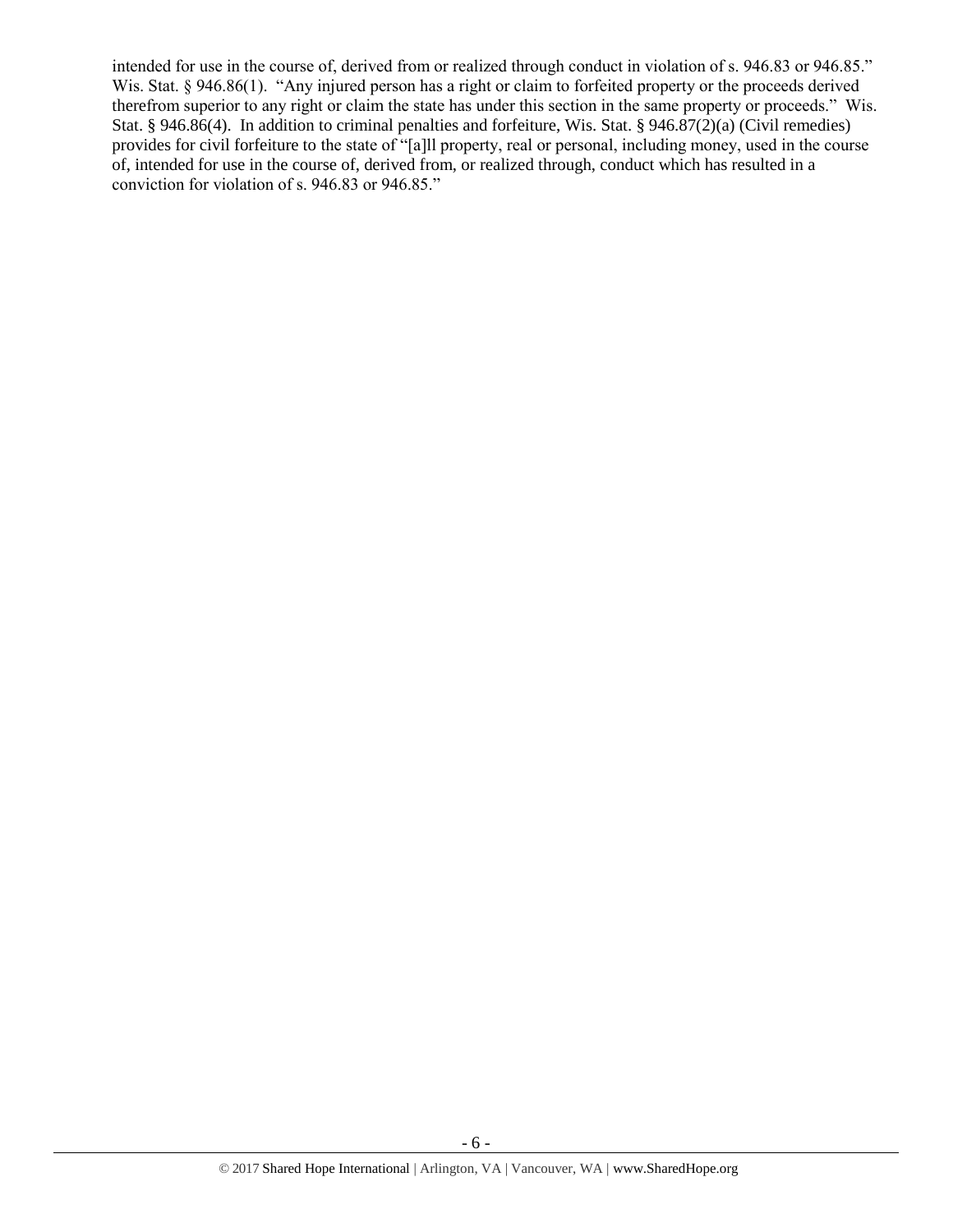intended for use in the course of, derived from or realized through conduct in violation of s. 946.83 or 946.85." Wis. Stat. § 946.86(1). "Any injured person has a right or claim to forfeited property or the proceeds derived therefrom superior to any right or claim the state has under this section in the same property or proceeds." Wis. Stat. § 946.86(4). In addition to criminal penalties and forfeiture, Wis. Stat. § 946.87(2)(a) (Civil remedies) provides for civil forfeiture to the state of "[a]ll property, real or personal, including money, used in the course of, intended for use in the course of, derived from, or realized through, conduct which has resulted in a conviction for violation of s. 946.83 or 946.85."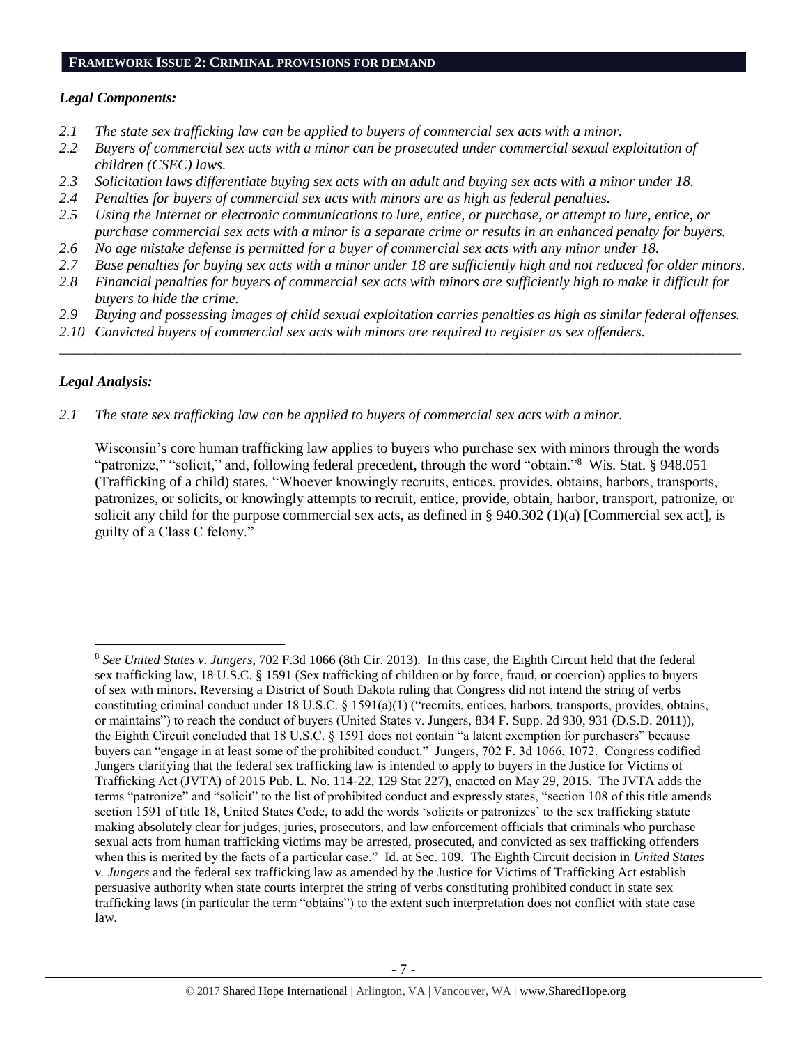## FRAMEWORK ISSUE 2: CRIMINAL PROVISIONS FOR DEMAND

### *Legal Components:*

*2.1 The state sex trafficking law can be applied to buyers of commercial sex acts with a minor.*
*2.2 Buyers of commercial sex acts with a minor can be prosecuted under commercial sexual exploitation of children (CSEC) laws.*
*2.3 Solicitation laws differentiate buying sex acts with an adult and buying sex acts with a minor under 18.*
*2.4 Penalties for buyers of commercial sex acts with minors are as high as federal penalties.*
*2.5 Using the Internet or electronic communications to lure, entice, or purchase, or attempt to lure, entice, or purchase commercial sex acts with a minor is a separate crime or results in an enhanced penalty for buyers.*
*2.6 No age mistake defense is permitted for a buyer of commercial sex acts with any minor under 18.*
*2.7 Base penalties for buying sex acts with a minor under 18 are sufficiently high and not reduced for older minors.*
*2.8 Financial penalties for buyers of commercial sex acts with minors are sufficiently high to make it difficult for buyers to hide the crime.*
*2.9 Buying and possessing images of child sexual exploitation carries penalties as high as similar federal offenses.*
*2.10 Convicted buyers of commercial sex acts with minors are required to register as sex offenders.*

---

### *Legal Analysis:*

*2.1 The state sex trafficking law can be applied to buyers of commercial sex acts with a minor.*

Wisconsin's core human trafficking law applies to buyers who purchase sex with minors through the words "patronize," "solicit," and, following federal precedent, through the word "obtain."[8] Wis. Stat. § 948.051 (Trafficking of a child) states, "Whoever knowingly recruits, entices, provides, obtains, harbors, transports, patronizes, or solicits, or knowingly attempts to recruit, entice, provide, obtain, harbor, transport, patronize, or solicit any child for the purpose commercial sex acts, as defined in § 940.302 (1)(a) [Commercial sex act], is guilty of a Class C felony."

---

[8] *See United States v. Jungers*, 702 F.3d 1066 (8th Cir. 2013). In this case, the Eighth Circuit held that the federal sex trafficking law, 18 U.S.C. § 1591 (Sex trafficking of children or by force, fraud, or coercion) applies to buyers of sex with minors. Reversing a District of South Dakota ruling that Congress did not intend the string of verbs constituting criminal conduct under 18 U.S.C. § 1591(a)(1) ("recruits, entices, harbors, transports, provides, obtains, or maintains") to reach the conduct of buyers (United States v. Jungers, 834 F. Supp. 2d 930, 931 (D.S.D. 2011)), the Eighth Circuit concluded that 18 U.S.C. § 1591 does not contain "a latent exemption for purchasers" because buyers can "engage in at least some of the prohibited conduct." Jungers, 702 F. 3d 1066, 1072. Congress codified Jungers clarifying that the federal sex trafficking law is intended to apply to buyers in the Justice for Victims of Trafficking Act (JVTA) of 2015 Pub. L. No. 114-22, 129 Stat 227), enacted on May 29, 2015. The JVTA adds the terms "patronize" and "solicit" to the list of prohibited conduct and expressly states, "section 108 of this title amends section 1591 of title 18, United States Code, to add the words 'solicits or patronizes' to the sex trafficking statute making absolutely clear for judges, juries, prosecutors, and law enforcement officials that criminals who purchase sexual acts from human trafficking victims may be arrested, prosecuted, and convicted as sex trafficking offenders when this is merited by the facts of a particular case." Id. at Sec. 109. The Eighth Circuit decision in *United States v. Jungers* and the federal sex trafficking law as amended by the Justice for Victims of Trafficking Act establish persuasive authority when state courts interpret the string of verbs constituting prohibited conduct in state sex trafficking laws (in particular the term "obtains") to the extent such interpretation does not conflict with state case law.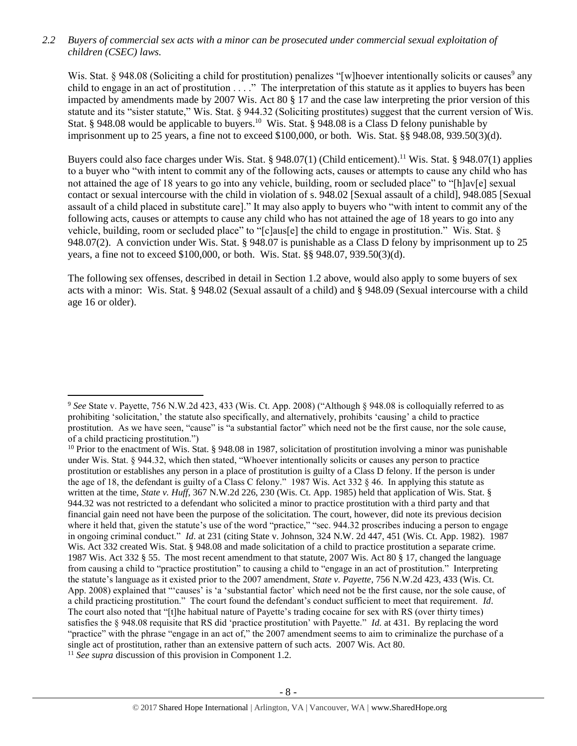*2.2 Buyers of commercial sex acts with a minor can be prosecuted under commercial sexual exploitation of children (CSEC) laws.*

Wis. Stat. § 948.08 (Soliciting a child for prostitution) penalizes "[w]hoever intentionally solicits or causes[9] any child to engage in an act of prostitution . . . ." The interpretation of this statute as it applies to buyers has been impacted by amendments made by 2007 Wis. Act 80 § 17 and the case law interpreting the prior version of this statute and its "sister statute," Wis. Stat. § 944.32 (Soliciting prostitutes) suggest that the current version of Wis. Stat. § 948.08 would be applicable to buyers.[10] Wis. Stat. § 948.08 is a Class D felony punishable by imprisonment up to 25 years, a fine not to exceed $100,000, or both. Wis. Stat. §§ 948.08, 939.50(3)(d).

Buyers could also face charges under Wis. Stat. § 948.07(1) (Child enticement).[11] Wis. Stat. § 948.07(1) applies to a buyer who "with intent to commit any of the following acts, causes or attempts to cause any child who has not attained the age of 18 years to go into any vehicle, building, room or secluded place" to "[h]av[e] sexual contact or sexual intercourse with the child in violation of s. 948.02 [Sexual assault of a child], 948.085 [Sexual assault of a child placed in substitute care]." It may also apply to buyers who "with intent to commit any of the following acts, causes or attempts to cause any child who has not attained the age of 18 years to go into any vehicle, building, room or secluded place" to "[c]aus[e] the child to engage in prostitution." Wis. Stat. § 948.07(2). A conviction under Wis. Stat. § 948.07 is punishable as a Class D felony by imprisonment up to 25 years, a fine not to exceed $100,000, or both. Wis. Stat. §§ 948.07, 939.50(3)(d).

The following sex offenses, described in detail in Section 1.2 above, would also apply to some buyers of sex acts with a minor: Wis. Stat. § 948.02 (Sexual assault of a child) and § 948.09 (Sexual intercourse with a child age 16 or older).

---

[9] *See* State v. Payette, 756 N.W.2d 423, 433 (Wis. Ct. App. 2008) ("Although § 948.08 is colloquially referred to as prohibiting 'solicitation,' the statute also specifically, and alternatively, prohibits 'causing' a child to practice prostitution. As we have seen, "cause" is "a substantial factor" which need not be the first cause, nor the sole cause, of a child practicing prostitution.")

[10] Prior to the enactment of Wis. Stat. § 948.08 in 1987, solicitation of prostitution involving a minor was punishable under Wis. Stat. § 944.32, which then stated, "Whoever intentionally solicits or causes any person to practice prostitution or establishes any person in a place of prostitution is guilty of a Class D felony. If the person is under the age of 18, the defendant is guilty of a Class C felony." 1987 Wis. Act 332 § 46. In applying this statute as written at the time, *State v. Huff*, 367 N.W.2d 226, 230 (Wis. Ct. App. 1985) held that application of Wis. Stat. § 944.32 was not restricted to a defendant who solicited a minor to practice prostitution with a third party and that financial gain need not have been the purpose of the solicitation. The court, however, did note its previous decision where it held that, given the statute's use of the word "practice," "sec. 944.32 proscribes inducing a person to engage in ongoing criminal conduct." *Id*. at 231 (citing State v. Johnson, 324 N.W. 2d 447, 451 (Wis. Ct. App. 1982). 1987 Wis. Act 332 created Wis. Stat. § 948.08 and made solicitation of a child to practice prostitution a separate crime. 1987 Wis. Act 332 § 55. The most recent amendment to that statute, 2007 Wis. Act 80 § 17, changed the language from causing a child to "practice prostitution" to causing a child to "engage in an act of prostitution." Interpreting the statute's language as it existed prior to the 2007 amendment, *State v. Payette*, 756 N.W.2d 423, 433 (Wis. Ct. App. 2008) explained that "'causes' is 'a 'substantial factor' which need not be the first cause, nor the sole cause, of a child practicing prostitution." The court found the defendant's conduct sufficient to meet that requirement. *Id*. The court also noted that "[t]he habitual nature of Payette's trading cocaine for sex with RS (over thirty times) satisfies the § 948.08 requisite that RS did 'practice prostitution' with Payette." *Id.* at 431. By replacing the word "practice" with the phrase "engage in an act of," the 2007 amendment seems to aim to criminalize the purchase of a single act of prostitution, rather than an extensive pattern of such acts. 2007 Wis. Act 80.

[11] *See supra* discussion of this provision in Component 1.2.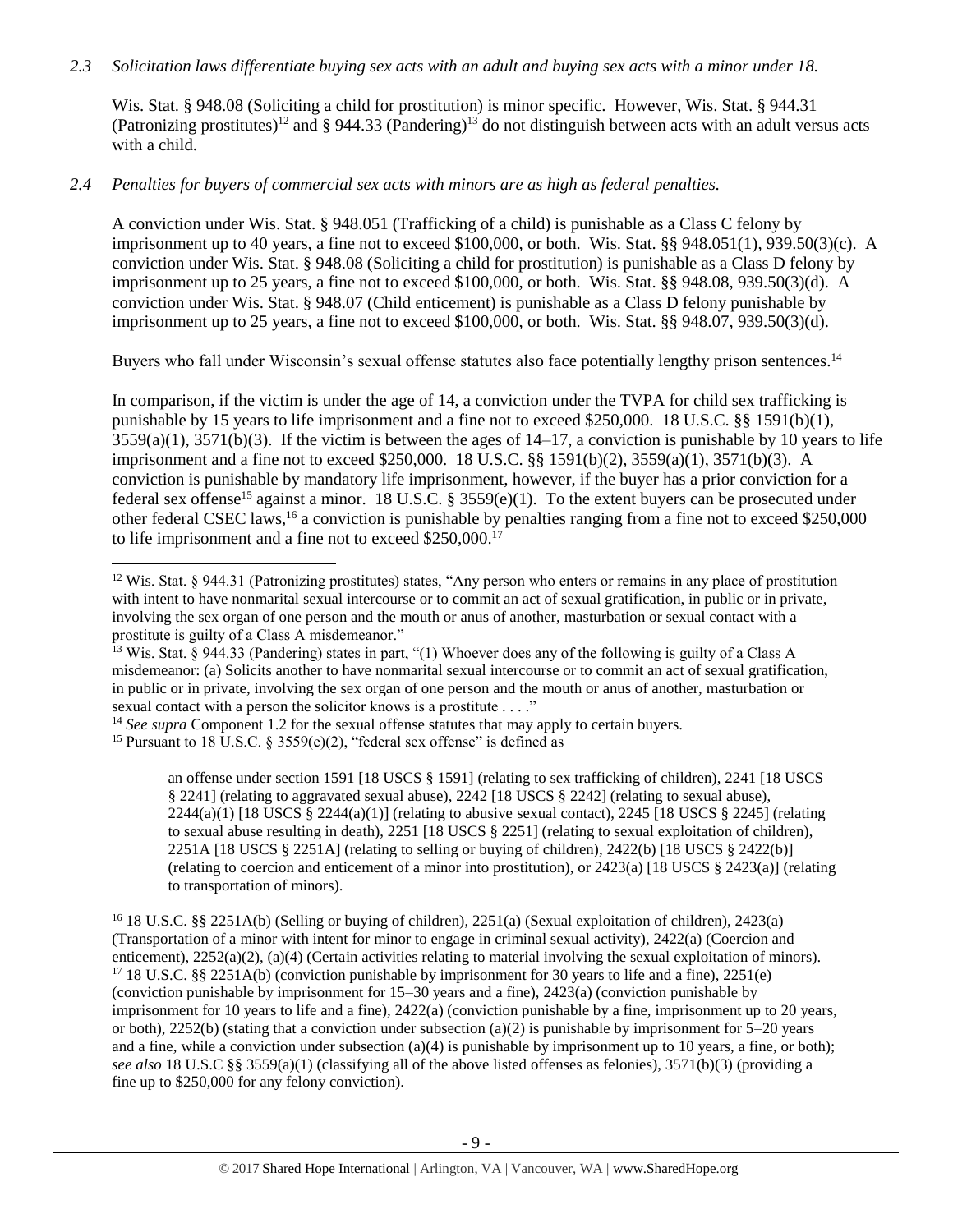*2.3 Solicitation laws differentiate buying sex acts with an adult and buying sex acts with a minor under 18.*

Wis. Stat. § 948.08 (Soliciting a child for prostitution) is minor specific. However, Wis. Stat. § 944.31 (Patronizing prostitutes)[12] and § 944.33 (Pandering)[13] do not distinguish between acts with an adult versus acts with a child.

*2.4 Penalties for buyers of commercial sex acts with minors are as high as federal penalties.*

A conviction under Wis. Stat. § 948.051 (Trafficking of a child) is punishable as a Class C felony by imprisonment up to 40 years, a fine not to exceed $100,000, or both. Wis. Stat. §§ 948.051(1), 939.50(3)(c). A conviction under Wis. Stat. § 948.08 (Soliciting a child for prostitution) is punishable as a Class D felony by imprisonment up to 25 years, a fine not to exceed $100,000, or both. Wis. Stat. §§ 948.08, 939.50(3)(d). A conviction under Wis. Stat. § 948.07 (Child enticement) is punishable as a Class D felony punishable by imprisonment up to 25 years, a fine not to exceed $100,000, or both. Wis. Stat. §§ 948.07, 939.50(3)(d).

Buyers who fall under Wisconsin's sexual offense statutes also face potentially lengthy prison sentences.[14]

In comparison, if the victim is under the age of 14, a conviction under the TVPA for child sex trafficking is punishable by 15 years to life imprisonment and a fine not to exceed $250,000. 18 U.S.C. §§ 1591(b)(1), 3559(a)(1), 3571(b)(3). If the victim is between the ages of 14–17, a conviction is punishable by 10 years to life imprisonment and a fine not to exceed $250,000. 18 U.S.C. §§ 1591(b)(2), 3559(a)(1), 3571(b)(3). A conviction is punishable by mandatory life imprisonment, however, if the buyer has a prior conviction for a federal sex offense[15] against a minor. 18 U.S.C. § 3559(e)(1). To the extent buyers can be prosecuted under other federal CSEC laws,[16] a conviction is punishable by penalties ranging from a fine not to exceed $250,000 to life imprisonment and a fine not to exceed $250,000.[17]

---

[12] Wis. Stat. § 944.31 (Patronizing prostitutes) states, "Any person who enters or remains in any place of prostitution with intent to have nonmarital sexual intercourse or to commit an act of sexual gratification, in public or in private, involving the sex organ of one person and the mouth or anus of another, masturbation or sexual contact with a prostitute is guilty of a Class A misdemeanor."

[13] Wis. Stat. § 944.33 (Pandering) states in part, "(1) Whoever does any of the following is guilty of a Class A misdemeanor: (a) Solicits another to have nonmarital sexual intercourse or to commit an act of sexual gratification, in public or in private, involving the sex organ of one person and the mouth or anus of another, masturbation or sexual contact with a person the solicitor knows is a prostitute . . . ."

[14] *See supra* Component 1.2 for the sexual offense statutes that may apply to certain buyers.

[15] Pursuant to 18 U.S.C. § 3559(e)(2), "federal sex offense" is defined as

> an offense under section 1591 [18 USCS § 1591] (relating to sex trafficking of children), 2241 [18 USCS § 2241] (relating to aggravated sexual abuse), 2242 [18 USCS § 2242] (relating to sexual abuse), 2244(a)(1) [18 USCS § 2244(a)(1)] (relating to abusive sexual contact), 2245 [18 USCS § 2245] (relating to sexual abuse resulting in death), 2251 [18 USCS § 2251] (relating to sexual exploitation of children), 2251A [18 USCS § 2251A] (relating to selling or buying of children), 2422(b) [18 USCS § 2422(b)] (relating to coercion and enticement of a minor into prostitution), or 2423(a) [18 USCS § 2423(a)] (relating to transportation of minors).

[16] 18 U.S.C. §§ 2251A(b) (Selling or buying of children), 2251(a) (Sexual exploitation of children), 2423(a) (Transportation of a minor with intent for minor to engage in criminal sexual activity), 2422(a) (Coercion and enticement), 2252(a)(2), (a)(4) (Certain activities relating to material involving the sexual exploitation of minors).

[17] 18 U.S.C. §§ 2251A(b) (conviction punishable by imprisonment for 30 years to life and a fine), 2251(e) (conviction punishable by imprisonment for 15–30 years and a fine), 2423(a) (conviction punishable by imprisonment for 10 years to life and a fine), 2422(a) (conviction punishable by a fine, imprisonment up to 20 years, or both), 2252(b) (stating that a conviction under subsection (a)(2) is punishable by imprisonment for 5–20 years and a fine, while a conviction under subsection (a)(4) is punishable by imprisonment up to 10 years, a fine, or both); *see also* 18 U.S.C §§ 3559(a)(1) (classifying all of the above listed offenses as felonies), 3571(b)(3) (providing a fine up to $250,000 for any felony conviction).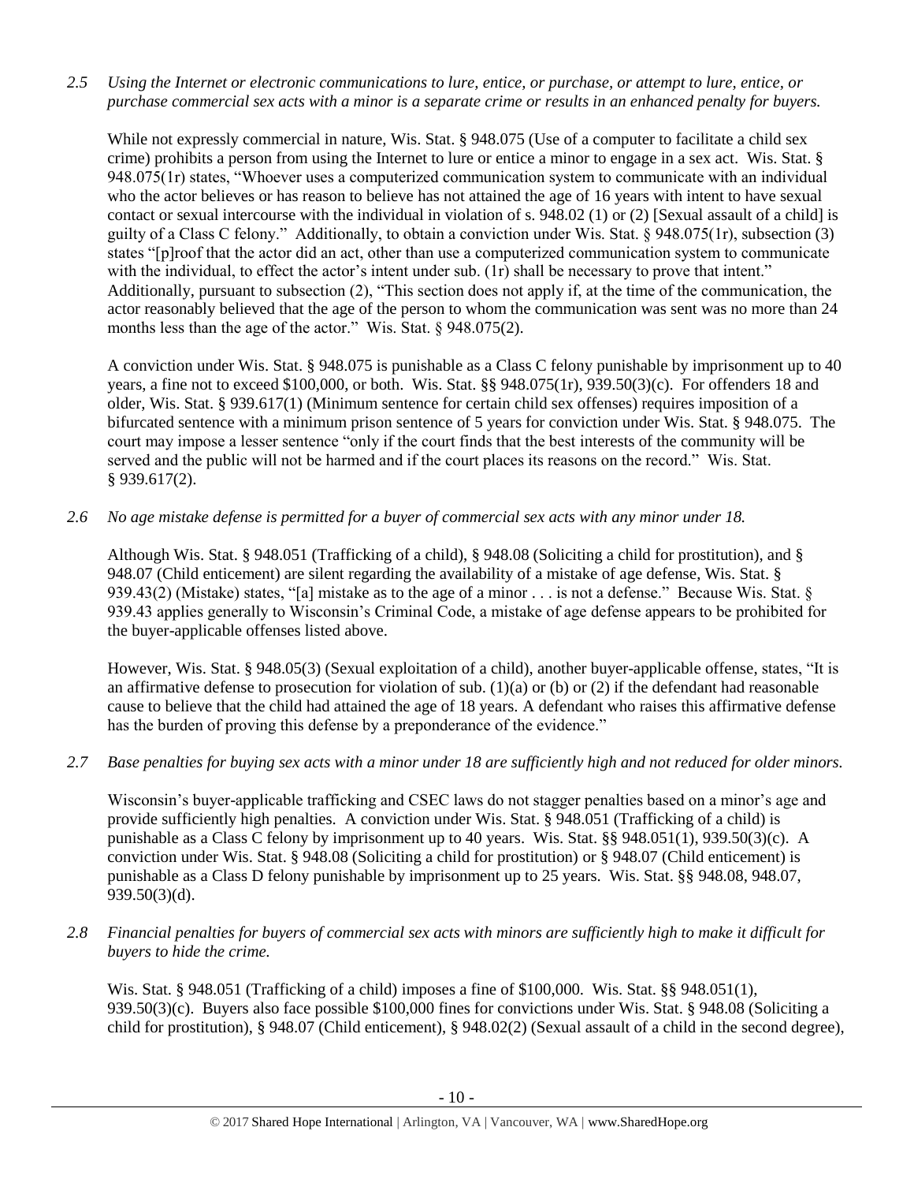*2.5 Using the Internet or electronic communications to lure, entice, or purchase, or attempt to lure, entice, or purchase commercial sex acts with a minor is a separate crime or results in an enhanced penalty for buyers.*

While not expressly commercial in nature, Wis. Stat. § 948.075 (Use of a computer to facilitate a child sex crime) prohibits a person from using the Internet to lure or entice a minor to engage in a sex act. Wis. Stat. § 948.075(1r) states, "Whoever uses a computerized communication system to communicate with an individual who the actor believes or has reason to believe has not attained the age of 16 years with intent to have sexual contact or sexual intercourse with the individual in violation of s. 948.02 (1) or (2) [Sexual assault of a child] is guilty of a Class C felony." Additionally, to obtain a conviction under Wis. Stat. § 948.075(1r), subsection (3) states "[p]roof that the actor did an act, other than use a computerized communication system to communicate with the individual, to effect the actor's intent under sub. (1r) shall be necessary to prove that intent." Additionally, pursuant to subsection (2), "This section does not apply if, at the time of the communication, the actor reasonably believed that the age of the person to whom the communication was sent was no more than 24 months less than the age of the actor." Wis. Stat. § 948.075(2).

A conviction under Wis. Stat. § 948.075 is punishable as a Class C felony punishable by imprisonment up to 40 years, a fine not to exceed $100,000, or both. Wis. Stat. §§ 948.075(1r), 939.50(3)(c). For offenders 18 and older, Wis. Stat. § 939.617(1) (Minimum sentence for certain child sex offenses) requires imposition of a bifurcated sentence with a minimum prison sentence of 5 years for conviction under Wis. Stat. § 948.075. The court may impose a lesser sentence "only if the court finds that the best interests of the community will be served and the public will not be harmed and if the court places its reasons on the record." Wis. Stat. § 939.617(2).

*2.6 No age mistake defense is permitted for a buyer of commercial sex acts with any minor under 18.*

Although Wis. Stat. § 948.051 (Trafficking of a child), § 948.08 (Soliciting a child for prostitution), and § 948.07 (Child enticement) are silent regarding the availability of a mistake of age defense, Wis. Stat. § 939.43(2) (Mistake) states, "[a] mistake as to the age of a minor . . . is not a defense." Because Wis. Stat. § 939.43 applies generally to Wisconsin's Criminal Code, a mistake of age defense appears to be prohibited for the buyer-applicable offenses listed above.

However, Wis. Stat. § 948.05(3) (Sexual exploitation of a child), another buyer-applicable offense, states, "It is an affirmative defense to prosecution for violation of sub. (1)(a) or (b) or (2) if the defendant had reasonable cause to believe that the child had attained the age of 18 years. A defendant who raises this affirmative defense has the burden of proving this defense by a preponderance of the evidence."

*2.7 Base penalties for buying sex acts with a minor under 18 are sufficiently high and not reduced for older minors.*

Wisconsin's buyer-applicable trafficking and CSEC laws do not stagger penalties based on a minor's age and provide sufficiently high penalties. A conviction under Wis. Stat. § 948.051 (Trafficking of a child) is punishable as a Class C felony by imprisonment up to 40 years. Wis. Stat. §§ 948.051(1), 939.50(3)(c). A conviction under Wis. Stat. § 948.08 (Soliciting a child for prostitution) or § 948.07 (Child enticement) is punishable as a Class D felony punishable by imprisonment up to 25 years. Wis. Stat. §§ 948.08, 948.07, 939.50(3)(d).

*2.8 Financial penalties for buyers of commercial sex acts with minors are sufficiently high to make it difficult for buyers to hide the crime.*

Wis. Stat. § 948.051 (Trafficking of a child) imposes a fine of $100,000. Wis. Stat. §§ 948.051(1), 939.50(3)(c). Buyers also face possible $100,000 fines for convictions under Wis. Stat. § 948.08 (Soliciting a child for prostitution), § 948.07 (Child enticement), § 948.02(2) (Sexual assault of a child in the second degree),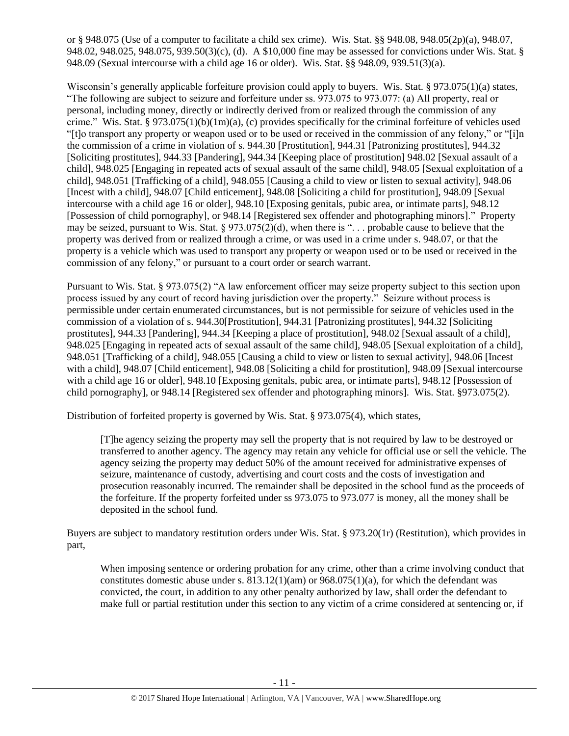or § 948.075 (Use of a computer to facilitate a child sex crime). Wis. Stat. §§ 948.08, 948.05(2p)(a), 948.07, 948.02, 948.025, 948.075, 939.50(3)(c), (d). A $10,000 fine may be assessed for convictions under Wis. Stat. § 948.09 (Sexual intercourse with a child age 16 or older). Wis. Stat. §§ 948.09, 939.51(3)(a).

Wisconsin's generally applicable forfeiture provision could apply to buyers. Wis. Stat. § 973.075(1)(a) states, "The following are subject to seizure and forfeiture under ss. 973.075 to 973.077: (a) All property, real or personal, including money, directly or indirectly derived from or realized through the commission of any crime." Wis. Stat. § 973.075(1)(b)(1m)(a), (c) provides specifically for the criminal forfeiture of vehicles used "[t]o transport any property or weapon used or to be used or received in the commission of any felony," or "[i]n the commission of a crime in violation of s. 944.30 [Prostitution], 944.31 [Patronizing prostitutes], 944.32 [Soliciting prostitutes], 944.33 [Pandering], 944.34 [Keeping place of prostitution] 948.02 [Sexual assault of a child], 948.025 [Engaging in repeated acts of sexual assault of the same child], 948.05 [Sexual exploitation of a child], 948.051 [Trafficking of a child], 948.055 [Causing a child to view or listen to sexual activity], 948.06 [Incest with a child], 948.07 [Child enticement], 948.08 [Soliciting a child for prostitution], 948.09 [Sexual intercourse with a child age 16 or older], 948.10 [Exposing genitals, pubic area, or intimate parts], 948.12 [Possession of child pornography], or 948.14 [Registered sex offender and photographing minors]." Property may be seized, pursuant to Wis. Stat. § 973.075(2)(d), when there is ". . . probable cause to believe that the property was derived from or realized through a crime, or was used in a crime under s. 948.07, or that the property is a vehicle which was used to transport any property or weapon used or to be used or received in the commission of any felony," or pursuant to a court order or search warrant.

Pursuant to Wis. Stat. § 973.075(2) "A law enforcement officer may seize property subject to this section upon process issued by any court of record having jurisdiction over the property." Seizure without process is permissible under certain enumerated circumstances, but is not permissible for seizure of vehicles used in the commission of a violation of s. 944.30[Prostitution], 944.31 [Patronizing prostitutes], 944.32 [Soliciting prostitutes], 944.33 [Pandering], 944.34 [Keeping a place of prostitution], 948.02 [Sexual assault of a child], 948.025 [Engaging in repeated acts of sexual assault of the same child], 948.05 [Sexual exploitation of a child], 948.051 [Trafficking of a child], 948.055 [Causing a child to view or listen to sexual activity], 948.06 [Incest with a child], 948.07 [Child enticement], 948.08 [Soliciting a child for prostitution], 948.09 [Sexual intercourse with a child age 16 or older], 948.10 [Exposing genitals, pubic area, or intimate parts], 948.12 [Possession of child pornography], or 948.14 [Registered sex offender and photographing minors]. Wis. Stat. §973.075(2).

Distribution of forfeited property is governed by Wis. Stat. § 973.075(4), which states,

> [T]he agency seizing the property may sell the property that is not required by law to be destroyed or transferred to another agency. The agency may retain any vehicle for official use or sell the vehicle. The agency seizing the property may deduct 50% of the amount received for administrative expenses of seizure, maintenance of custody, advertising and court costs and the costs of investigation and prosecution reasonably incurred. The remainder shall be deposited in the school fund as the proceeds of the forfeiture. If the property forfeited under ss 973.075 to 973.077 is money, all the money shall be deposited in the school fund.

Buyers are subject to mandatory restitution orders under Wis. Stat. § 973.20(1r) (Restitution), which provides in part,

> When imposing sentence or ordering probation for any crime, other than a crime involving conduct that constitutes domestic abuse under s. 813.12(1)(am) or 968.075(1)(a), for which the defendant was convicted, the court, in addition to any other penalty authorized by law, shall order the defendant to make full or partial restitution under this section to any victim of a crime considered at sentencing or, if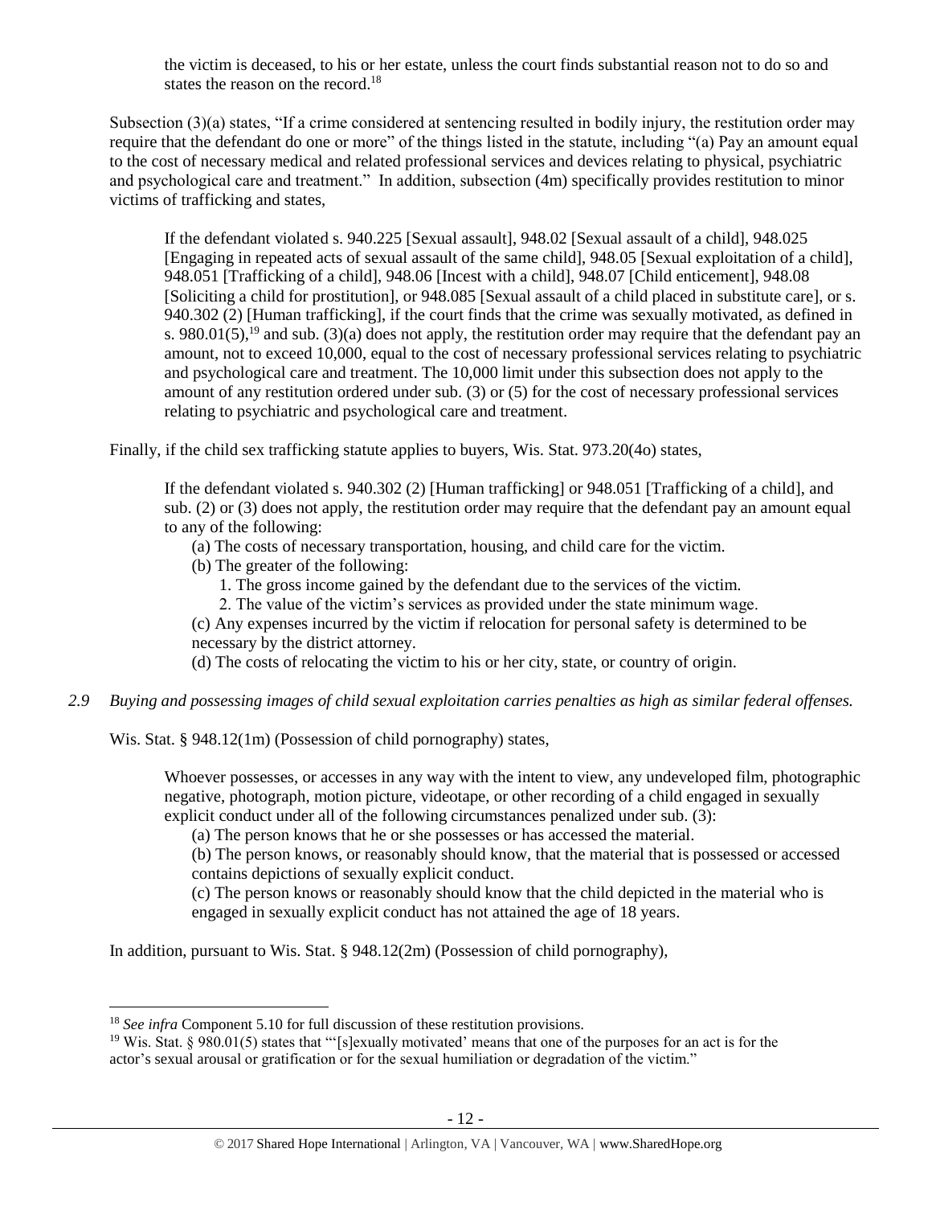the victim is deceased, to his or her estate, unless the court finds substantial reason not to do so and states the reason on the record.[18]

Subsection (3)(a) states, "If a crime considered at sentencing resulted in bodily injury, the restitution order may require that the defendant do one or more" of the things listed in the statute, including "(a) Pay an amount equal to the cost of necessary medical and related professional services and devices relating to physical, psychiatric and psychological care and treatment." In addition, subsection (4m) specifically provides restitution to minor victims of trafficking and states,

> If the defendant violated s. 940.225 [Sexual assault], 948.02 [Sexual assault of a child], 948.025 [Engaging in repeated acts of sexual assault of the same child], 948.05 [Sexual exploitation of a child], 948.051 [Trafficking of a child], 948.06 [Incest with a child], 948.07 [Child enticement], 948.08 [Soliciting a child for prostitution], or 948.085 [Sexual assault of a child placed in substitute care], or s. 940.302 (2) [Human trafficking], if the court finds that the crime was sexually motivated, as defined in s. 980.01(5),[19] and sub. (3)(a) does not apply, the restitution order may require that the defendant pay an amount, not to exceed 10,000, equal to the cost of necessary professional services relating to psychiatric and psychological care and treatment. The 10,000 limit under this subsection does not apply to the amount of any restitution ordered under sub. (3) or (5) for the cost of necessary professional services relating to psychiatric and psychological care and treatment.

Finally, if the child sex trafficking statute applies to buyers, Wis. Stat. 973.20(4o) states,

> If the defendant violated s. 940.302 (2) [Human trafficking] or 948.051 [Trafficking of a child], and sub. (2) or (3) does not apply, the restitution order may require that the defendant pay an amount equal to any of the following:
>
> (a) The costs of necessary transportation, housing, and child care for the victim.
>
> (b) The greater of the following:
>
> 1. The gross income gained by the defendant due to the services of the victim.
> 2. The value of the victim's services as provided under the state minimum wage.
>
> (c) Any expenses incurred by the victim if relocation for personal safety is determined to be necessary by the district attorney.
>
> (d) The costs of relocating the victim to his or her city, state, or country of origin.

*2.9 Buying and possessing images of child sexual exploitation carries penalties as high as similar federal offenses.*

Wis. Stat. § 948.12(1m) (Possession of child pornography) states,

> Whoever possesses, or accesses in any way with the intent to view, any undeveloped film, photographic negative, photograph, motion picture, videotape, or other recording of a child engaged in sexually explicit conduct under all of the following circumstances penalized under sub. (3):
>
> (a) The person knows that he or she possesses or has accessed the material.
>
> (b) The person knows, or reasonably should know, that the material that is possessed or accessed contains depictions of sexually explicit conduct.
>
> (c) The person knows or reasonably should know that the child depicted in the material who is engaged in sexually explicit conduct has not attained the age of 18 years.

In addition, pursuant to Wis. Stat. § 948.12(2m) (Possession of child pornography),

---

[18] *See infra* Component 5.10 for full discussion of these restitution provisions.

[19] Wis. Stat. § 980.01(5) states that "'[s]exually motivated' means that one of the purposes for an act is for the actor's sexual arousal or gratification or for the sexual humiliation or degradation of the victim."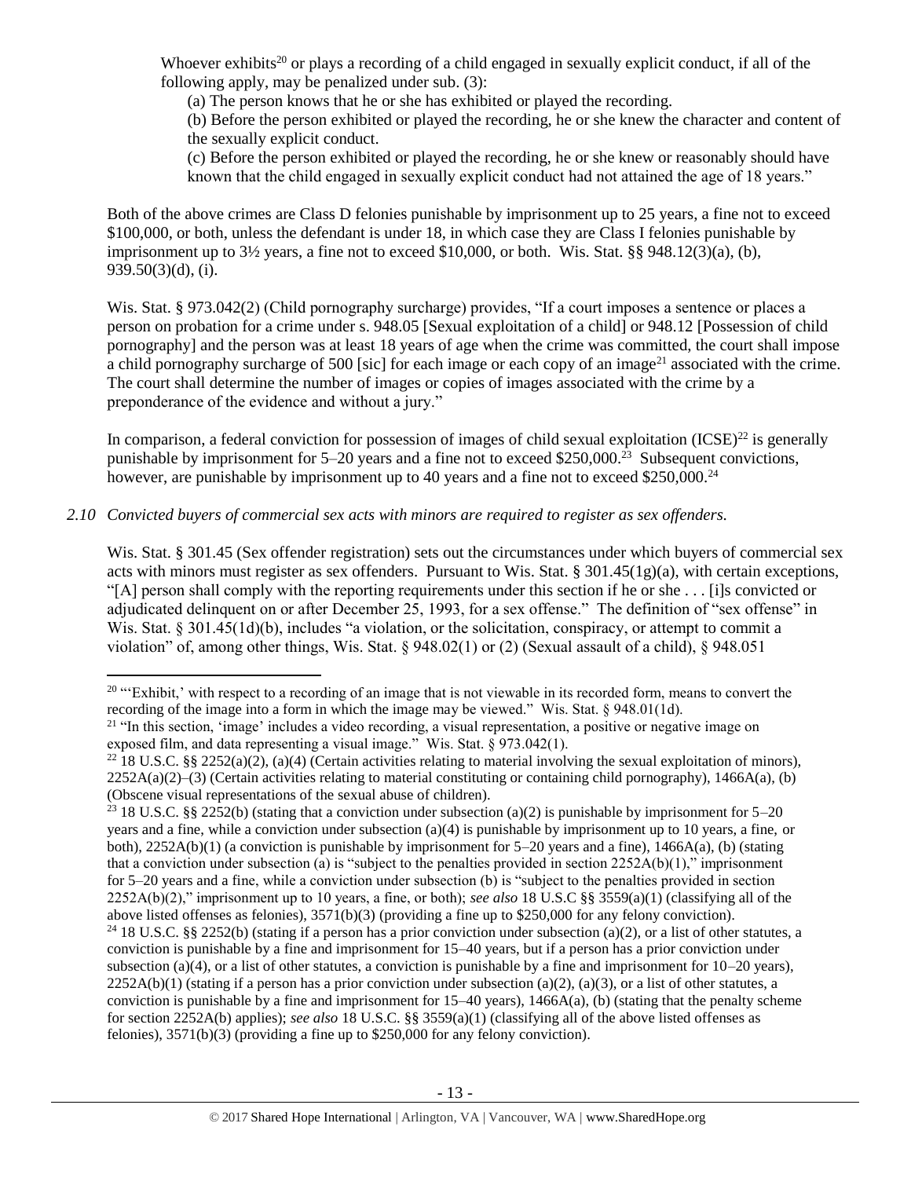Whoever exhibits[20] or plays a recording of a child engaged in sexually explicit conduct, if all of the following apply, may be penalized under sub. (3):

(a) The person knows that he or she has exhibited or played the recording.

(b) Before the person exhibited or played the recording, he or she knew the character and content of the sexually explicit conduct.

(c) Before the person exhibited or played the recording, he or she knew or reasonably should have known that the child engaged in sexually explicit conduct had not attained the age of 18 years."

Both of the above crimes are Class D felonies punishable by imprisonment up to 25 years, a fine not to exceed $100,000, or both, unless the defendant is under 18, in which case they are Class I felonies punishable by imprisonment up to 3½ years, a fine not to exceed $10,000, or both. Wis. Stat. §§ 948.12(3)(a), (b), 939.50(3)(d), (i).

Wis. Stat. § 973.042(2) (Child pornography surcharge) provides, "If a court imposes a sentence or places a person on probation for a crime under s. 948.05 [Sexual exploitation of a child] or 948.12 [Possession of child pornography] and the person was at least 18 years of age when the crime was committed, the court shall impose a child pornography surcharge of 500 [sic] for each image or each copy of an image[21] associated with the crime. The court shall determine the number of images or copies of images associated with the crime by a preponderance of the evidence and without a jury."

In comparison, a federal conviction for possession of images of child sexual exploitation (ICSE)[22] is generally punishable by imprisonment for 5–20 years and a fine not to exceed $250,000.[23] Subsequent convictions, however, are punishable by imprisonment up to 40 years and a fine not to exceed $250,000.[24]

*2.10 Convicted buyers of commercial sex acts with minors are required to register as sex offenders.*

Wis. Stat. § 301.45 (Sex offender registration) sets out the circumstances under which buyers of commercial sex acts with minors must register as sex offenders. Pursuant to Wis. Stat. § 301.45(1g)(a), with certain exceptions, "[A] person shall comply with the reporting requirements under this section if he or she . . . [i]s convicted or adjudicated delinquent on or after December 25, 1993, for a sex offense." The definition of "sex offense" in Wis. Stat. § 301.45(1d)(b), includes "a violation, or the solicitation, conspiracy, or attempt to commit a violation" of, among other things, Wis. Stat. § 948.02(1) or (2) (Sexual assault of a child), § 948.051

---

[20] "'Exhibit,' with respect to a recording of an image that is not viewable in its recorded form, means to convert the recording of the image into a form in which the image may be viewed." Wis. Stat. § 948.01(1d).

[21] "In this section, 'image' includes a video recording, a visual representation, a positive or negative image on exposed film, and data representing a visual image." Wis. Stat. § 973.042(1).

[22] 18 U.S.C. §§ 2252(a)(2), (a)(4) (Certain activities relating to material involving the sexual exploitation of minors), 2252A(a)(2)–(3) (Certain activities relating to material constituting or containing child pornography), 1466A(a), (b) (Obscene visual representations of the sexual abuse of children).

[23] 18 U.S.C. §§ 2252(b) (stating that a conviction under subsection (a)(2) is punishable by imprisonment for 5–20 years and a fine, while a conviction under subsection (a)(4) is punishable by imprisonment up to 10 years, a fine, or both), 2252A(b)(1) (a conviction is punishable by imprisonment for 5–20 years and a fine), 1466A(a), (b) (stating that a conviction under subsection (a) is "subject to the penalties provided in section 2252A(b)(1)," imprisonment for 5–20 years and a fine, while a conviction under subsection (b) is "subject to the penalties provided in section 2252A(b)(2)," imprisonment up to 10 years, a fine, or both); *see also* 18 U.S.C §§ 3559(a)(1) (classifying all of the above listed offenses as felonies), 3571(b)(3) (providing a fine up to $250,000 for any felony conviction).

[24] 18 U.S.C. §§ 2252(b) (stating if a person has a prior conviction under subsection (a)(2), or a list of other statutes, a conviction is punishable by a fine and imprisonment for 15–40 years, but if a person has a prior conviction under subsection (a)(4), or a list of other statutes, a conviction is punishable by a fine and imprisonment for 10–20 years), 2252A(b)(1) (stating if a person has a prior conviction under subsection (a)(2), (a)(3), or a list of other statutes, a conviction is punishable by a fine and imprisonment for 15–40 years), 1466A(a), (b) (stating that the penalty scheme for section 2252A(b) applies); *see also* 18 U.S.C. §§ 3559(a)(1) (classifying all of the above listed offenses as felonies), 3571(b)(3) (providing a fine up to $250,000 for any felony conviction).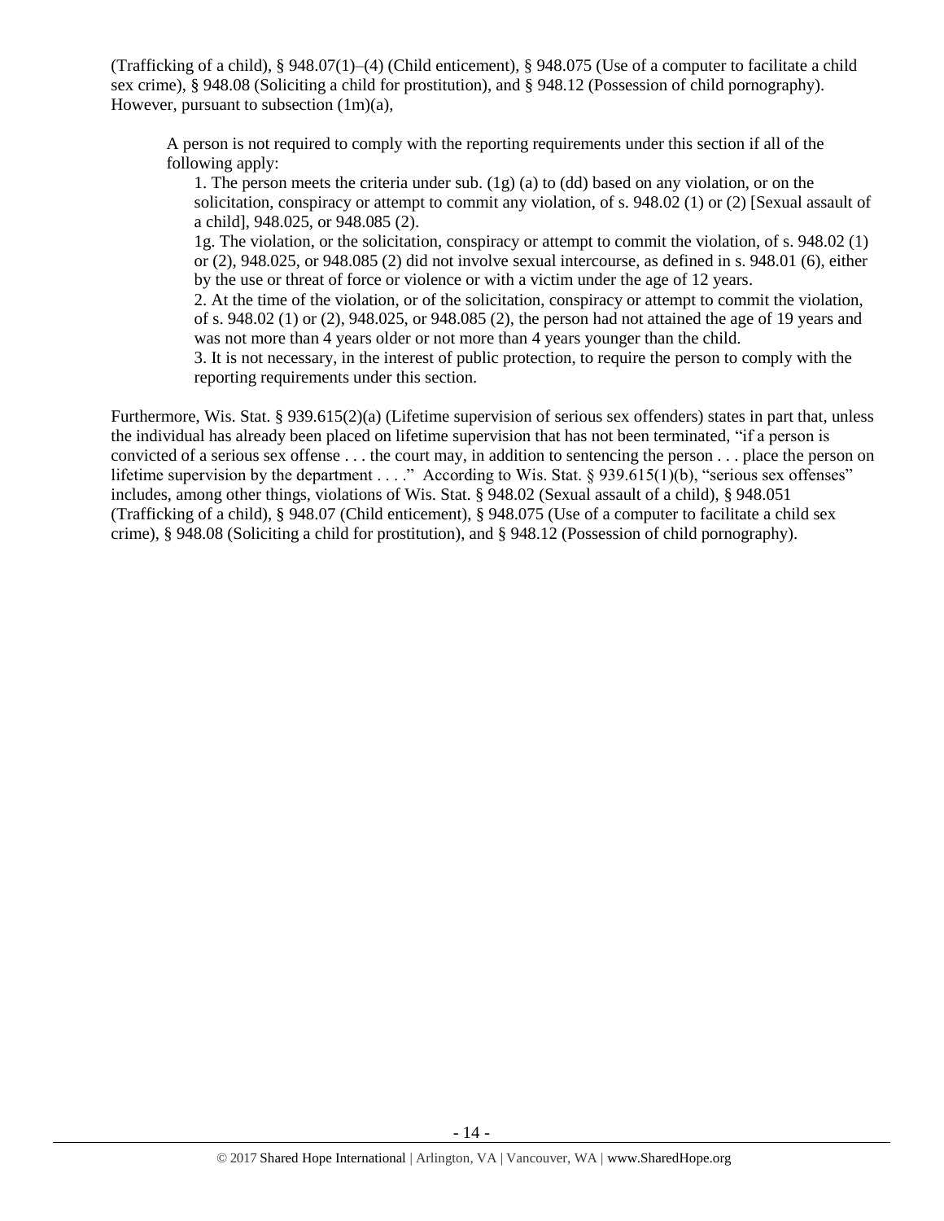(Trafficking of a child), § 948.07(1)–(4) (Child enticement), § 948.075 (Use of a computer to facilitate a child sex crime), § 948.08 (Soliciting a child for prostitution), and § 948.12 (Possession of child pornography). However, pursuant to subsection (1m)(a),

> A person is not required to comply with the reporting requirements under this section if all of the following apply:
>
> 1. The person meets the criteria under sub. (1g) (a) to (dd) based on any violation, or on the solicitation, conspiracy or attempt to commit any violation, of s. 948.02 (1) or (2) [Sexual assault of a child], 948.025, or 948.085 (2).
>
> 1g. The violation, or the solicitation, conspiracy or attempt to commit the violation, of s. 948.02 (1) or (2), 948.025, or 948.085 (2) did not involve sexual intercourse, as defined in s. 948.01 (6), either by the use or threat of force or violence or with a victim under the age of 12 years.
>
> 2. At the time of the violation, or of the solicitation, conspiracy or attempt to commit the violation, of s. 948.02 (1) or (2), 948.025, or 948.085 (2), the person had not attained the age of 19 years and was not more than 4 years older or not more than 4 years younger than the child.
>
> 3. It is not necessary, in the interest of public protection, to require the person to comply with the reporting requirements under this section.

Furthermore, Wis. Stat. § 939.615(2)(a) (Lifetime supervision of serious sex offenders) states in part that, unless the individual has already been placed on lifetime supervision that has not been terminated, "if a person is convicted of a serious sex offense . . . the court may, in addition to sentencing the person . . . place the person on lifetime supervision by the department . . . ." According to Wis. Stat. § 939.615(1)(b), "serious sex offenses" includes, among other things, violations of Wis. Stat. § 948.02 (Sexual assault of a child), § 948.051 (Trafficking of a child), § 948.07 (Child enticement), § 948.075 (Use of a computer to facilitate a child sex crime), § 948.08 (Soliciting a child for prostitution), and § 948.12 (Possession of child pornography).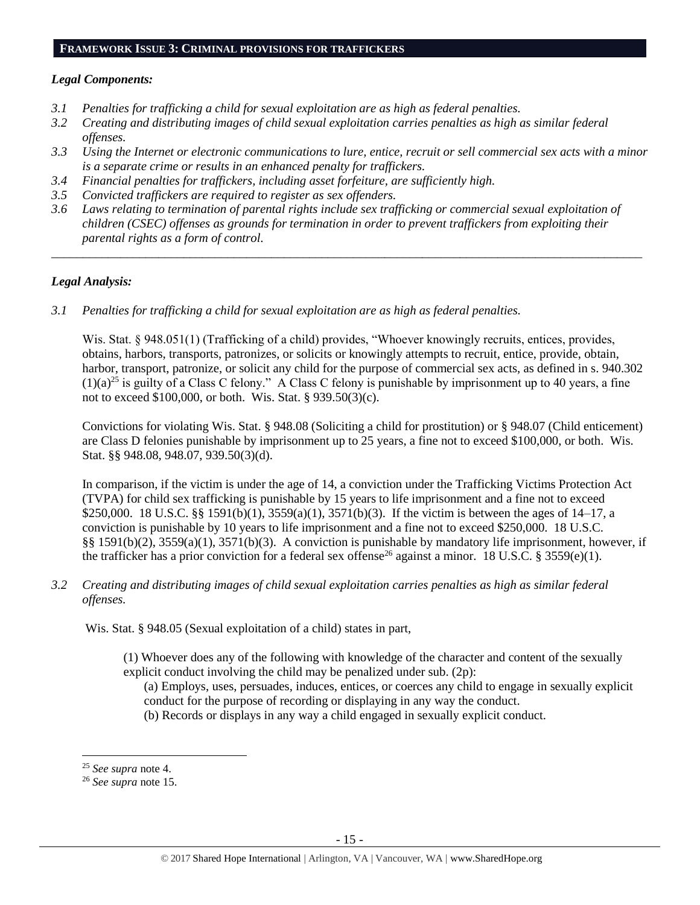## FRAMEWORK ISSUE 3: CRIMINAL PROVISIONS FOR TRAFFICKERS

***Legal Components:***

- *3.1 Penalties for trafficking a child for sexual exploitation are as high as federal penalties.*
- *3.2 Creating and distributing images of child sexual exploitation carries penalties as high as similar federal offenses.*
- *3.3 Using the Internet or electronic communications to lure, entice, recruit or sell commercial sex acts with a minor is a separate crime or results in an enhanced penalty for traffickers.*
- *3.4 Financial penalties for traffickers, including asset forfeiture, are sufficiently high.*
- *3.5 Convicted traffickers are required to register as sex offenders.*
- *3.6 Laws relating to termination of parental rights include sex trafficking or commercial sexual exploitation of children (CSEC) offenses as grounds for termination in order to prevent traffickers from exploiting their parental rights as a form of control.*

---

***Legal Analysis:***

*3.1 Penalties for trafficking a child for sexual exploitation are as high as federal penalties.*

Wis. Stat. § 948.051(1) (Trafficking of a child) provides, "Whoever knowingly recruits, entices, provides, obtains, harbors, transports, patronizes, or solicits or knowingly attempts to recruit, entice, provide, obtain, harbor, transport, patronize, or solicit any child for the purpose of commercial sex acts, as defined in s. 940.302 (1)(a)[25] is guilty of a Class C felony." A Class C felony is punishable by imprisonment up to 40 years, a fine not to exceed $100,000, or both. Wis. Stat. § 939.50(3)(c).

Convictions for violating Wis. Stat. § 948.08 (Soliciting a child for prostitution) or § 948.07 (Child enticement) are Class D felonies punishable by imprisonment up to 25 years, a fine not to exceed $100,000, or both. Wis. Stat. §§ 948.08, 948.07, 939.50(3)(d).

In comparison, if the victim is under the age of 14, a conviction under the Trafficking Victims Protection Act (TVPA) for child sex trafficking is punishable by 15 years to life imprisonment and a fine not to exceed $250,000. 18 U.S.C. §§ 1591(b)(1), 3559(a)(1), 3571(b)(3). If the victim is between the ages of 14–17, a conviction is punishable by 10 years to life imprisonment and a fine not to exceed $250,000. 18 U.S.C. §§ 1591(b)(2), 3559(a)(1), 3571(b)(3). A conviction is punishable by mandatory life imprisonment, however, if the trafficker has a prior conviction for a federal sex offense[26] against a minor. 18 U.S.C. § 3559(e)(1).

*3.2 Creating and distributing images of child sexual exploitation carries penalties as high as similar federal offenses.*

Wis. Stat. § 948.05 (Sexual exploitation of a child) states in part,

> (1) Whoever does any of the following with knowledge of the character and content of the sexually explicit conduct involving the child may be penalized under sub. (2p):
>
> (a) Employs, uses, persuades, induces, entices, or coerces any child to engage in sexually explicit conduct for the purpose of recording or displaying in any way the conduct.
>
> (b) Records or displays in any way a child engaged in sexually explicit conduct.

---

[25] *See supra* note 4.

[26] *See supra* note 15.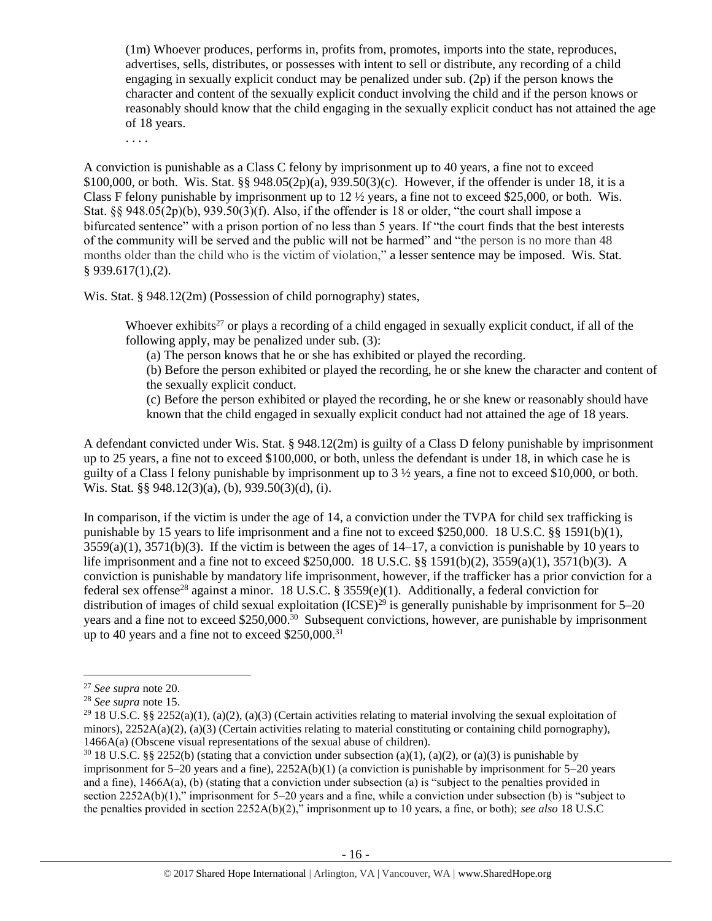> (1m) Whoever produces, performs in, profits from, promotes, imports into the state, reproduces, advertises, sells, distributes, or possesses with intent to sell or distribute, any recording of a child engaging in sexually explicit conduct may be penalized under sub. (2p) if the person knows the character and content of the sexually explicit conduct involving the child and if the person knows or reasonably should know that the child engaging in the sexually explicit conduct has not attained the age of 18 years.
>
> . . . .

A conviction is punishable as a Class C felony by imprisonment up to 40 years, a fine not to exceed \$100,000, or both. Wis. Stat. §§ 948.05(2p)(a), 939.50(3)(c). However, if the offender is under 18, it is a Class F felony punishable by imprisonment up to 12 ½ years, a fine not to exceed \$25,000, or both. Wis. Stat. §§ 948.05(2p)(b), 939.50(3)(f). Also, if the offender is 18 or older, "the court shall impose a bifurcated sentence" with a prison portion of no less than 5 years. If "the court finds that the best interests of the community will be served and the public will not be harmed" and "the person is no more than 48 months older than the child who is the victim of violation," a lesser sentence may be imposed. Wis. Stat. § 939.617(1),(2).

Wis. Stat. § 948.12(2m) (Possession of child pornography) states,

> Whoever exhibits[27] or plays a recording of a child engaged in sexually explicit conduct, if all of the following apply, may be penalized under sub. (3):
>
> (a) The person knows that he or she has exhibited or played the recording.
>
> (b) Before the person exhibited or played the recording, he or she knew the character and content of the sexually explicit conduct.
>
> (c) Before the person exhibited or played the recording, he or she knew or reasonably should have known that the child engaged in sexually explicit conduct had not attained the age of 18 years.

A defendant convicted under Wis. Stat. § 948.12(2m) is guilty of a Class D felony punishable by imprisonment up to 25 years, a fine not to exceed \$100,000, or both, unless the defendant is under 18, in which case he is guilty of a Class I felony punishable by imprisonment up to 3 ½ years, a fine not to exceed \$10,000, or both. Wis. Stat. §§ 948.12(3)(a), (b), 939.50(3)(d), (i).

In comparison, if the victim is under the age of 14, a conviction under the TVPA for child sex trafficking is punishable by 15 years to life imprisonment and a fine not to exceed \$250,000. 18 U.S.C. §§ 1591(b)(1), 3559(a)(1), 3571(b)(3). If the victim is between the ages of 14–17, a conviction is punishable by 10 years to life imprisonment and a fine not to exceed \$250,000. 18 U.S.C. §§ 1591(b)(2), 3559(a)(1), 3571(b)(3). A conviction is punishable by mandatory life imprisonment, however, if the trafficker has a prior conviction for a federal sex offense[28] against a minor. 18 U.S.C. § 3559(e)(1). Additionally, a federal conviction for distribution of images of child sexual exploitation (ICSE)[29] is generally punishable by imprisonment for 5–20 years and a fine not to exceed \$250,000.[30] Subsequent convictions, however, are punishable by imprisonment up to 40 years and a fine not to exceed \$250,000.[31]

---

[27] *See supra* note 20.

[28] *See supra* note 15.

[29] 18 U.S.C. §§ 2252(a)(1), (a)(2), (a)(3) (Certain activities relating to material involving the sexual exploitation of minors), 2252A(a)(2), (a)(3) (Certain activities relating to material constituting or containing child pornography), 1466A(a) (Obscene visual representations of the sexual abuse of children).

[30] 18 U.S.C. §§ 2252(b) (stating that a conviction under subsection (a)(1), (a)(2), or (a)(3) is punishable by imprisonment for 5–20 years and a fine), 2252A(b)(1) (a conviction is punishable by imprisonment for 5–20 years and a fine), 1466A(a), (b) (stating that a conviction under subsection (a) is "subject to the penalties provided in section 2252A(b)(1)," imprisonment for 5–20 years and a fine, while a conviction under subsection (b) is "subject to the penalties provided in section 2252A(b)(2)," imprisonment up to 10 years, a fine, or both); *see also* 18 U.S.C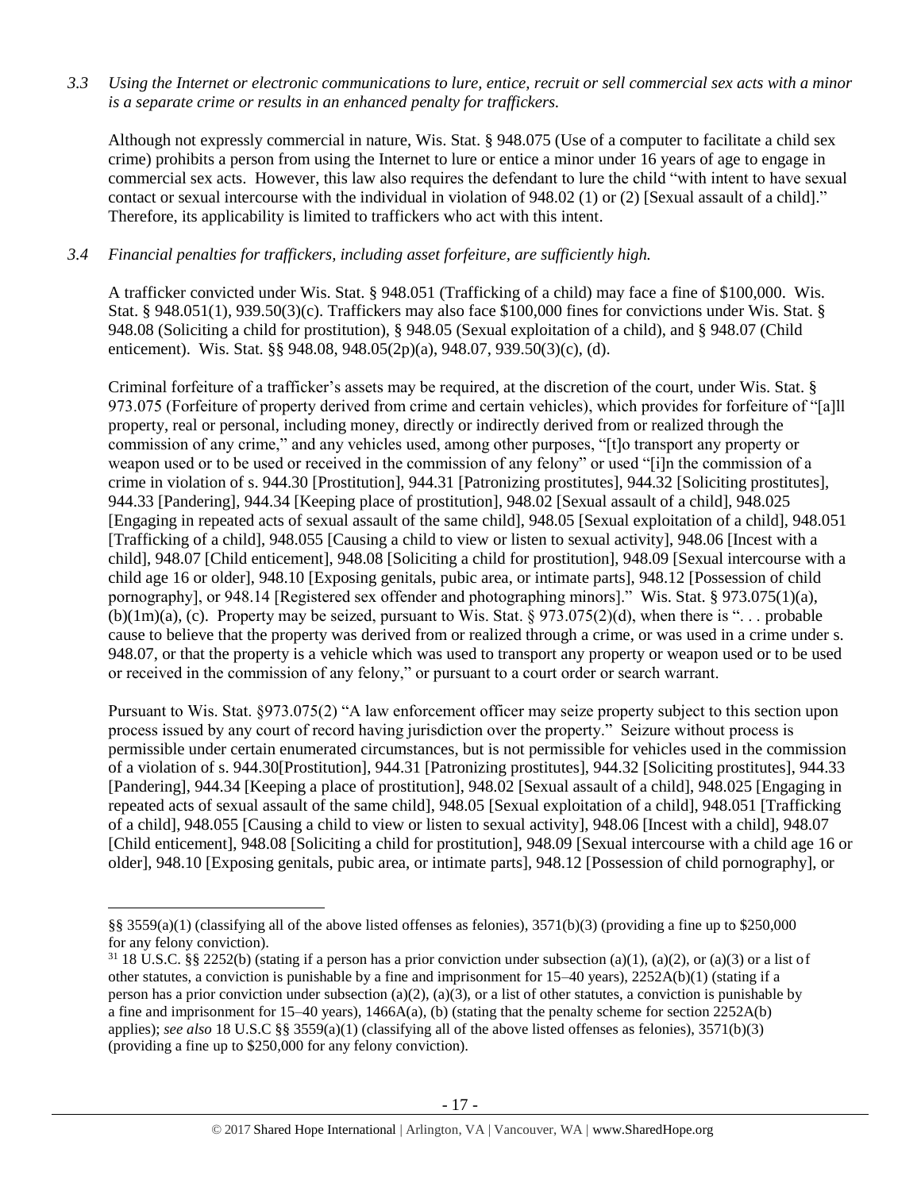*3.3 Using the Internet or electronic communications to lure, entice, recruit or sell commercial sex acts with a minor is a separate crime or results in an enhanced penalty for traffickers.*

Although not expressly commercial in nature, Wis. Stat. § 948.075 (Use of a computer to facilitate a child sex crime) prohibits a person from using the Internet to lure or entice a minor under 16 years of age to engage in commercial sex acts. However, this law also requires the defendant to lure the child "with intent to have sexual contact or sexual intercourse with the individual in violation of 948.02 (1) or (2) [Sexual assault of a child]." Therefore, its applicability is limited to traffickers who act with this intent.

*3.4 Financial penalties for traffickers, including asset forfeiture, are sufficiently high.*

A trafficker convicted under Wis. Stat. § 948.051 (Trafficking of a child) may face a fine of $100,000. Wis. Stat. § 948.051(1), 939.50(3)(c). Traffickers may also face $100,000 fines for convictions under Wis. Stat. § 948.08 (Soliciting a child for prostitution), § 948.05 (Sexual exploitation of a child), and § 948.07 (Child enticement). Wis. Stat. §§ 948.08, 948.05(2p)(a), 948.07, 939.50(3)(c), (d).

Criminal forfeiture of a trafficker's assets may be required, at the discretion of the court, under Wis. Stat. § 973.075 (Forfeiture of property derived from crime and certain vehicles), which provides for forfeiture of "[a]ll property, real or personal, including money, directly or indirectly derived from or realized through the commission of any crime," and any vehicles used, among other purposes, "[t]o transport any property or weapon used or to be used or received in the commission of any felony" or used "[i]n the commission of a crime in violation of s. 944.30 [Prostitution], 944.31 [Patronizing prostitutes], 944.32 [Soliciting prostitutes], 944.33 [Pandering], 944.34 [Keeping place of prostitution], 948.02 [Sexual assault of a child], 948.025 [Engaging in repeated acts of sexual assault of the same child], 948.05 [Sexual exploitation of a child], 948.051 [Trafficking of a child], 948.055 [Causing a child to view or listen to sexual activity], 948.06 [Incest with a child], 948.07 [Child enticement], 948.08 [Soliciting a child for prostitution], 948.09 [Sexual intercourse with a child age 16 or older], 948.10 [Exposing genitals, pubic area, or intimate parts], 948.12 [Possession of child pornography], or 948.14 [Registered sex offender and photographing minors]." Wis. Stat. § 973.075(1)(a), (b)(1m)(a), (c). Property may be seized, pursuant to Wis. Stat. § 973.075(2)(d), when there is ". . . probable cause to believe that the property was derived from or realized through a crime, or was used in a crime under s. 948.07, or that the property is a vehicle which was used to transport any property or weapon used or to be used or received in the commission of any felony," or pursuant to a court order or search warrant.

Pursuant to Wis. Stat. §973.075(2) "A law enforcement officer may seize property subject to this section upon process issued by any court of record having jurisdiction over the property." Seizure without process is permissible under certain enumerated circumstances, but is not permissible for vehicles used in the commission of a violation of s. 944.30[Prostitution], 944.31 [Patronizing prostitutes], 944.32 [Soliciting prostitutes], 944.33 [Pandering], 944.34 [Keeping a place of prostitution], 948.02 [Sexual assault of a child], 948.025 [Engaging in repeated acts of sexual assault of the same child], 948.05 [Sexual exploitation of a child], 948.051 [Trafficking of a child], 948.055 [Causing a child to view or listen to sexual activity], 948.06 [Incest with a child], 948.07 [Child enticement], 948.08 [Soliciting a child for prostitution], 948.09 [Sexual intercourse with a child age 16 or older], 948.10 [Exposing genitals, pubic area, or intimate parts], 948.12 [Possession of child pornography], or

---

§§ 3559(a)(1) (classifying all of the above listed offenses as felonies), 3571(b)(3) (providing a fine up to $250,000 for any felony conviction).

[31] 18 U.S.C. §§ 2252(b) (stating if a person has a prior conviction under subsection (a)(1), (a)(2), or (a)(3) or a list of other statutes, a conviction is punishable by a fine and imprisonment for 15–40 years), 2252A(b)(1) (stating if a person has a prior conviction under subsection (a)(2), (a)(3), or a list of other statutes, a conviction is punishable by a fine and imprisonment for 15–40 years), 1466A(a), (b) (stating that the penalty scheme for section 2252A(b) applies); *see also* 18 U.S.C §§ 3559(a)(1) (classifying all of the above listed offenses as felonies), 3571(b)(3) (providing a fine up to $250,000 for any felony conviction).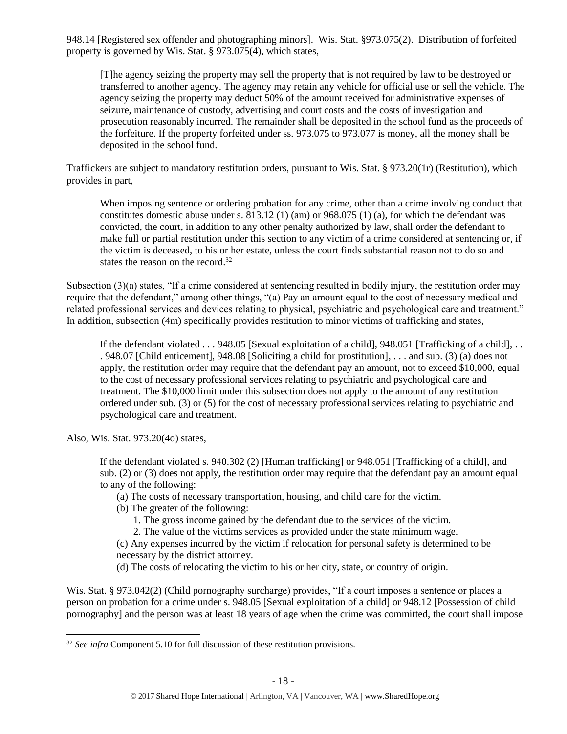948.14 [Registered sex offender and photographing minors]. Wis. Stat. §973.075(2). Distribution of forfeited property is governed by Wis. Stat. § 973.075(4), which states,

> [T]he agency seizing the property may sell the property that is not required by law to be destroyed or transferred to another agency. The agency may retain any vehicle for official use or sell the vehicle. The agency seizing the property may deduct 50% of the amount received for administrative expenses of seizure, maintenance of custody, advertising and court costs and the costs of investigation and prosecution reasonably incurred. The remainder shall be deposited in the school fund as the proceeds of the forfeiture. If the property forfeited under ss. 973.075 to 973.077 is money, all the money shall be deposited in the school fund.

Traffickers are subject to mandatory restitution orders, pursuant to Wis. Stat. § 973.20(1r) (Restitution), which provides in part,

> When imposing sentence or ordering probation for any crime, other than a crime involving conduct that constitutes domestic abuse under s. 813.12 (1) (am) or 968.075 (1) (a), for which the defendant was convicted, the court, in addition to any other penalty authorized by law, shall order the defendant to make full or partial restitution under this section to any victim of a crime considered at sentencing or, if the victim is deceased, to his or her estate, unless the court finds substantial reason not to do so and states the reason on the record.[32]

Subsection (3)(a) states, "If a crime considered at sentencing resulted in bodily injury, the restitution order may require that the defendant," among other things, "(a) Pay an amount equal to the cost of necessary medical and related professional services and devices relating to physical, psychiatric and psychological care and treatment." In addition, subsection (4m) specifically provides restitution to minor victims of trafficking and states,

> If the defendant violated . . . 948.05 [Sexual exploitation of a child], 948.051 [Trafficking of a child], . . . 948.07 [Child enticement], 948.08 [Soliciting a child for prostitution], . . . and sub. (3) (a) does not apply, the restitution order may require that the defendant pay an amount, not to exceed $10,000, equal to the cost of necessary professional services relating to psychiatric and psychological care and treatment. The $10,000 limit under this subsection does not apply to the amount of any restitution ordered under sub. (3) or (5) for the cost of necessary professional services relating to psychiatric and psychological care and treatment.

Also, Wis. Stat. 973.20(4o) states,

> If the defendant violated s. 940.302 (2) [Human trafficking] or 948.051 [Trafficking of a child], and sub. (2) or (3) does not apply, the restitution order may require that the defendant pay an amount equal to any of the following:
>
> (a) The costs of necessary transportation, housing, and child care for the victim.
>
> (b) The greater of the following:
>
> 1. The gross income gained by the defendant due to the services of the victim.
> 2. The value of the victims services as provided under the state minimum wage.
>
> (c) Any expenses incurred by the victim if relocation for personal safety is determined to be necessary by the district attorney.
>
> (d) The costs of relocating the victim to his or her city, state, or country of origin.

Wis. Stat. § 973.042(2) (Child pornography surcharge) provides, "If a court imposes a sentence or places a person on probation for a crime under s. 948.05 [Sexual exploitation of a child] or 948.12 [Possession of child pornography] and the person was at least 18 years of age when the crime was committed, the court shall impose

---

[32] *See infra* Component 5.10 for full discussion of these restitution provisions.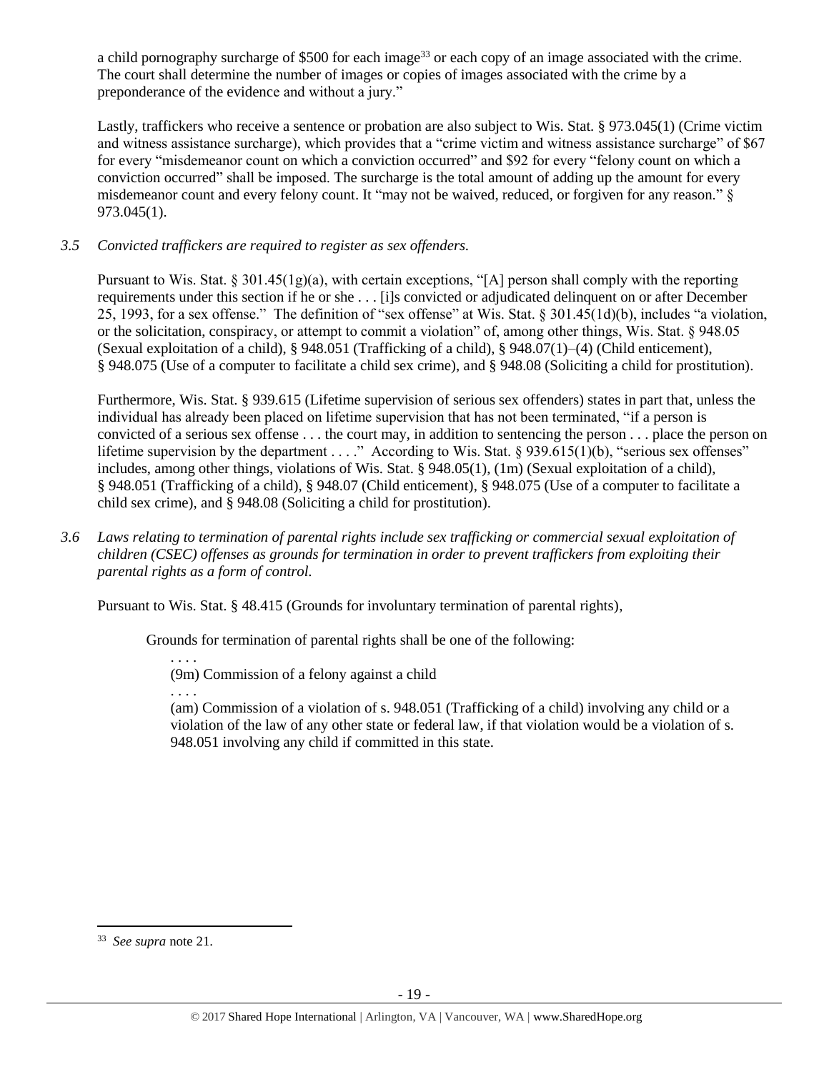a child pornography surcharge of $500 for each image[33] or each copy of an image associated with the crime. The court shall determine the number of images or copies of images associated with the crime by a preponderance of the evidence and without a jury."

Lastly, traffickers who receive a sentence or probation are also subject to Wis. Stat. § 973.045(1) (Crime victim and witness assistance surcharge), which provides that a "crime victim and witness assistance surcharge" of $67 for every "misdemeanor count on which a conviction occurred" and $92 for every "felony count on which a conviction occurred" shall be imposed. The surcharge is the total amount of adding up the amount for every misdemeanor count and every felony count. It "may not be waived, reduced, or forgiven for any reason." § 973.045(1).

*3.5 Convicted traffickers are required to register as sex offenders.*

Pursuant to Wis. Stat. § 301.45(1g)(a), with certain exceptions, "[A] person shall comply with the reporting requirements under this section if he or she . . . [i]s convicted or adjudicated delinquent on or after December 25, 1993, for a sex offense." The definition of "sex offense" at Wis. Stat. § 301.45(1d)(b), includes "a violation, or the solicitation, conspiracy, or attempt to commit a violation" of, among other things, Wis. Stat. § 948.05 (Sexual exploitation of a child), § 948.051 (Trafficking of a child), § 948.07(1)–(4) (Child enticement), § 948.075 (Use of a computer to facilitate a child sex crime), and § 948.08 (Soliciting a child for prostitution).

Furthermore, Wis. Stat. § 939.615 (Lifetime supervision of serious sex offenders) states in part that, unless the individual has already been placed on lifetime supervision that has not been terminated, "if a person is convicted of a serious sex offense . . . the court may, in addition to sentencing the person . . . place the person on lifetime supervision by the department . . . ." According to Wis. Stat. § 939.615(1)(b), "serious sex offenses" includes, among other things, violations of Wis. Stat. § 948.05(1), (1m) (Sexual exploitation of a child), § 948.051 (Trafficking of a child), § 948.07 (Child enticement), § 948.075 (Use of a computer to facilitate a child sex crime), and § 948.08 (Soliciting a child for prostitution).

*3.6 Laws relating to termination of parental rights include sex trafficking or commercial sexual exploitation of children (CSEC) offenses as grounds for termination in order to prevent traffickers from exploiting their parental rights as a form of control.*

Pursuant to Wis. Stat. § 48.415 (Grounds for involuntary termination of parental rights),

> Grounds for termination of parental rights shall be one of the following:
>
> . . . .
>
> (9m) Commission of a felony against a child
>
> . . . .
>
> (am) Commission of a violation of s. 948.051 (Trafficking of a child) involving any child or a violation of the law of any other state or federal law, if that violation would be a violation of s. 948.051 involving any child if committed in this state.

---

[33] *See supra* note 21.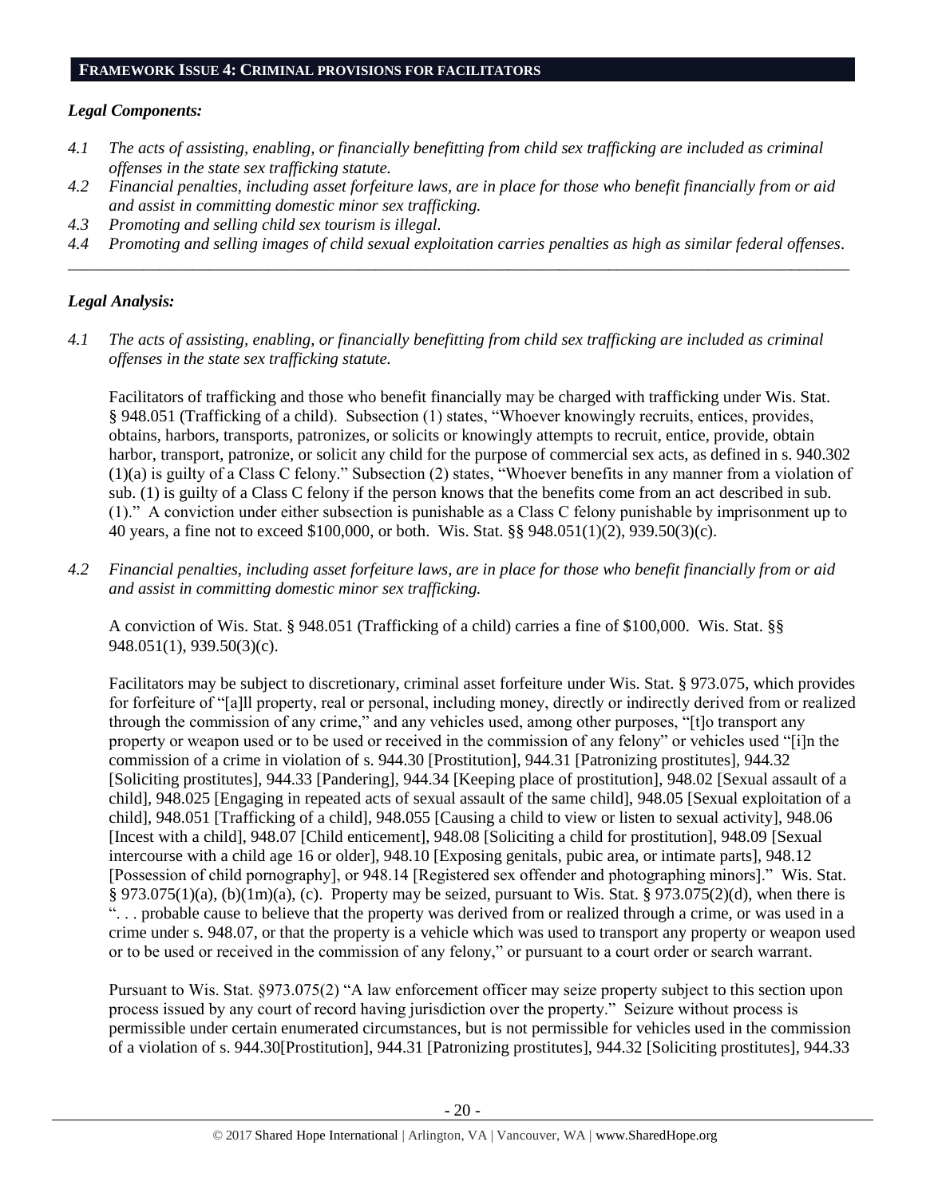## FRAMEWORK ISSUE 4: CRIMINAL PROVISIONS FOR FACILITATORS

### *Legal Components:*

*4.1 The acts of assisting, enabling, or financially benefitting from child sex trafficking are included as criminal offenses in the state sex trafficking statute.*

*4.2 Financial penalties, including asset forfeiture laws, are in place for those who benefit financially from or aid and assist in committing domestic minor sex trafficking.*

*4.3 Promoting and selling child sex tourism is illegal.*

*4.4 Promoting and selling images of child sexual exploitation carries penalties as high as similar federal offenses.*

---

### *Legal Analysis:*

*4.1 The acts of assisting, enabling, or financially benefitting from child sex trafficking are included as criminal offenses in the state sex trafficking statute.*

Facilitators of trafficking and those who benefit financially may be charged with trafficking under Wis. Stat. § 948.051 (Trafficking of a child). Subsection (1) states, "Whoever knowingly recruits, entices, provides, obtains, harbors, transports, patronizes, or solicits or knowingly attempts to recruit, entice, provide, obtain harbor, transport, patronize, or solicit any child for the purpose of commercial sex acts, as defined in s. 940.302 (1)(a) is guilty of a Class C felony." Subsection (2) states, "Whoever benefits in any manner from a violation of sub. (1) is guilty of a Class C felony if the person knows that the benefits come from an act described in sub. (1)." A conviction under either subsection is punishable as a Class C felony punishable by imprisonment up to 40 years, a fine not to exceed $100,000, or both. Wis. Stat. §§ 948.051(1)(2), 939.50(3)(c).

*4.2 Financial penalties, including asset forfeiture laws, are in place for those who benefit financially from or aid and assist in committing domestic minor sex trafficking.*

A conviction of Wis. Stat. § 948.051 (Trafficking of a child) carries a fine of $100,000. Wis. Stat. §§ 948.051(1), 939.50(3)(c).

Facilitators may be subject to discretionary, criminal asset forfeiture under Wis. Stat. § 973.075, which provides for forfeiture of "[a]ll property, real or personal, including money, directly or indirectly derived from or realized through the commission of any crime," and any vehicles used, among other purposes, "[t]o transport any property or weapon used or to be used or received in the commission of any felony" or vehicles used "[i]n the commission of a crime in violation of s. 944.30 [Prostitution], 944.31 [Patronizing prostitutes], 944.32 [Soliciting prostitutes], 944.33 [Pandering], 944.34 [Keeping place of prostitution], 948.02 [Sexual assault of a child], 948.025 [Engaging in repeated acts of sexual assault of the same child], 948.05 [Sexual exploitation of a child], 948.051 [Trafficking of a child], 948.055 [Causing a child to view or listen to sexual activity], 948.06 [Incest with a child], 948.07 [Child enticement], 948.08 [Soliciting a child for prostitution], 948.09 [Sexual intercourse with a child age 16 or older], 948.10 [Exposing genitals, pubic area, or intimate parts], 948.12 [Possession of child pornography], or 948.14 [Registered sex offender and photographing minors]." Wis. Stat. § 973.075(1)(a), (b)(1m)(a), (c). Property may be seized, pursuant to Wis. Stat. § 973.075(2)(d), when there is ". . . probable cause to believe that the property was derived from or realized through a crime, or was used in a crime under s. 948.07, or that the property is a vehicle which was used to transport any property or weapon used or to be used or received in the commission of any felony," or pursuant to a court order or search warrant.

Pursuant to Wis. Stat. §973.075(2) "A law enforcement officer may seize property subject to this section upon process issued by any court of record having jurisdiction over the property." Seizure without process is permissible under certain enumerated circumstances, but is not permissible for vehicles used in the commission of a violation of s. 944.30[Prostitution], 944.31 [Patronizing prostitutes], 944.32 [Soliciting prostitutes], 944.33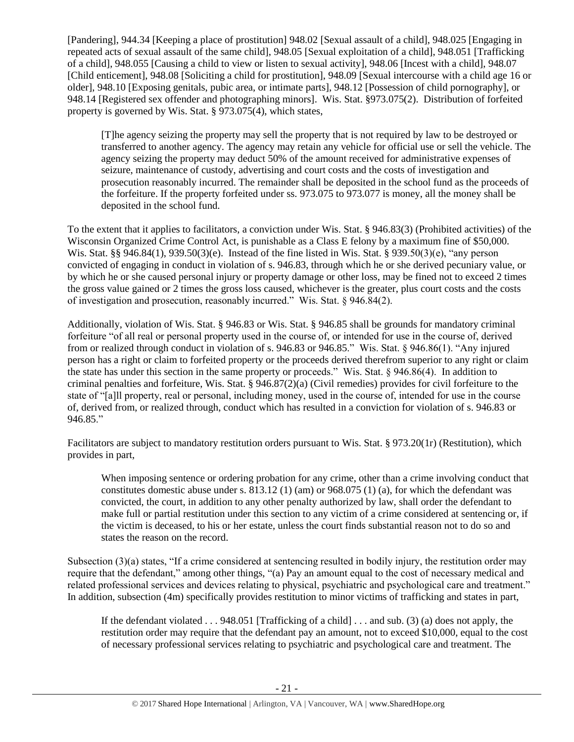[Pandering], 944.34 [Keeping a place of prostitution] 948.02 [Sexual assault of a child], 948.025 [Engaging in repeated acts of sexual assault of the same child], 948.05 [Sexual exploitation of a child], 948.051 [Trafficking of a child], 948.055 [Causing a child to view or listen to sexual activity], 948.06 [Incest with a child], 948.07 [Child enticement], 948.08 [Soliciting a child for prostitution], 948.09 [Sexual intercourse with a child age 16 or older], 948.10 [Exposing genitals, pubic area, or intimate parts], 948.12 [Possession of child pornography], or 948.14 [Registered sex offender and photographing minors]. Wis. Stat. §973.075(2). Distribution of forfeited property is governed by Wis. Stat. § 973.075(4), which states,

> [T]he agency seizing the property may sell the property that is not required by law to be destroyed or transferred to another agency. The agency may retain any vehicle for official use or sell the vehicle. The agency seizing the property may deduct 50% of the amount received for administrative expenses of seizure, maintenance of custody, advertising and court costs and the costs of investigation and prosecution reasonably incurred. The remainder shall be deposited in the school fund as the proceeds of the forfeiture. If the property forfeited under ss. 973.075 to 973.077 is money, all the money shall be deposited in the school fund.

To the extent that it applies to facilitators, a conviction under Wis. Stat. § 946.83(3) (Prohibited activities) of the Wisconsin Organized Crime Control Act, is punishable as a Class E felony by a maximum fine of $50,000. Wis. Stat. §§ 946.84(1), 939.50(3)(e). Instead of the fine listed in Wis. Stat. § 939.50(3)(e), "any person convicted of engaging in conduct in violation of s. 946.83, through which he or she derived pecuniary value, or by which he or she caused personal injury or property damage or other loss, may be fined not to exceed 2 times the gross value gained or 2 times the gross loss caused, whichever is the greater, plus court costs and the costs of investigation and prosecution, reasonably incurred." Wis. Stat. § 946.84(2).

Additionally, violation of Wis. Stat. § 946.83 or Wis. Stat. § 946.85 shall be grounds for mandatory criminal forfeiture "of all real or personal property used in the course of, or intended for use in the course of, derived from or realized through conduct in violation of s. 946.83 or 946.85." Wis. Stat. § 946.86(1). "Any injured person has a right or claim to forfeited property or the proceeds derived therefrom superior to any right or claim the state has under this section in the same property or proceeds." Wis. Stat. § 946.86(4). In addition to criminal penalties and forfeiture, Wis. Stat. § 946.87(2)(a) (Civil remedies) provides for civil forfeiture to the state of "[a]ll property, real or personal, including money, used in the course of, intended for use in the course of, derived from, or realized through, conduct which has resulted in a conviction for violation of s. 946.83 or 946.85."

Facilitators are subject to mandatory restitution orders pursuant to Wis. Stat. § 973.20(1r) (Restitution), which provides in part,

> When imposing sentence or ordering probation for any crime, other than a crime involving conduct that constitutes domestic abuse under s. 813.12 (1) (am) or 968.075 (1) (a), for which the defendant was convicted, the court, in addition to any other penalty authorized by law, shall order the defendant to make full or partial restitution under this section to any victim of a crime considered at sentencing or, if the victim is deceased, to his or her estate, unless the court finds substantial reason not to do so and states the reason on the record.

Subsection (3)(a) states, "If a crime considered at sentencing resulted in bodily injury, the restitution order may require that the defendant," among other things, "(a) Pay an amount equal to the cost of necessary medical and related professional services and devices relating to physical, psychiatric and psychological care and treatment." In addition, subsection (4m) specifically provides restitution to minor victims of trafficking and states in part,

> If the defendant violated . . . 948.051 [Trafficking of a child] . . . and sub. (3) (a) does not apply, the restitution order may require that the defendant pay an amount, not to exceed $10,000, equal to the cost of necessary professional services relating to psychiatric and psychological care and treatment. The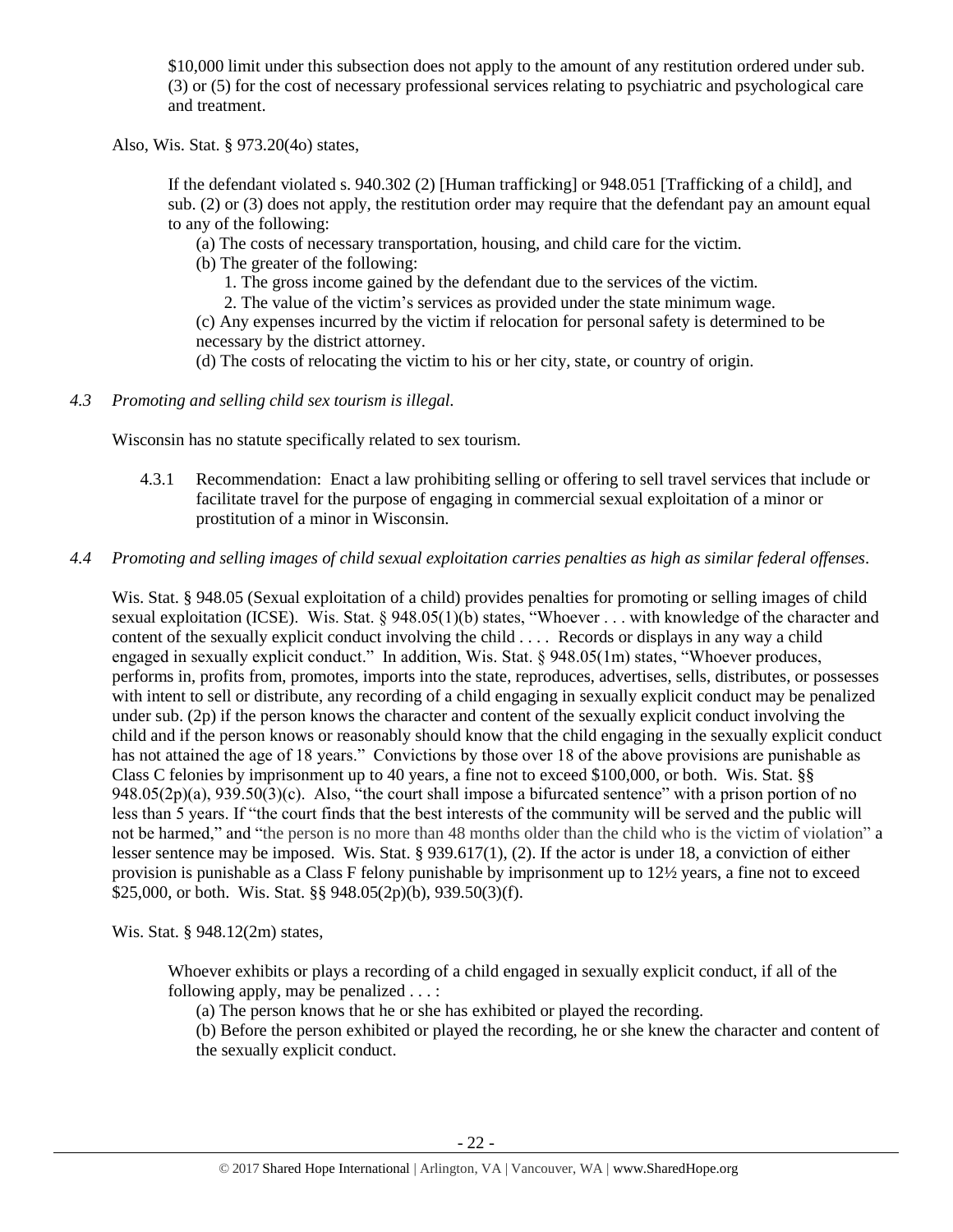> $10,000 limit under this subsection does not apply to the amount of any restitution ordered under sub. (3) or (5) for the cost of necessary professional services relating to psychiatric and psychological care and treatment.

Also, Wis. Stat. § 973.20(4o) states,

> If the defendant violated s. 940.302 (2) [Human trafficking] or 948.051 [Trafficking of a child], and sub. (2) or (3) does not apply, the restitution order may require that the defendant pay an amount equal to any of the following:
>
> (a) The costs of necessary transportation, housing, and child care for the victim.
>
> (b) The greater of the following:
>
> 1. The gross income gained by the defendant due to the services of the victim.
> 2. The value of the victim's services as provided under the state minimum wage.
>
> (c) Any expenses incurred by the victim if relocation for personal safety is determined to be necessary by the district attorney.
>
> (d) The costs of relocating the victim to his or her city, state, or country of origin.

*4.3 Promoting and selling child sex tourism is illegal.*

Wisconsin has no statute specifically related to sex tourism.

4.3.1 Recommendation: Enact a law prohibiting selling or offering to sell travel services that include or facilitate travel for the purpose of engaging in commercial sexual exploitation of a minor or prostitution of a minor in Wisconsin.

*4.4 Promoting and selling images of child sexual exploitation carries penalties as high as similar federal offenses.*

Wis. Stat. § 948.05 (Sexual exploitation of a child) provides penalties for promoting or selling images of child sexual exploitation (ICSE). Wis. Stat. § 948.05(1)(b) states, "Whoever . . . with knowledge of the character and content of the sexually explicit conduct involving the child . . . . Records or displays in any way a child engaged in sexually explicit conduct." In addition, Wis. Stat. § 948.05(1m) states, "Whoever produces, performs in, profits from, promotes, imports into the state, reproduces, advertises, sells, distributes, or possesses with intent to sell or distribute, any recording of a child engaging in sexually explicit conduct may be penalized under sub. (2p) if the person knows the character and content of the sexually explicit conduct involving the child and if the person knows or reasonably should know that the child engaging in the sexually explicit conduct has not attained the age of 18 years." Convictions by those over 18 of the above provisions are punishable as Class C felonies by imprisonment up to 40 years, a fine not to exceed $100,000, or both. Wis. Stat. §§ 948.05(2p)(a), 939.50(3)(c). Also, "the court shall impose a bifurcated sentence" with a prison portion of no less than 5 years. If "the court finds that the best interests of the community will be served and the public will not be harmed," and "the person is no more than 48 months older than the child who is the victim of violation" a lesser sentence may be imposed. Wis. Stat. § 939.617(1), (2). If the actor is under 18, a conviction of either provision is punishable as a Class F felony punishable by imprisonment up to 12½ years, a fine not to exceed $25,000, or both. Wis. Stat. §§ 948.05(2p)(b), 939.50(3)(f).

Wis. Stat. § 948.12(2m) states,

> Whoever exhibits or plays a recording of a child engaged in sexually explicit conduct, if all of the following apply, may be penalized . . . :
>
> (a) The person knows that he or she has exhibited or played the recording.
>
> (b) Before the person exhibited or played the recording, he or she knew the character and content of the sexually explicit conduct.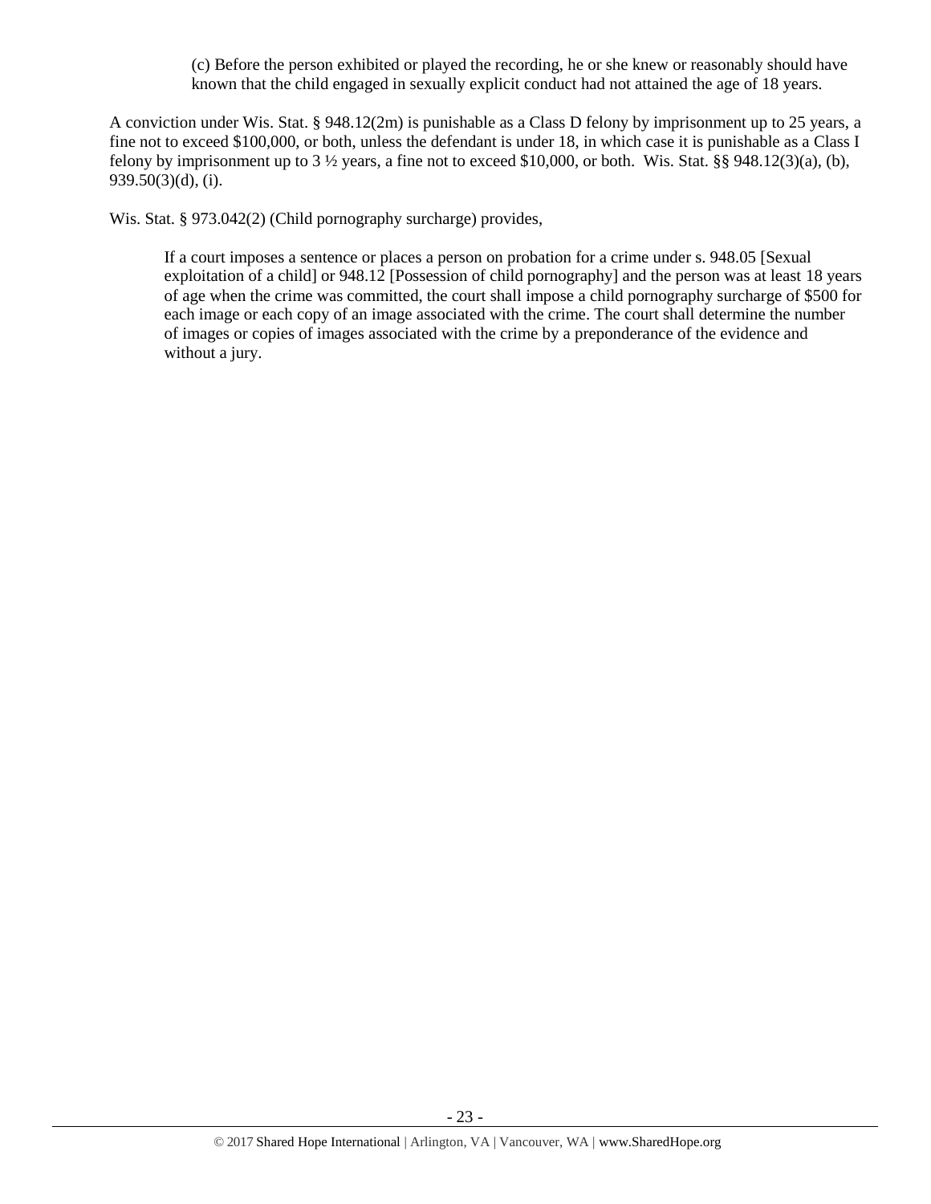(c) Before the person exhibited or played the recording, he or she knew or reasonably should have known that the child engaged in sexually explicit conduct had not attained the age of 18 years.

A conviction under Wis. Stat. § 948.12(2m) is punishable as a Class D felony by imprisonment up to 25 years, a fine not to exceed $100,000, or both, unless the defendant is under 18, in which case it is punishable as a Class I felony by imprisonment up to 3 ½ years, a fine not to exceed $10,000, or both. Wis. Stat. §§ 948.12(3)(a), (b), 939.50(3)(d), (i).

Wis. Stat. § 973.042(2) (Child pornography surcharge) provides,

> If a court imposes a sentence or places a person on probation for a crime under s. 948.05 [Sexual exploitation of a child] or 948.12 [Possession of child pornography] and the person was at least 18 years of age when the crime was committed, the court shall impose a child pornography surcharge of $500 for each image or each copy of an image associated with the crime. The court shall determine the number of images or copies of images associated with the crime by a preponderance of the evidence and without a jury.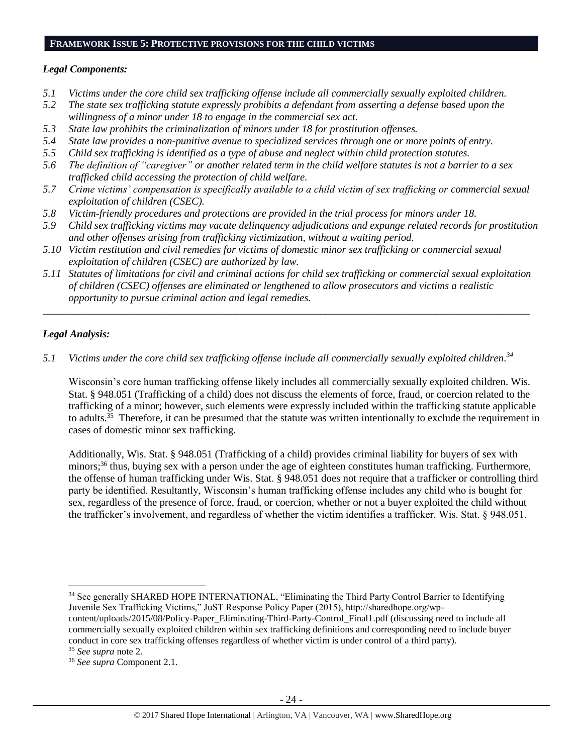## FRAMEWORK ISSUE 5: PROTECTIVE PROVISIONS FOR THE CHILD VICTIMS

### *Legal Components:*

*5.1 Victims under the core child sex trafficking offense include all commercially sexually exploited children.*
*5.2 The state sex trafficking statute expressly prohibits a defendant from asserting a defense based upon the willingness of a minor under 18 to engage in the commercial sex act.*
*5.3 State law prohibits the criminalization of minors under 18 for prostitution offenses.*
*5.4 State law provides a non-punitive avenue to specialized services through one or more points of entry.*
*5.5 Child sex trafficking is identified as a type of abuse and neglect within child protection statutes.*
*5.6 The definition of "caregiver" or another related term in the child welfare statutes is not a barrier to a sex trafficked child accessing the protection of child welfare.*
*5.7 Crime victims' compensation is specifically available to a child victim of sex trafficking or commercial sexual exploitation of children (CSEC).*
*5.8 Victim-friendly procedures and protections are provided in the trial process for minors under 18.*
*5.9 Child sex trafficking victims may vacate delinquency adjudications and expunge related records for prostitution and other offenses arising from trafficking victimization, without a waiting period.*
*5.10 Victim restitution and civil remedies for victims of domestic minor sex trafficking or commercial sexual exploitation of children (CSEC) are authorized by law.*
*5.11 Statutes of limitations for civil and criminal actions for child sex trafficking or commercial sexual exploitation of children (CSEC) offenses are eliminated or lengthened to allow prosecutors and victims a realistic opportunity to pursue criminal action and legal remedies.*

---

### *Legal Analysis:*

*5.1 Victims under the core child sex trafficking offense include all commercially sexually exploited children.*[34]

Wisconsin's core human trafficking offense likely includes all commercially sexually exploited children. Wis. Stat. § 948.051 (Trafficking of a child) does not discuss the elements of force, fraud, or coercion related to the trafficking of a minor; however, such elements were expressly included within the trafficking statute applicable to adults.[35] Therefore, it can be presumed that the statute was written intentionally to exclude the requirement in cases of domestic minor sex trafficking.

Additionally, Wis. Stat. § 948.051 (Trafficking of a child) provides criminal liability for buyers of sex with minors;[36] thus, buying sex with a person under the age of eighteen constitutes human trafficking. Furthermore, the offense of human trafficking under Wis. Stat. § 948.051 does not require that a trafficker or controlling third party be identified. Resultantly, Wisconsin's human trafficking offense includes any child who is bought for sex, regardless of the presence of force, fraud, or coercion, whether or not a buyer exploited the child without the trafficker's involvement, and regardless of whether the victim identifies a trafficker. Wis. Stat. § 948.051.

---

[34] See generally SHARED HOPE INTERNATIONAL, "Eliminating the Third Party Control Barrier to Identifying Juvenile Sex Trafficking Victims," JuST Response Policy Paper (2015), http://sharedhope.org/wp-content/uploads/2015/08/Policy-Paper_Eliminating-Third-Party-Control_Final1.pdf (discussing need to include all commercially sexually exploited children within sex trafficking definitions and corresponding need to include buyer conduct in core sex trafficking offenses regardless of whether victim is under control of a third party).
[35] *See supra* note 2.
[36] *See supra* Component 2.1.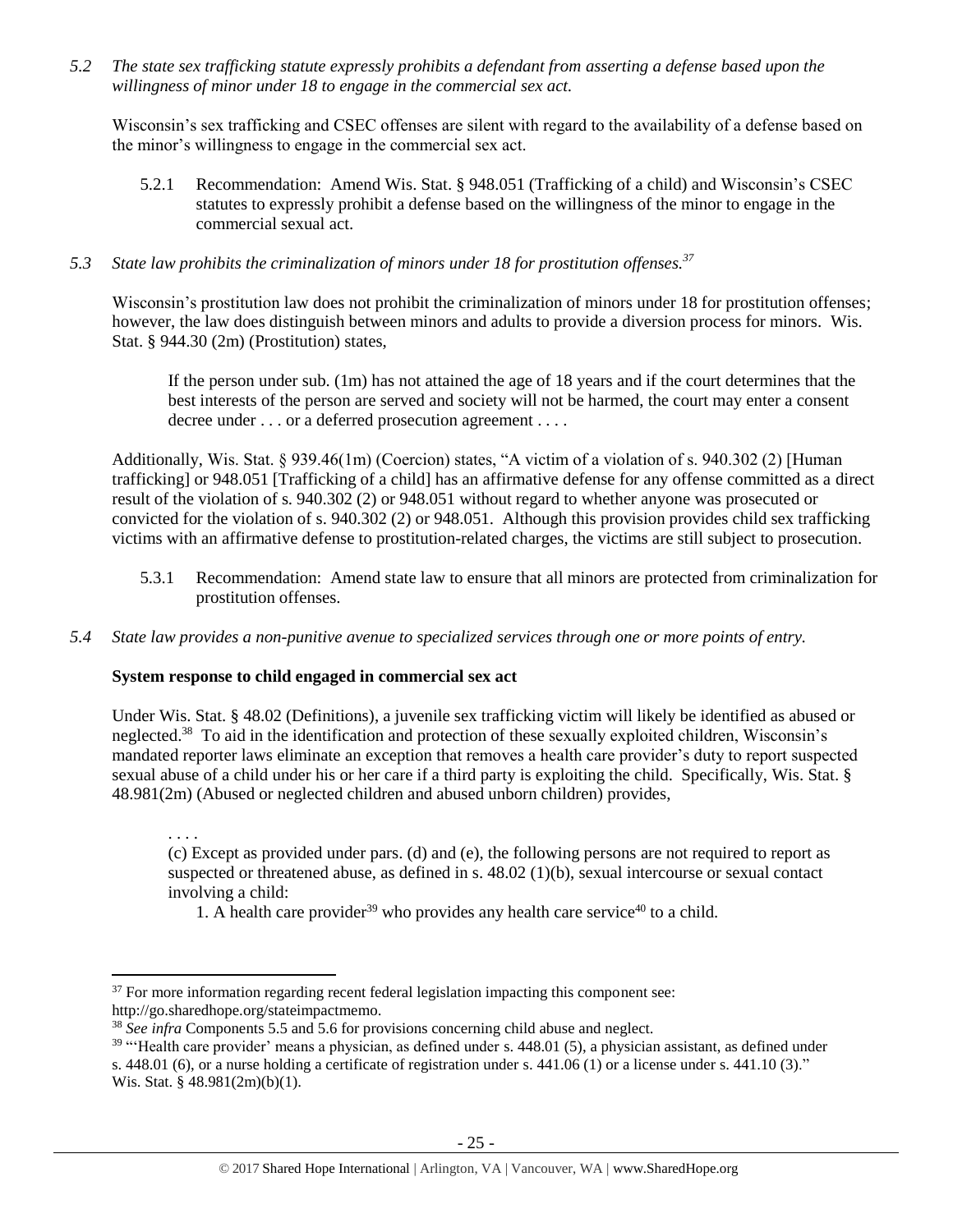*5.2 The state sex trafficking statute expressly prohibits a defendant from asserting a defense based upon the willingness of minor under 18 to engage in the commercial sex act.*

Wisconsin's sex trafficking and CSEC offenses are silent with regard to the availability of a defense based on the minor's willingness to engage in the commercial sex act.

5.2.1 Recommendation: Amend Wis. Stat. § 948.051 (Trafficking of a child) and Wisconsin's CSEC statutes to expressly prohibit a defense based on the willingness of the minor to engage in the commercial sexual act.

*5.3 State law prohibits the criminalization of minors under 18 for prostitution offenses.*[37]

Wisconsin's prostitution law does not prohibit the criminalization of minors under 18 for prostitution offenses; however, the law does distinguish between minors and adults to provide a diversion process for minors. Wis. Stat. § 944.30 (2m) (Prostitution) states,

> If the person under sub. (1m) has not attained the age of 18 years and if the court determines that the best interests of the person are served and society will not be harmed, the court may enter a consent decree under . . . or a deferred prosecution agreement . . . .

Additionally, Wis. Stat. § 939.46(1m) (Coercion) states, "A victim of a violation of s. 940.302 (2) [Human trafficking] or 948.051 [Trafficking of a child] has an affirmative defense for any offense committed as a direct result of the violation of s. 940.302 (2) or 948.051 without regard to whether anyone was prosecuted or convicted for the violation of s. 940.302 (2) or 948.051. Although this provision provides child sex trafficking victims with an affirmative defense to prostitution-related charges, the victims are still subject to prosecution.

5.3.1 Recommendation: Amend state law to ensure that all minors are protected from criminalization for prostitution offenses.

*5.4 State law provides a non-punitive avenue to specialized services through one or more points of entry.*

**System response to child engaged in commercial sex act**

Under Wis. Stat. § 48.02 (Definitions), a juvenile sex trafficking victim will likely be identified as abused or neglected.[38] To aid in the identification and protection of these sexually exploited children, Wisconsin's mandated reporter laws eliminate an exception that removes a health care provider's duty to report suspected sexual abuse of a child under his or her care if a third party is exploiting the child. Specifically, Wis. Stat. § 48.981(2m) (Abused or neglected children and abused unborn children) provides,

> . . . .
>
> (c) Except as provided under pars. (d) and (e), the following persons are not required to report as suspected or threatened abuse, as defined in s. 48.02 (1)(b), sexual intercourse or sexual contact involving a child:
>
> 1. A health care provider[39] who provides any health care service[40] to a child.

---

[37] For more information regarding recent federal legislation impacting this component see: http://go.sharedhope.org/stateimpactmemo.

[38] *See infra* Components 5.5 and 5.6 for provisions concerning child abuse and neglect.

[39] "'Health care provider' means a physician, as defined under s. 448.01 (5), a physician assistant, as defined under s. 448.01 (6), or a nurse holding a certificate of registration under s. 441.06 (1) or a license under s. 441.10 (3)." Wis. Stat. § 48.981(2m)(b)(1).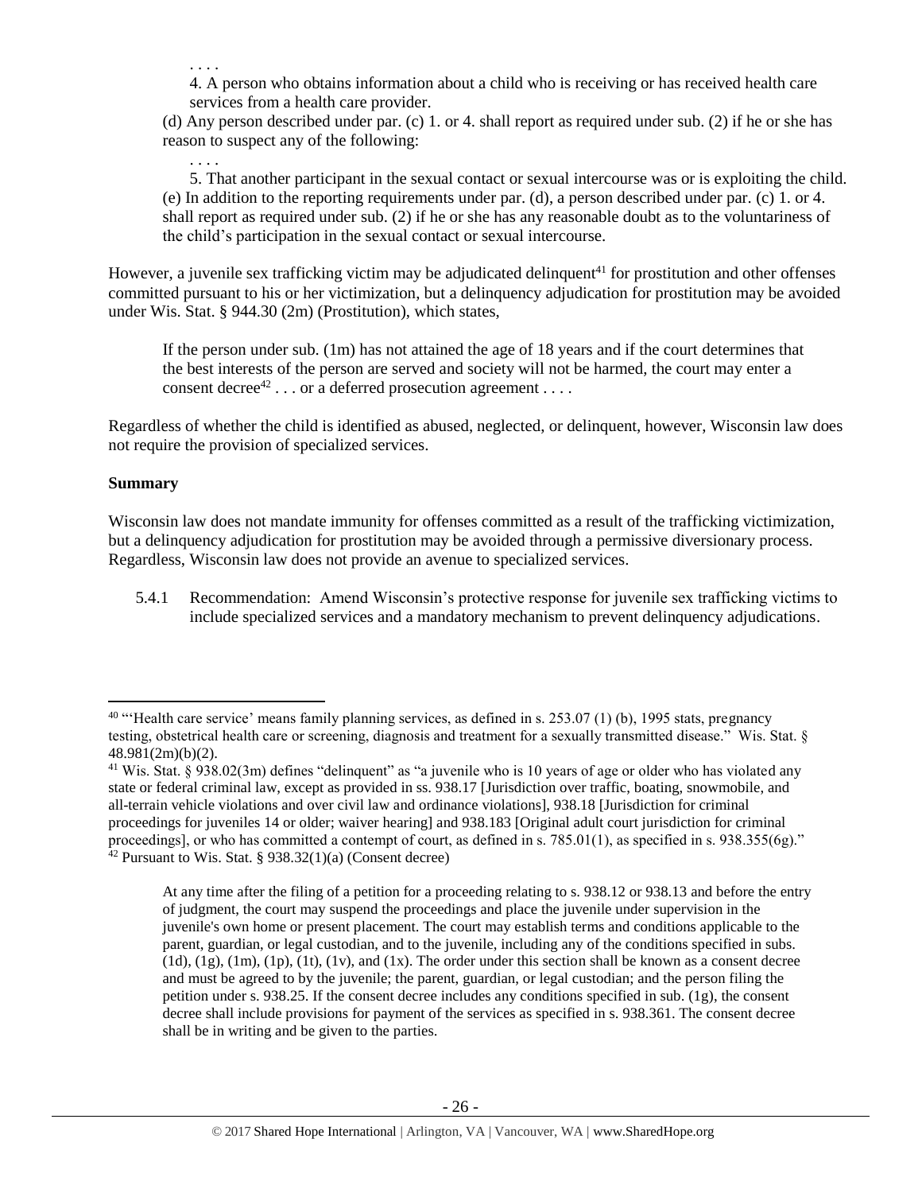. . . .

4. A person who obtains information about a child who is receiving or has received health care services from a health care provider.

(d) Any person described under par. (c) 1. or 4. shall report as required under sub. (2) if he or she has reason to suspect any of the following:

. . . .

5. That another participant in the sexual contact or sexual intercourse was or is exploiting the child.

(e) In addition to the reporting requirements under par. (d), a person described under par. (c) 1. or 4. shall report as required under sub. (2) if he or she has any reasonable doubt as to the voluntariness of the child's participation in the sexual contact or sexual intercourse.

However, a juvenile sex trafficking victim may be adjudicated delinquent[41] for prostitution and other offenses committed pursuant to his or her victimization, but a delinquency adjudication for prostitution may be avoided under Wis. Stat. § 944.30 (2m) (Prostitution), which states,

> If the person under sub. (1m) has not attained the age of 18 years and if the court determines that the best interests of the person are served and society will not be harmed, the court may enter a consent decree[42] . . . or a deferred prosecution agreement . . . .

Regardless of whether the child is identified as abused, neglected, or delinquent, however, Wisconsin law does not require the provision of specialized services.

**Summary**

Wisconsin law does not mandate immunity for offenses committed as a result of the trafficking victimization, but a delinquency adjudication for prostitution may be avoided through a permissive diversionary process. Regardless, Wisconsin law does not provide an avenue to specialized services.

5.4.1 Recommendation: Amend Wisconsin's protective response for juvenile sex trafficking victims to include specialized services and a mandatory mechanism to prevent delinquency adjudications.

---

[40] "'Health care service' means family planning services, as defined in s. 253.07 (1) (b), 1995 stats, pregnancy testing, obstetrical health care or screening, diagnosis and treatment for a sexually transmitted disease." Wis. Stat. § 48.981(2m)(b)(2).

[41] Wis. Stat. § 938.02(3m) defines "delinquent" as "a juvenile who is 10 years of age or older who has violated any state or federal criminal law, except as provided in ss. 938.17 [Jurisdiction over traffic, boating, snowmobile, and all-terrain vehicle violations and over civil law and ordinance violations], 938.18 [Jurisdiction for criminal proceedings for juveniles 14 or older; waiver hearing] and 938.183 [Original adult court jurisdiction for criminal proceedings], or who has committed a contempt of court, as defined in s. 785.01(1), as specified in s. 938.355(6g)."

[42] Pursuant to Wis. Stat. § 938.32(1)(a) (Consent decree)

> At any time after the filing of a petition for a proceeding relating to s. 938.12 or 938.13 and before the entry of judgment, the court may suspend the proceedings and place the juvenile under supervision in the juvenile's own home or present placement. The court may establish terms and conditions applicable to the parent, guardian, or legal custodian, and to the juvenile, including any of the conditions specified in subs. (1d), (1g), (1m), (1p), (1t), (1v), and (1x). The order under this section shall be known as a consent decree and must be agreed to by the juvenile; the parent, guardian, or legal custodian; and the person filing the petition under s. 938.25. If the consent decree includes any conditions specified in sub. (1g), the consent decree shall include provisions for payment of the services as specified in s. 938.361. The consent decree shall be in writing and be given to the parties.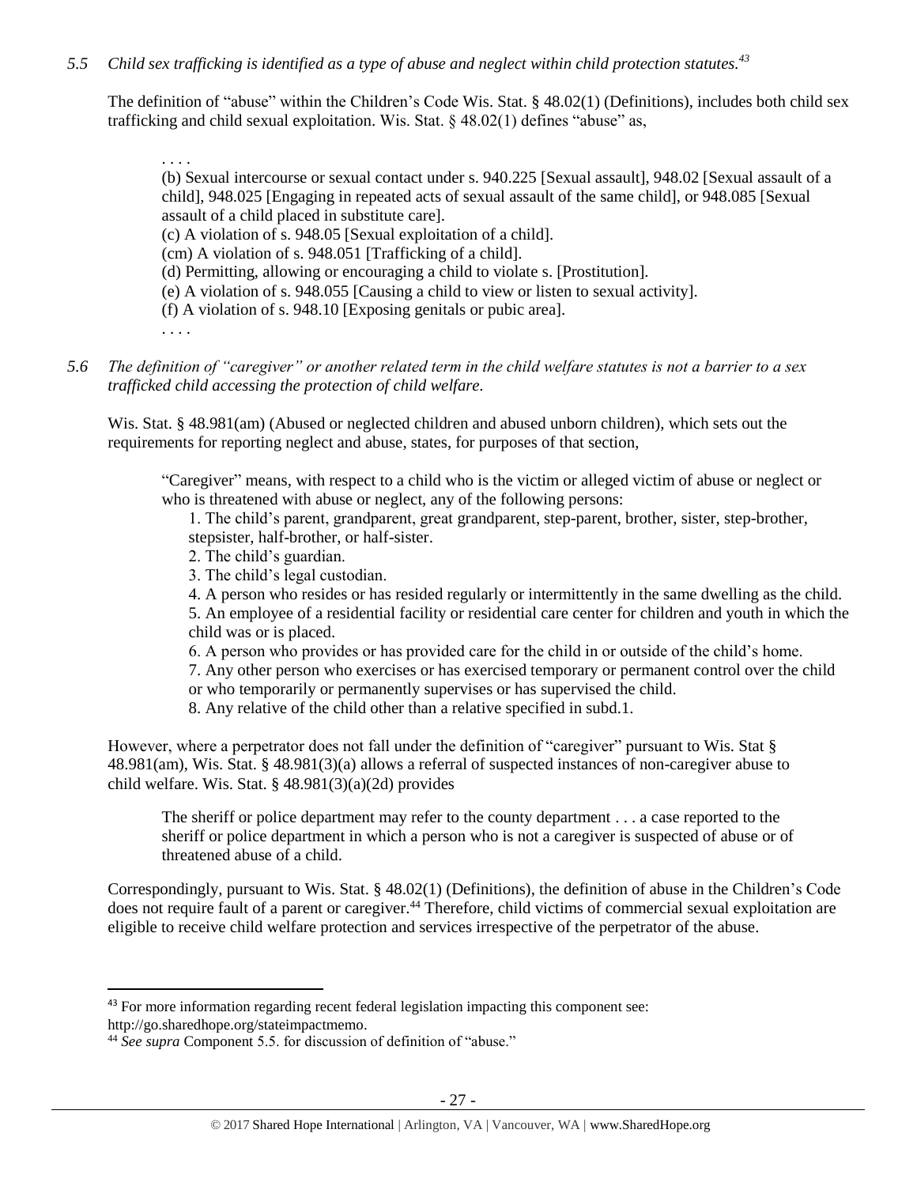*5.5 Child sex trafficking is identified as a type of abuse and neglect within child protection statutes.*[43]

The definition of "abuse" within the Children's Code Wis. Stat. § 48.02(1) (Definitions), includes both child sex trafficking and child sexual exploitation. Wis. Stat. § 48.02(1) defines "abuse" as,

> . . . .
>
> (b) Sexual intercourse or sexual contact under s. 940.225 [Sexual assault], 948.02 [Sexual assault of a child], 948.025 [Engaging in repeated acts of sexual assault of the same child], or 948.085 [Sexual assault of a child placed in substitute care].
>
> (c) A violation of s. 948.05 [Sexual exploitation of a child].
>
> (cm) A violation of s. 948.051 [Trafficking of a child].
>
> (d) Permitting, allowing or encouraging a child to violate s. [Prostitution].
>
> (e) A violation of s. 948.055 [Causing a child to view or listen to sexual activity].
>
> (f) A violation of s. 948.10 [Exposing genitals or pubic area].
>
> . . . .

*5.6 The definition of "caregiver" or another related term in the child welfare statutes is not a barrier to a sex trafficked child accessing the protection of child welfare.*

Wis. Stat. § 48.981(am) (Abused or neglected children and abused unborn children), which sets out the requirements for reporting neglect and abuse, states, for purposes of that section,

> "Caregiver" means, with respect to a child who is the victim or alleged victim of abuse or neglect or who is threatened with abuse or neglect, any of the following persons:
>
> 1. The child's parent, grandparent, great grandparent, step-parent, brother, sister, step-brother, stepsister, half-brother, or half-sister.
> 2. The child's guardian.
> 3. The child's legal custodian.
> 4. A person who resides or has resided regularly or intermittently in the same dwelling as the child.
> 5. An employee of a residential facility or residential care center for children and youth in which the child was or is placed.
> 6. A person who provides or has provided care for the child in or outside of the child's home.
> 7. Any other person who exercises or has exercised temporary or permanent control over the child or who temporarily or permanently supervises or has supervised the child.
> 8. Any relative of the child other than a relative specified in subd.1.

However, where a perpetrator does not fall under the definition of "caregiver" pursuant to Wis. Stat § 48.981(am), Wis. Stat. § 48.981(3)(a) allows a referral of suspected instances of non-caregiver abuse to child welfare. Wis. Stat. § 48.981(3)(a)(2d) provides

> The sheriff or police department may refer to the county department . . . a case reported to the sheriff or police department in which a person who is not a caregiver is suspected of abuse or of threatened abuse of a child.

Correspondingly, pursuant to Wis. Stat. § 48.02(1) (Definitions), the definition of abuse in the Children's Code does not require fault of a parent or caregiver.[44] Therefore, child victims of commercial sexual exploitation are eligible to receive child welfare protection and services irrespective of the perpetrator of the abuse.

---

[43] For more information regarding recent federal legislation impacting this component see: http://go.sharedhope.org/stateimpactmemo.

[44] *See supra* Component 5.5. for discussion of definition of "abuse."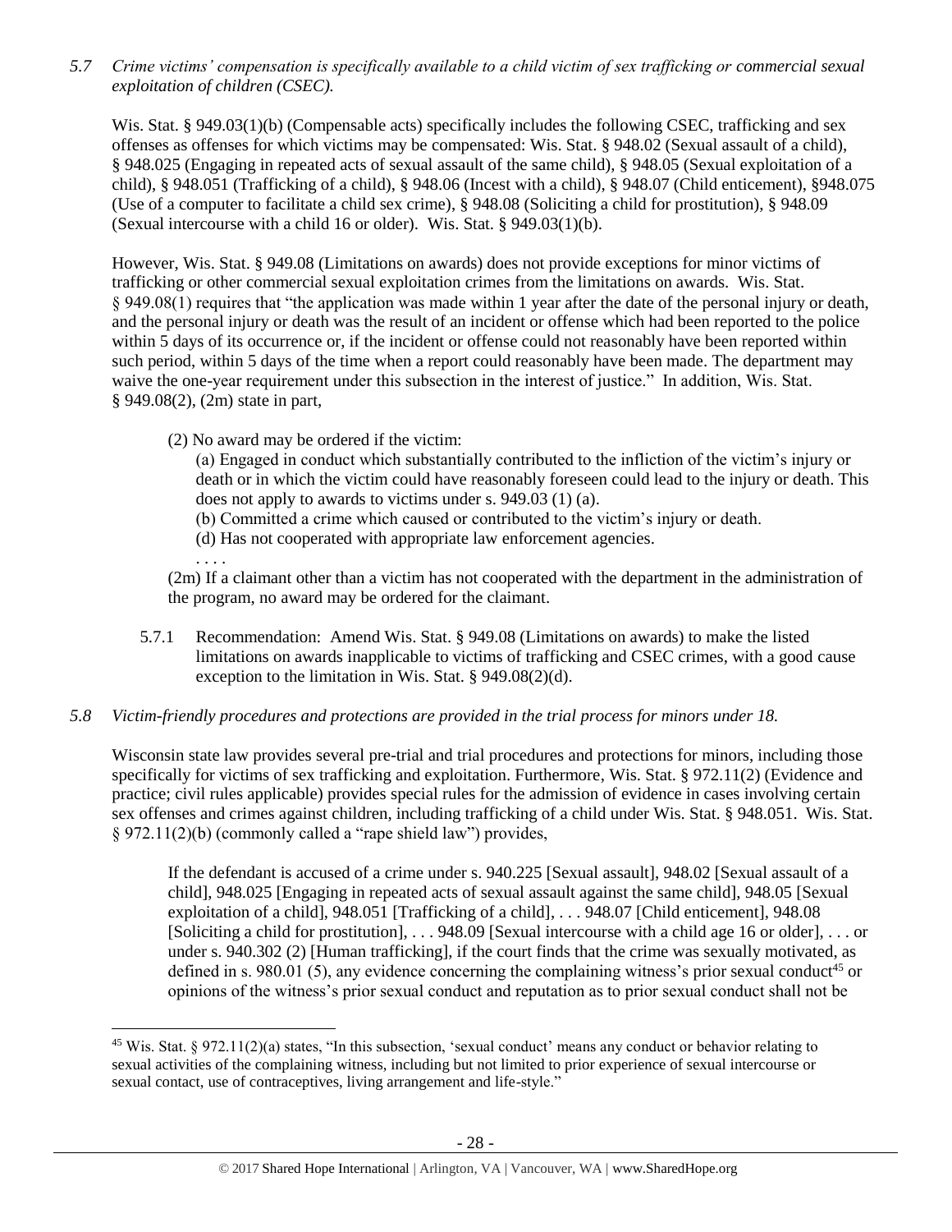*5.7 Crime victims' compensation is specifically available to a child victim of sex trafficking or commercial sexual exploitation of children (CSEC).*

Wis. Stat. § 949.03(1)(b) (Compensable acts) specifically includes the following CSEC, trafficking and sex offenses as offenses for which victims may be compensated: Wis. Stat. § 948.02 (Sexual assault of a child), § 948.025 (Engaging in repeated acts of sexual assault of the same child), § 948.05 (Sexual exploitation of a child), § 948.051 (Trafficking of a child), § 948.06 (Incest with a child), § 948.07 (Child enticement), §948.075 (Use of a computer to facilitate a child sex crime), § 948.08 (Soliciting a child for prostitution), § 948.09 (Sexual intercourse with a child 16 or older). Wis. Stat. § 949.03(1)(b).

However, Wis. Stat. § 949.08 (Limitations on awards) does not provide exceptions for minor victims of trafficking or other commercial sexual exploitation crimes from the limitations on awards. Wis. Stat. § 949.08(1) requires that "the application was made within 1 year after the date of the personal injury or death, and the personal injury or death was the result of an incident or offense which had been reported to the police within 5 days of its occurrence or, if the incident or offense could not reasonably have been reported within such period, within 5 days of the time when a report could reasonably have been made. The department may waive the one-year requirement under this subsection in the interest of justice." In addition, Wis. Stat. § 949.08(2), (2m) state in part,

> (2) No award may be ordered if the victim:
>
> (a) Engaged in conduct which substantially contributed to the infliction of the victim's injury or death or in which the victim could have reasonably foreseen could lead to the injury or death. This does not apply to awards to victims under s. 949.03 (1) (a).
>
> (b) Committed a crime which caused or contributed to the victim's injury or death.
>
> (d) Has not cooperated with appropriate law enforcement agencies.
>
> . . . .
>
> (2m) If a claimant other than a victim has not cooperated with the department in the administration of the program, no award may be ordered for the claimant.

5.7.1 Recommendation: Amend Wis. Stat. § 949.08 (Limitations on awards) to make the listed limitations on awards inapplicable to victims of trafficking and CSEC crimes, with a good cause exception to the limitation in Wis. Stat. § 949.08(2)(d).

*5.8 Victim-friendly procedures and protections are provided in the trial process for minors under 18.*

Wisconsin state law provides several pre-trial and trial procedures and protections for minors, including those specifically for victims of sex trafficking and exploitation. Furthermore, Wis. Stat. § 972.11(2) (Evidence and practice; civil rules applicable) provides special rules for the admission of evidence in cases involving certain sex offenses and crimes against children, including trafficking of a child under Wis. Stat. § 948.051. Wis. Stat. § 972.11(2)(b) (commonly called a "rape shield law") provides,

> If the defendant is accused of a crime under s. 940.225 [Sexual assault], 948.02 [Sexual assault of a child], 948.025 [Engaging in repeated acts of sexual assault against the same child], 948.05 [Sexual exploitation of a child], 948.051 [Trafficking of a child], . . . 948.07 [Child enticement], 948.08 [Soliciting a child for prostitution], . . . 948.09 [Sexual intercourse with a child age 16 or older], . . . or under s. 940.302 (2) [Human trafficking], if the court finds that the crime was sexually motivated, as defined in s. 980.01 (5), any evidence concerning the complaining witness's prior sexual conduct[45] or opinions of the witness's prior sexual conduct and reputation as to prior sexual conduct shall not be

---

[45] Wis. Stat. § 972.11(2)(a) states, "In this subsection, 'sexual conduct' means any conduct or behavior relating to sexual activities of the complaining witness, including but not limited to prior experience of sexual intercourse or sexual contact, use of contraceptives, living arrangement and life-style."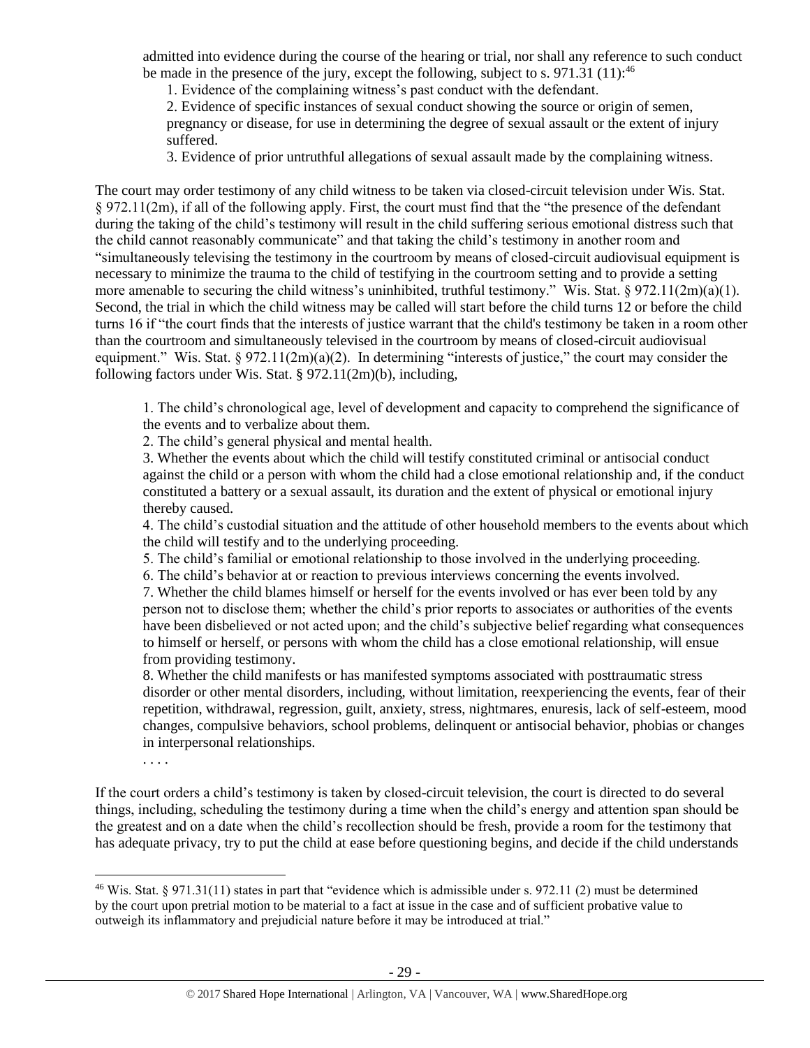admitted into evidence during the course of the hearing or trial, nor shall any reference to such conduct be made in the presence of the jury, except the following, subject to s. 971.31 (11):[46]

> 1. Evidence of the complaining witness's past conduct with the defendant.
>
> 2. Evidence of specific instances of sexual conduct showing the source or origin of semen, pregnancy or disease, for use in determining the degree of sexual assault or the extent of injury suffered.
>
> 3. Evidence of prior untruthful allegations of sexual assault made by the complaining witness.

The court may order testimony of any child witness to be taken via closed-circuit television under Wis. Stat. § 972.11(2m), if all of the following apply. First, the court must find that the "the presence of the defendant during the taking of the child's testimony will result in the child suffering serious emotional distress such that the child cannot reasonably communicate" and that taking the child's testimony in another room and "simultaneously televising the testimony in the courtroom by means of closed-circuit audiovisual equipment is necessary to minimize the trauma to the child of testifying in the courtroom setting and to provide a setting more amenable to securing the child witness's uninhibited, truthful testimony." Wis. Stat. § 972.11(2m)(a)(1). Second, the trial in which the child witness may be called will start before the child turns 12 or before the child turns 16 if "the court finds that the interests of justice warrant that the child's testimony be taken in a room other than the courtroom and simultaneously televised in the courtroom by means of closed-circuit audiovisual equipment." Wis. Stat. § 972.11(2m)(a)(2). In determining "interests of justice," the court may consider the following factors under Wis. Stat. § 972.11(2m)(b), including,

> 1. The child's chronological age, level of development and capacity to comprehend the significance of the events and to verbalize about them.
>
> 2. The child's general physical and mental health.
>
> 3. Whether the events about which the child will testify constituted criminal or antisocial conduct against the child or a person with whom the child had a close emotional relationship and, if the conduct constituted a battery or a sexual assault, its duration and the extent of physical or emotional injury thereby caused.
>
> 4. The child's custodial situation and the attitude of other household members to the events about which the child will testify and to the underlying proceeding.
>
> 5. The child's familial or emotional relationship to those involved in the underlying proceeding.
>
> 6. The child's behavior at or reaction to previous interviews concerning the events involved.
>
> 7. Whether the child blames himself or herself for the events involved or has ever been told by any person not to disclose them; whether the child's prior reports to associates or authorities of the events have been disbelieved or not acted upon; and the child's subjective belief regarding what consequences to himself or herself, or persons with whom the child has a close emotional relationship, will ensue from providing testimony.
>
> 8. Whether the child manifests or has manifested symptoms associated with posttraumatic stress disorder or other mental disorders, including, without limitation, reexperiencing the events, fear of their repetition, withdrawal, regression, guilt, anxiety, stress, nightmares, enuresis, lack of self-esteem, mood changes, compulsive behaviors, school problems, delinquent or antisocial behavior, phobias or changes in interpersonal relationships.
>
> . . . .

If the court orders a child's testimony is taken by closed-circuit television, the court is directed to do several things, including, scheduling the testimony during a time when the child's energy and attention span should be the greatest and on a date when the child's recollection should be fresh, provide a room for the testimony that has adequate privacy, try to put the child at ease before questioning begins, and decide if the child understands

[46] Wis. Stat. § 971.31(11) states in part that "evidence which is admissible under s. 972.11 (2) must be determined by the court upon pretrial motion to be material to a fact at issue in the case and of sufficient probative value to outweigh its inflammatory and prejudicial nature before it may be introduced at trial."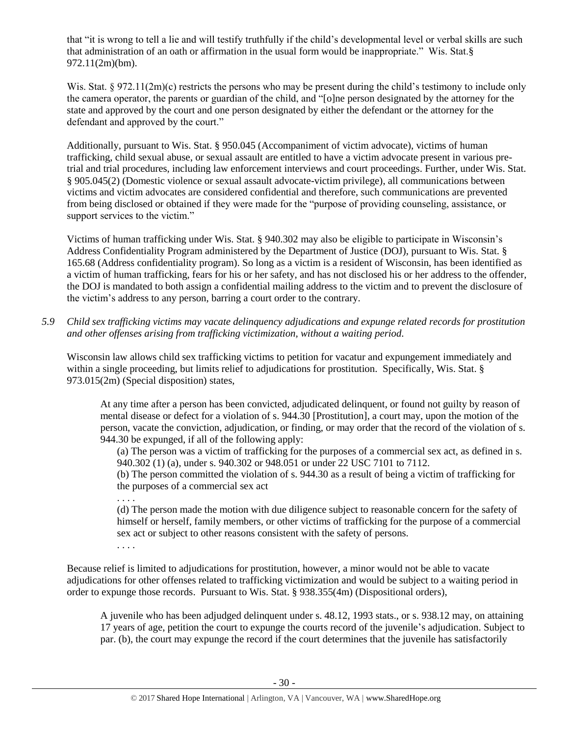that "it is wrong to tell a lie and will testify truthfully if the child's developmental level or verbal skills are such that administration of an oath or affirmation in the usual form would be inappropriate." Wis. Stat.§ 972.11(2m)(bm).

Wis. Stat. § 972.11(2m)(c) restricts the persons who may be present during the child's testimony to include only the camera operator, the parents or guardian of the child, and "[o]ne person designated by the attorney for the state and approved by the court and one person designated by either the defendant or the attorney for the defendant and approved by the court."

Additionally, pursuant to Wis. Stat. § 950.045 (Accompaniment of victim advocate), victims of human trafficking, child sexual abuse, or sexual assault are entitled to have a victim advocate present in various pre-trial and trial procedures, including law enforcement interviews and court proceedings. Further, under Wis. Stat. § 905.045(2) (Domestic violence or sexual assault advocate-victim privilege), all communications between victims and victim advocates are considered confidential and therefore, such communications are prevented from being disclosed or obtained if they were made for the "purpose of providing counseling, assistance, or support services to the victim."

Victims of human trafficking under Wis. Stat. § 940.302 may also be eligible to participate in Wisconsin's Address Confidentiality Program administered by the Department of Justice (DOJ), pursuant to Wis. Stat. § 165.68 (Address confidentiality program). So long as a victim is a resident of Wisconsin, has been identified as a victim of human trafficking, fears for his or her safety, and has not disclosed his or her address to the offender, the DOJ is mandated to both assign a confidential mailing address to the victim and to prevent the disclosure of the victim's address to any person, barring a court order to the contrary.

*5.9 Child sex trafficking victims may vacate delinquency adjudications and expunge related records for prostitution and other offenses arising from trafficking victimization, without a waiting period.*

Wisconsin law allows child sex trafficking victims to petition for vacatur and expungement immediately and within a single proceeding, but limits relief to adjudications for prostitution. Specifically, Wis. Stat. § 973.015(2m) (Special disposition) states,

> At any time after a person has been convicted, adjudicated delinquent, or found not guilty by reason of mental disease or defect for a violation of s. 944.30 [Prostitution], a court may, upon the motion of the person, vacate the conviction, adjudication, or finding, or may order that the record of the violation of s. 944.30 be expunged, if all of the following apply:
>
> (a) The person was a victim of trafficking for the purposes of a commercial sex act, as defined in s. 940.302 (1) (a), under s. 940.302 or 948.051 or under 22 USC 7101 to 7112.
>
> (b) The person committed the violation of s. 944.30 as a result of being a victim of trafficking for the purposes of a commercial sex act
>
> . . . .
>
> (d) The person made the motion with due diligence subject to reasonable concern for the safety of himself or herself, family members, or other victims of trafficking for the purpose of a commercial sex act or subject to other reasons consistent with the safety of persons.
>
> . . . .

Because relief is limited to adjudications for prostitution, however, a minor would not be able to vacate adjudications for other offenses related to trafficking victimization and would be subject to a waiting period in order to expunge those records. Pursuant to Wis. Stat. § 938.355(4m) (Dispositional orders),

> A juvenile who has been adjudged delinquent under s. 48.12, 1993 stats., or s. 938.12 may, on attaining 17 years of age, petition the court to expunge the courts record of the juvenile's adjudication. Subject to par. (b), the court may expunge the record if the court determines that the juvenile has satisfactorily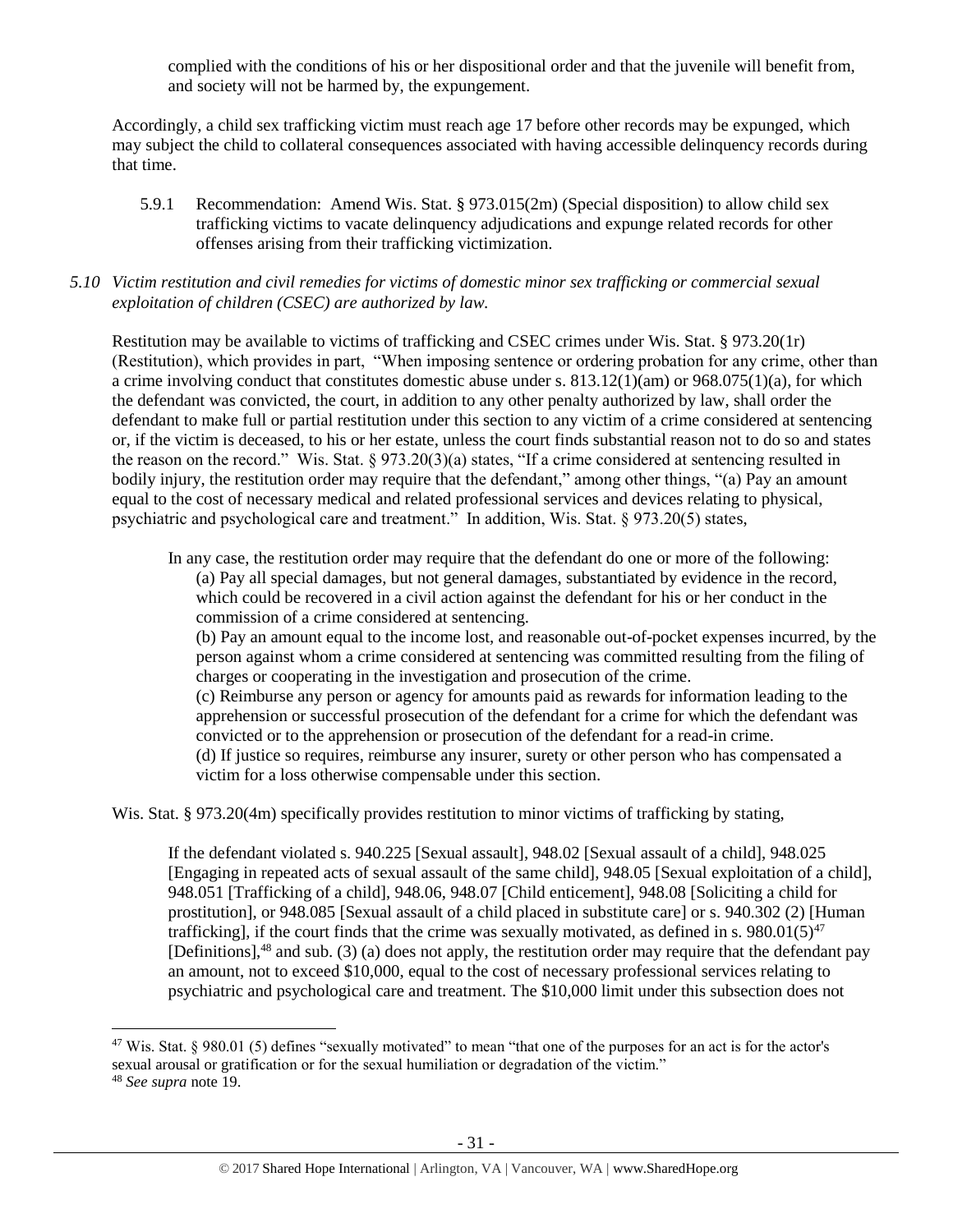complied with the conditions of his or her dispositional order and that the juvenile will benefit from, and society will not be harmed by, the expungement.

Accordingly, a child sex trafficking victim must reach age 17 before other records may be expunged, which may subject the child to collateral consequences associated with having accessible delinquency records during that time.

5.9.1 Recommendation: Amend Wis. Stat. § 973.015(2m) (Special disposition) to allow child sex trafficking victims to vacate delinquency adjudications and expunge related records for other offenses arising from their trafficking victimization.

*5.10 Victim restitution and civil remedies for victims of domestic minor sex trafficking or commercial sexual exploitation of children (CSEC) are authorized by law.*

Restitution may be available to victims of trafficking and CSEC crimes under Wis. Stat. § 973.20(1r) (Restitution), which provides in part, "When imposing sentence or ordering probation for any crime, other than a crime involving conduct that constitutes domestic abuse under s. 813.12(1)(am) or 968.075(1)(a), for which the defendant was convicted, the court, in addition to any other penalty authorized by law, shall order the defendant to make full or partial restitution under this section to any victim of a crime considered at sentencing or, if the victim is deceased, to his or her estate, unless the court finds substantial reason not to do so and states the reason on the record." Wis. Stat. § 973.20(3)(a) states, "If a crime considered at sentencing resulted in bodily injury, the restitution order may require that the defendant," among other things, "(a) Pay an amount equal to the cost of necessary medical and related professional services and devices relating to physical, psychiatric and psychological care and treatment." In addition, Wis. Stat. § 973.20(5) states,

> In any case, the restitution order may require that the defendant do one or more of the following:
>
> (a) Pay all special damages, but not general damages, substantiated by evidence in the record, which could be recovered in a civil action against the defendant for his or her conduct in the commission of a crime considered at sentencing.
>
> (b) Pay an amount equal to the income lost, and reasonable out-of-pocket expenses incurred, by the person against whom a crime considered at sentencing was committed resulting from the filing of charges or cooperating in the investigation and prosecution of the crime.
>
> (c) Reimburse any person or agency for amounts paid as rewards for information leading to the apprehension or successful prosecution of the defendant for a crime for which the defendant was convicted or to the apprehension or prosecution of the defendant for a read-in crime.
>
> (d) If justice so requires, reimburse any insurer, surety or other person who has compensated a victim for a loss otherwise compensable under this section.

Wis. Stat. § 973.20(4m) specifically provides restitution to minor victims of trafficking by stating,

> If the defendant violated s. 940.225 [Sexual assault], 948.02 [Sexual assault of a child], 948.025 [Engaging in repeated acts of sexual assault of the same child], 948.05 [Sexual exploitation of a child], 948.051 [Trafficking of a child], 948.06, 948.07 [Child enticement], 948.08 [Soliciting a child for prostitution], or 948.085 [Sexual assault of a child placed in substitute care] or s. 940.302 (2) [Human trafficking], if the court finds that the crime was sexually motivated, as defined in s. 980.01(5)[47] [Definitions],[48] and sub. (3) (a) does not apply, the restitution order may require that the defendant pay an amount, not to exceed $10,000, equal to the cost of necessary professional services relating to psychiatric and psychological care and treatment. The $10,000 limit under this subsection does not

---

[47] Wis. Stat. § 980.01 (5) defines "sexually motivated" to mean "that one of the purposes for an act is for the actor's sexual arousal or gratification or for the sexual humiliation or degradation of the victim."

[48] *See supra* note 19.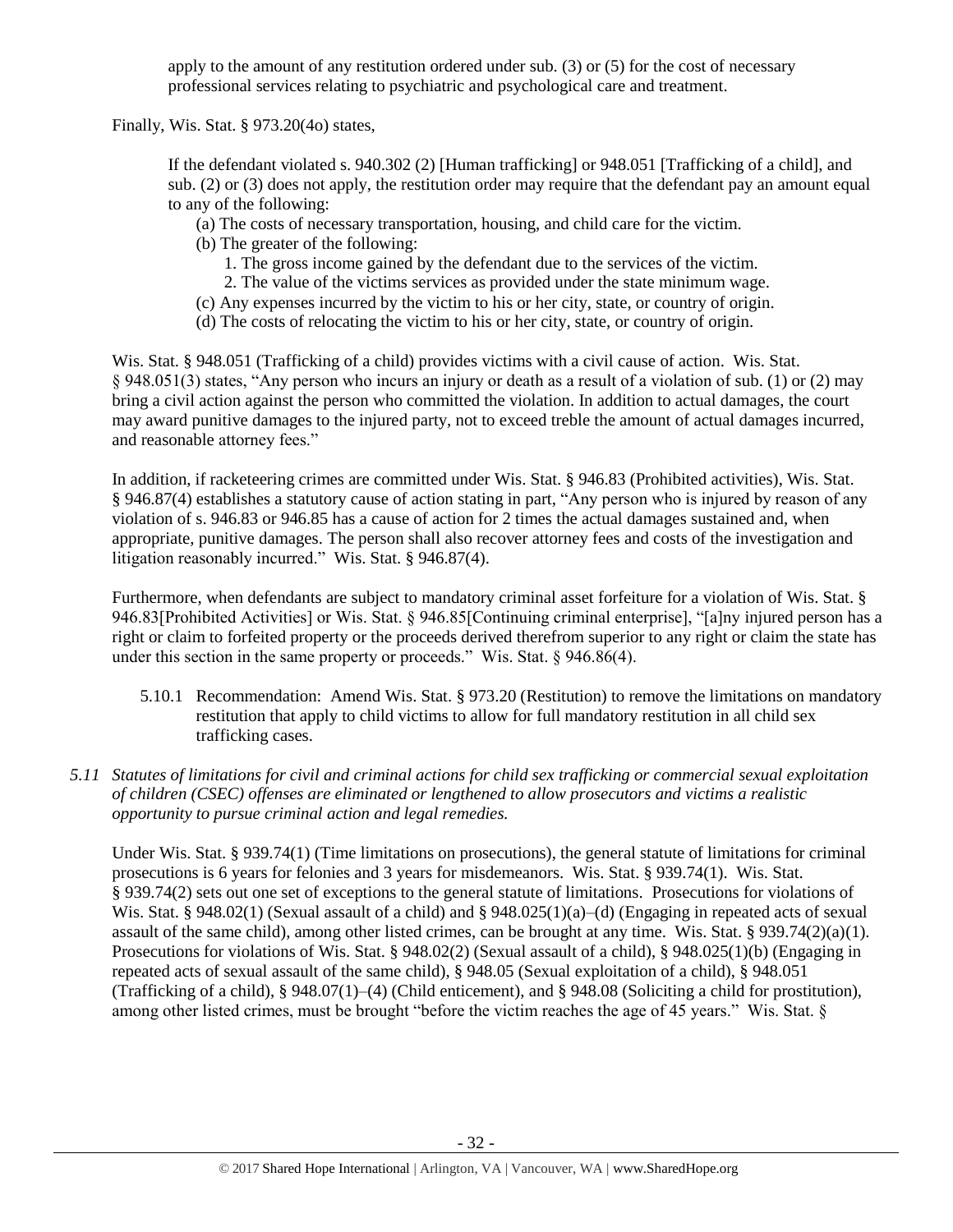apply to the amount of any restitution ordered under sub. (3) or (5) for the cost of necessary professional services relating to psychiatric and psychological care and treatment.

Finally, Wis. Stat. § 973.20(4o) states,

> If the defendant violated s. 940.302 (2) [Human trafficking] or 948.051 [Trafficking of a child], and sub. (2) or (3) does not apply, the restitution order may require that the defendant pay an amount equal to any of the following:
>
> (a) The costs of necessary transportation, housing, and child care for the victim.
>
> (b) The greater of the following:
>
> 1. The gross income gained by the defendant due to the services of the victim.
> 2. The value of the victims services as provided under the state minimum wage.
>
> (c) Any expenses incurred by the victim to his or her city, state, or country of origin.
>
> (d) The costs of relocating the victim to his or her city, state, or country of origin.

Wis. Stat. § 948.051 (Trafficking of a child) provides victims with a civil cause of action. Wis. Stat. § 948.051(3) states, "Any person who incurs an injury or death as a result of a violation of sub. (1) or (2) may bring a civil action against the person who committed the violation. In addition to actual damages, the court may award punitive damages to the injured party, not to exceed treble the amount of actual damages incurred, and reasonable attorney fees."

In addition, if racketeering crimes are committed under Wis. Stat. § 946.83 (Prohibited activities), Wis. Stat. § 946.87(4) establishes a statutory cause of action stating in part, "Any person who is injured by reason of any violation of s. 946.83 or 946.85 has a cause of action for 2 times the actual damages sustained and, when appropriate, punitive damages. The person shall also recover attorney fees and costs of the investigation and litigation reasonably incurred." Wis. Stat. § 946.87(4).

Furthermore, when defendants are subject to mandatory criminal asset forfeiture for a violation of Wis. Stat. § 946.83[Prohibited Activities] or Wis. Stat. § 946.85[Continuing criminal enterprise], "[a]ny injured person has a right or claim to forfeited property or the proceeds derived therefrom superior to any right or claim the state has under this section in the same property or proceeds." Wis. Stat. § 946.86(4).

5.10.1 Recommendation: Amend Wis. Stat. § 973.20 (Restitution) to remove the limitations on mandatory restitution that apply to child victims to allow for full mandatory restitution in all child sex trafficking cases.

*5.11 Statutes of limitations for civil and criminal actions for child sex trafficking or commercial sexual exploitation of children (CSEC) offenses are eliminated or lengthened to allow prosecutors and victims a realistic opportunity to pursue criminal action and legal remedies.*

Under Wis. Stat. § 939.74(1) (Time limitations on prosecutions), the general statute of limitations for criminal prosecutions is 6 years for felonies and 3 years for misdemeanors. Wis. Stat. § 939.74(1). Wis. Stat. § 939.74(2) sets out one set of exceptions to the general statute of limitations. Prosecutions for violations of Wis. Stat. § 948.02(1) (Sexual assault of a child) and § 948.025(1)(a)–(d) (Engaging in repeated acts of sexual assault of the same child), among other listed crimes, can be brought at any time. Wis. Stat. § 939.74(2)(a)(1). Prosecutions for violations of Wis. Stat. § 948.02(2) (Sexual assault of a child), § 948.025(1)(b) (Engaging in repeated acts of sexual assault of the same child), § 948.05 (Sexual exploitation of a child), § 948.051 (Trafficking of a child), § 948.07(1)–(4) (Child enticement), and § 948.08 (Soliciting a child for prostitution), among other listed crimes, must be brought "before the victim reaches the age of 45 years." Wis. Stat. §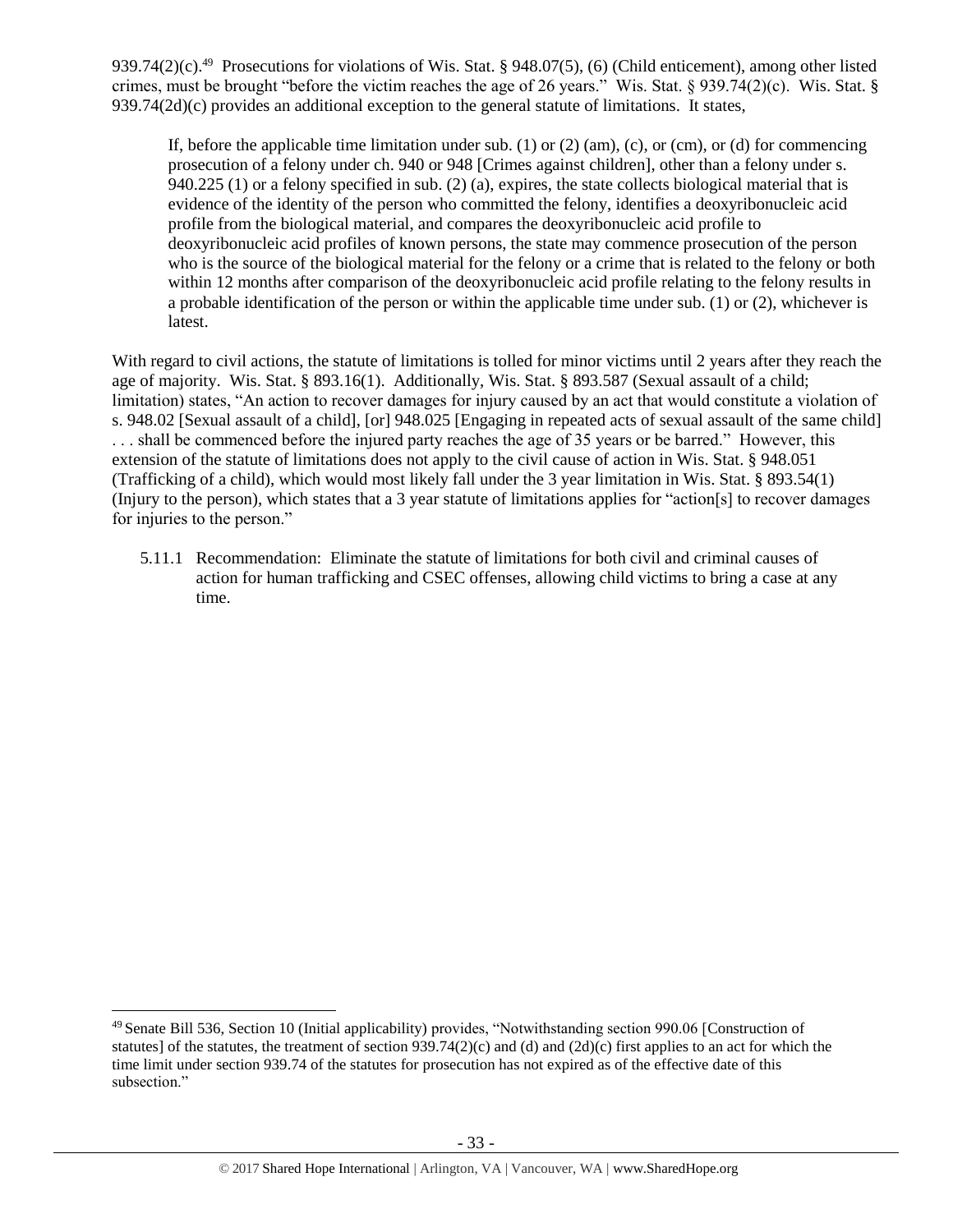939.74(2)(c).[49] Prosecutions for violations of Wis. Stat. § 948.07(5), (6) (Child enticement), among other listed crimes, must be brought "before the victim reaches the age of 26 years." Wis. Stat. § 939.74(2)(c). Wis. Stat. § 939.74(2d)(c) provides an additional exception to the general statute of limitations. It states,

> If, before the applicable time limitation under sub. (1) or (2) (am), (c), or (cm), or (d) for commencing prosecution of a felony under ch. 940 or 948 [Crimes against children], other than a felony under s. 940.225 (1) or a felony specified in sub. (2) (a), expires, the state collects biological material that is evidence of the identity of the person who committed the felony, identifies a deoxyribonucleic acid profile from the biological material, and compares the deoxyribonucleic acid profile to deoxyribonucleic acid profiles of known persons, the state may commence prosecution of the person who is the source of the biological material for the felony or a crime that is related to the felony or both within 12 months after comparison of the deoxyribonucleic acid profile relating to the felony results in a probable identification of the person or within the applicable time under sub. (1) or (2), whichever is latest.

With regard to civil actions, the statute of limitations is tolled for minor victims until 2 years after they reach the age of majority. Wis. Stat. § 893.16(1). Additionally, Wis. Stat. § 893.587 (Sexual assault of a child; limitation) states, "An action to recover damages for injury caused by an act that would constitute a violation of s. 948.02 [Sexual assault of a child], [or] 948.025 [Engaging in repeated acts of sexual assault of the same child] . . . shall be commenced before the injured party reaches the age of 35 years or be barred." However, this extension of the statute of limitations does not apply to the civil cause of action in Wis. Stat. § 948.051 (Trafficking of a child), which would most likely fall under the 3 year limitation in Wis. Stat. § 893.54(1) (Injury to the person), which states that a 3 year statute of limitations applies for "action[s] to recover damages for injuries to the person."

5.11.1 Recommendation: Eliminate the statute of limitations for both civil and criminal causes of action for human trafficking and CSEC offenses, allowing child victims to bring a case at any time.

[49] Senate Bill 536, Section 10 (Initial applicability) provides, "Notwithstanding section 990.06 [Construction of statutes] of the statutes, the treatment of section 939.74(2)(c) and (d) and (2d)(c) first applies to an act for which the time limit under section 939.74 of the statutes for prosecution has not expired as of the effective date of this subsection."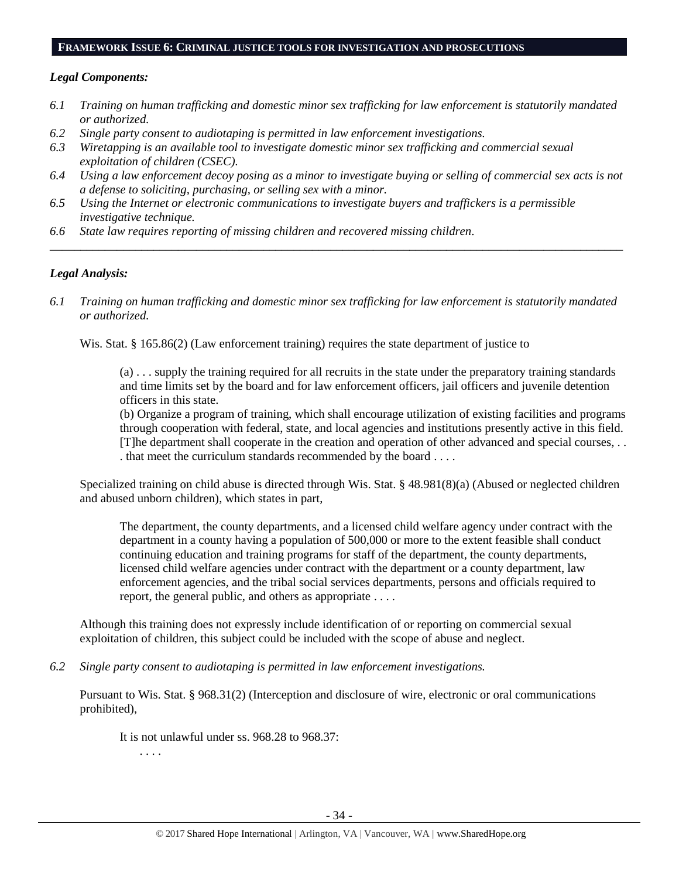## FRAMEWORK ISSUE 6: CRIMINAL JUSTICE TOOLS FOR INVESTIGATION AND PROSECUTIONS

***Legal Components:***

*6.1 Training on human trafficking and domestic minor sex trafficking for law enforcement is statutorily mandated or authorized.*

*6.2 Single party consent to audiotaping is permitted in law enforcement investigations.*

*6.3 Wiretapping is an available tool to investigate domestic minor sex trafficking and commercial sexual exploitation of children (CSEC).*

*6.4 Using a law enforcement decoy posing as a minor to investigate buying or selling of commercial sex acts is not a defense to soliciting, purchasing, or selling sex with a minor.*

*6.5 Using the Internet or electronic communications to investigate buyers and traffickers is a permissible investigative technique.*

*6.6 State law requires reporting of missing children and recovered missing children.*

---

***Legal Analysis:***

*6.1 Training on human trafficking and domestic minor sex trafficking for law enforcement is statutorily mandated or authorized.*

Wis. Stat. § 165.86(2) (Law enforcement training) requires the state department of justice to

> (a) . . . supply the training required for all recruits in the state under the preparatory training standards and time limits set by the board and for law enforcement officers, jail officers and juvenile detention officers in this state.
>
> (b) Organize a program of training, which shall encourage utilization of existing facilities and programs through cooperation with federal, state, and local agencies and institutions presently active in this field. [T]he department shall cooperate in the creation and operation of other advanced and special courses, . . . that meet the curriculum standards recommended by the board . . . .

Specialized training on child abuse is directed through Wis. Stat. § 48.981(8)(a) (Abused or neglected children and abused unborn children), which states in part,

> The department, the county departments, and a licensed child welfare agency under contract with the department in a county having a population of 500,000 or more to the extent feasible shall conduct continuing education and training programs for staff of the department, the county departments, licensed child welfare agencies under contract with the department or a county department, law enforcement agencies, and the tribal social services departments, persons and officials required to report, the general public, and others as appropriate . . . .

Although this training does not expressly include identification of or reporting on commercial sexual exploitation of children, this subject could be included with the scope of abuse and neglect.

*6.2 Single party consent to audiotaping is permitted in law enforcement investigations.*

Pursuant to Wis. Stat. § 968.31(2) (Interception and disclosure of wire, electronic or oral communications prohibited),

> It is not unlawful under ss. 968.28 to 968.37:
>
> . . . .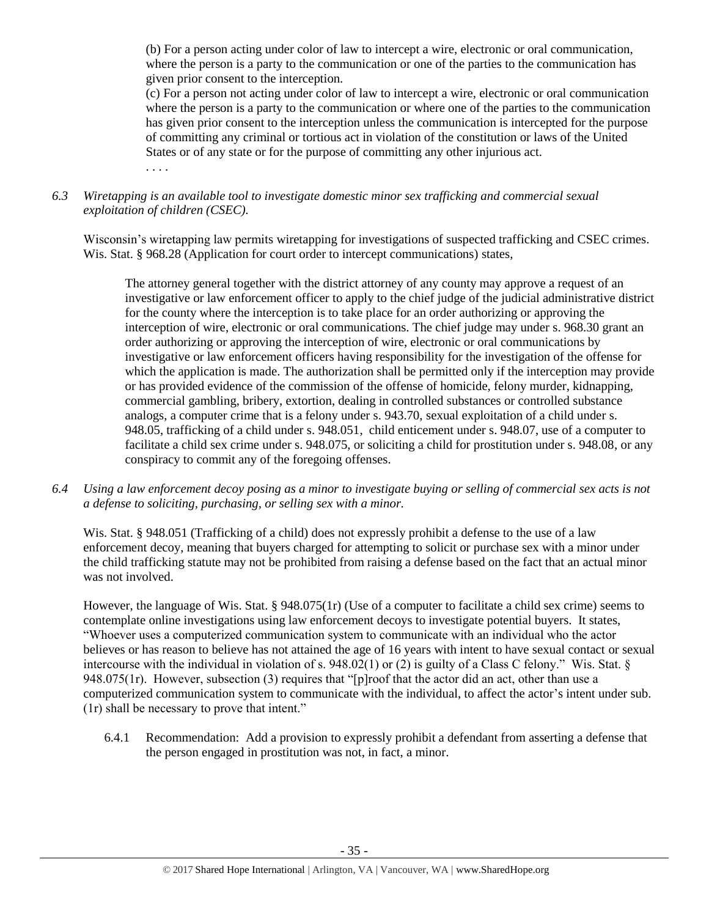(b) For a person acting under color of law to intercept a wire, electronic or oral communication, where the person is a party to the communication or one of the parties to the communication has given prior consent to the interception.

(c) For a person not acting under color of law to intercept a wire, electronic or oral communication where the person is a party to the communication or where one of the parties to the communication has given prior consent to the interception unless the communication is intercepted for the purpose of committing any criminal or tortious act in violation of the constitution or laws of the United States or of any state or for the purpose of committing any other injurious act.

. . . .

*6.3 Wiretapping is an available tool to investigate domestic minor sex trafficking and commercial sexual exploitation of children (CSEC).*

Wisconsin's wiretapping law permits wiretapping for investigations of suspected trafficking and CSEC crimes. Wis. Stat. § 968.28 (Application for court order to intercept communications) states,

> The attorney general together with the district attorney of any county may approve a request of an investigative or law enforcement officer to apply to the chief judge of the judicial administrative district for the county where the interception is to take place for an order authorizing or approving the interception of wire, electronic or oral communications. The chief judge may under s. 968.30 grant an order authorizing or approving the interception of wire, electronic or oral communications by investigative or law enforcement officers having responsibility for the investigation of the offense for which the application is made. The authorization shall be permitted only if the interception may provide or has provided evidence of the commission of the offense of homicide, felony murder, kidnapping, commercial gambling, bribery, extortion, dealing in controlled substances or controlled substance analogs, a computer crime that is a felony under s. 943.70, sexual exploitation of a child under s. 948.05, trafficking of a child under s. 948.051, child enticement under s. 948.07, use of a computer to facilitate a child sex crime under s. 948.075, or soliciting a child for prostitution under s. 948.08, or any conspiracy to commit any of the foregoing offenses.

*6.4 Using a law enforcement decoy posing as a minor to investigate buying or selling of commercial sex acts is not a defense to soliciting, purchasing, or selling sex with a minor.*

Wis. Stat. § 948.051 (Trafficking of a child) does not expressly prohibit a defense to the use of a law enforcement decoy, meaning that buyers charged for attempting to solicit or purchase sex with a minor under the child trafficking statute may not be prohibited from raising a defense based on the fact that an actual minor was not involved.

However, the language of Wis. Stat. § 948.075(1r) (Use of a computer to facilitate a child sex crime) seems to contemplate online investigations using law enforcement decoys to investigate potential buyers. It states, "Whoever uses a computerized communication system to communicate with an individual who the actor believes or has reason to believe has not attained the age of 16 years with intent to have sexual contact or sexual intercourse with the individual in violation of s. 948.02(1) or (2) is guilty of a Class C felony." Wis. Stat. § 948.075(1r). However, subsection (3) requires that "[p]roof that the actor did an act, other than use a computerized communication system to communicate with the individual, to affect the actor's intent under sub. (1r) shall be necessary to prove that intent."

6.4.1 Recommendation: Add a provision to expressly prohibit a defendant from asserting a defense that the person engaged in prostitution was not, in fact, a minor.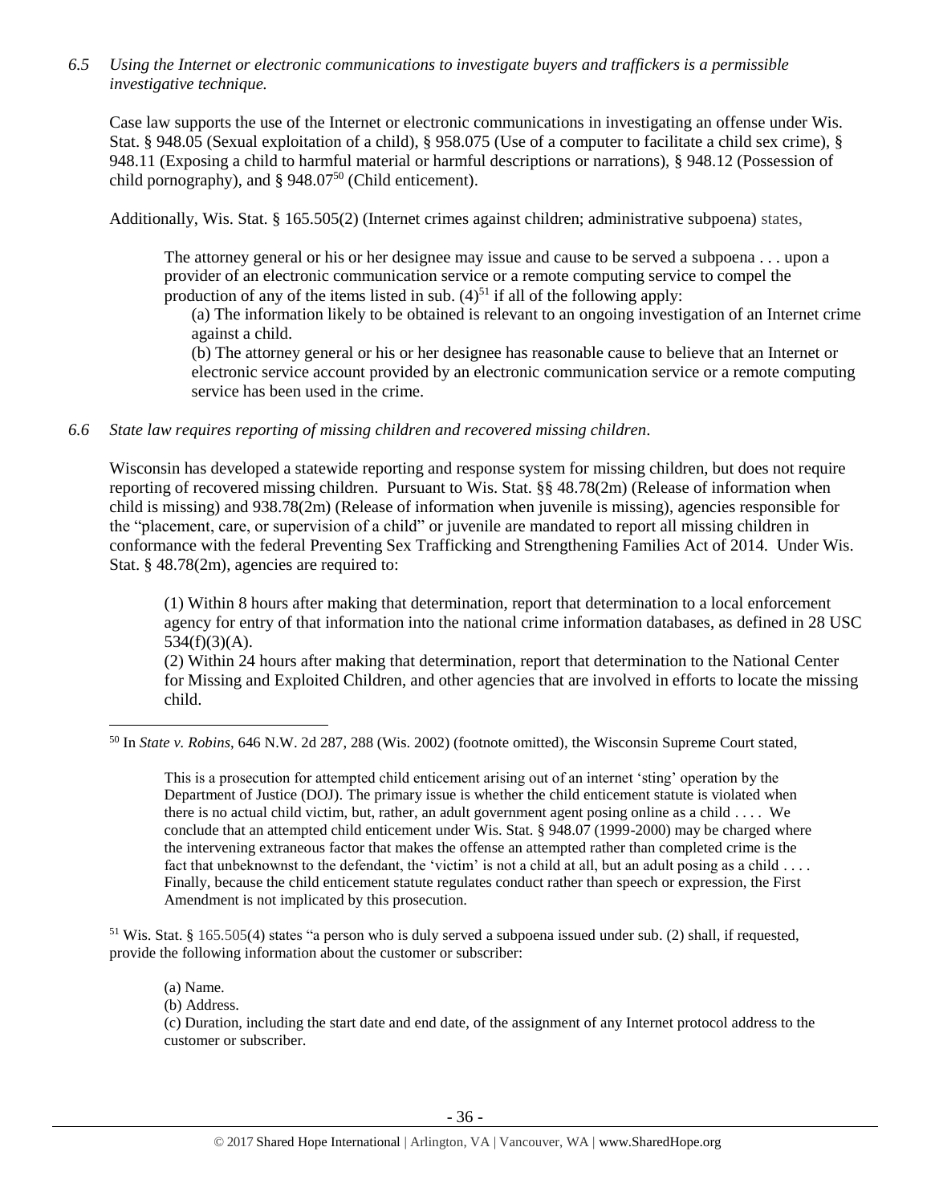*6.5 Using the Internet or electronic communications to investigate buyers and traffickers is a permissible investigative technique.*

Case law supports the use of the Internet or electronic communications in investigating an offense under Wis. Stat. § 948.05 (Sexual exploitation of a child), § 958.075 (Use of a computer to facilitate a child sex crime), § 948.11 (Exposing a child to harmful material or harmful descriptions or narrations), § 948.12 (Possession of child pornography), and § 948.07[50] (Child enticement).

Additionally, Wis. Stat. § 165.505(2) (Internet crimes against children; administrative subpoena) states,

> The attorney general or his or her designee may issue and cause to be served a subpoena . . . upon a provider of an electronic communication service or a remote computing service to compel the production of any of the items listed in sub. (4)[51] if all of the following apply:
>
> (a) The information likely to be obtained is relevant to an ongoing investigation of an Internet crime against a child.
>
> (b) The attorney general or his or her designee has reasonable cause to believe that an Internet or electronic service account provided by an electronic communication service or a remote computing service has been used in the crime.

*6.6 State law requires reporting of missing children and recovered missing children.*

Wisconsin has developed a statewide reporting and response system for missing children, but does not require reporting of recovered missing children. Pursuant to Wis. Stat. §§ 48.78(2m) (Release of information when child is missing) and 938.78(2m) (Release of information when juvenile is missing), agencies responsible for the "placement, care, or supervision of a child" or juvenile are mandated to report all missing children in conformance with the federal Preventing Sex Trafficking and Strengthening Families Act of 2014. Under Wis. Stat. § 48.78(2m), agencies are required to:

> (1) Within 8 hours after making that determination, report that determination to a local enforcement agency for entry of that information into the national crime information databases, as defined in 28 USC 534(f)(3)(A).
>
> (2) Within 24 hours after making that determination, report that determination to the National Center for Missing and Exploited Children, and other agencies that are involved in efforts to locate the missing child.

---

[50] In *State v. Robins*, 646 N.W. 2d 287, 288 (Wis. 2002) (footnote omitted), the Wisconsin Supreme Court stated,

> This is a prosecution for attempted child enticement arising out of an internet 'sting' operation by the Department of Justice (DOJ). The primary issue is whether the child enticement statute is violated when there is no actual child victim, but, rather, an adult government agent posing online as a child . . . . We conclude that an attempted child enticement under Wis. Stat. § 948.07 (1999-2000) may be charged where the intervening extraneous factor that makes the offense an attempted rather than completed crime is the fact that unbeknownst to the defendant, the 'victim' is not a child at all, but an adult posing as a child . . . . Finally, because the child enticement statute regulates conduct rather than speech or expression, the First Amendment is not implicated by this prosecution.

[51] Wis. Stat. § 165.505(4) states "a person who is duly served a subpoena issued under sub. (2) shall, if requested, provide the following information about the customer or subscriber:

> (a) Name.
>
> (b) Address.
>
> (c) Duration, including the start date and end date, of the assignment of any Internet protocol address to the customer or subscriber.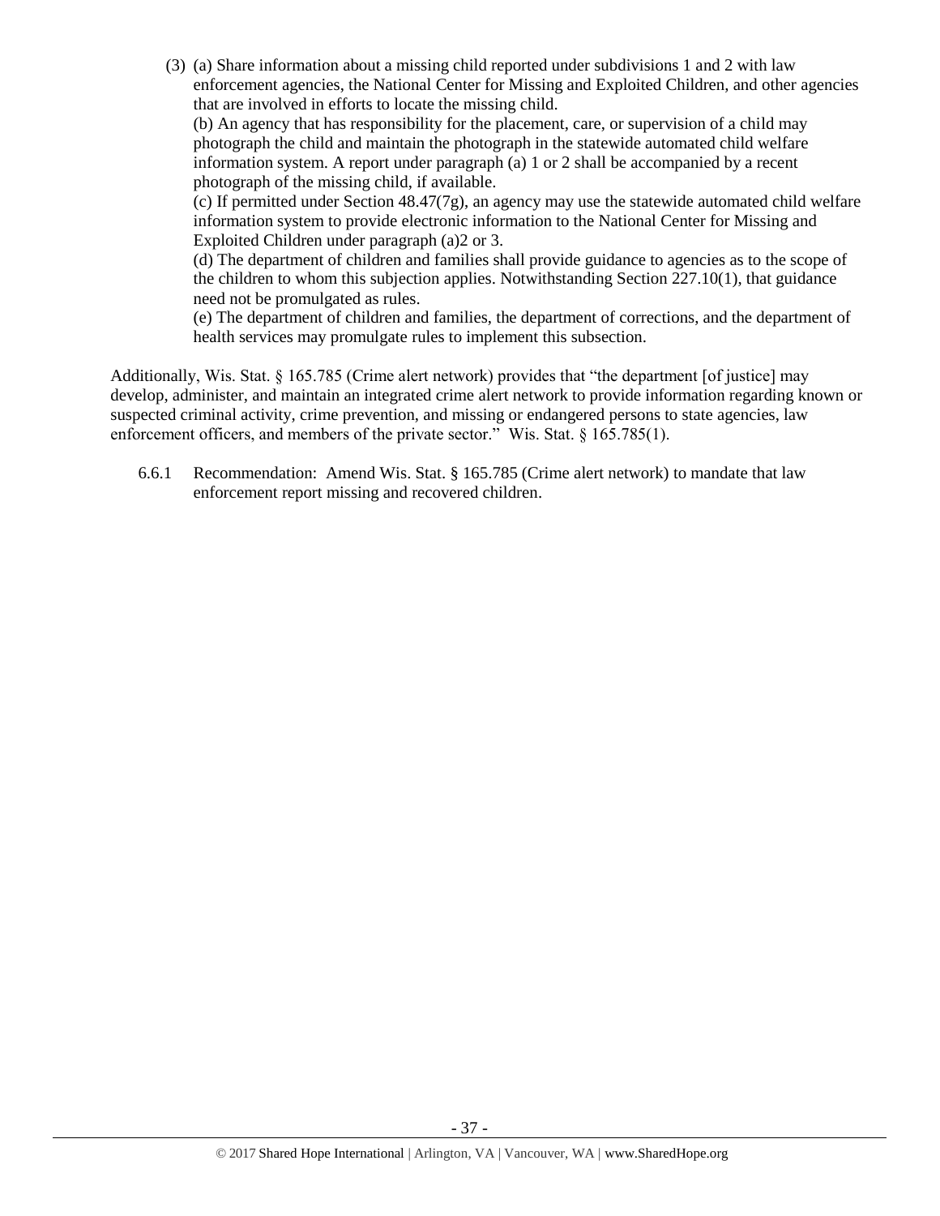(3) (a) Share information about a missing child reported under subdivisions 1 and 2 with law enforcement agencies, the National Center for Missing and Exploited Children, and other agencies that are involved in efforts to locate the missing child.

(b) An agency that has responsibility for the placement, care, or supervision of a child may photograph the child and maintain the photograph in the statewide automated child welfare information system. A report under paragraph (a) 1 or 2 shall be accompanied by a recent photograph of the missing child, if available.

(c) If permitted under Section 48.47(7g), an agency may use the statewide automated child welfare information system to provide electronic information to the National Center for Missing and Exploited Children under paragraph (a)2 or 3.

(d) The department of children and families shall provide guidance to agencies as to the scope of the children to whom this subjection applies. Notwithstanding Section 227.10(1), that guidance need not be promulgated as rules.

(e) The department of children and families, the department of corrections, and the department of health services may promulgate rules to implement this subsection.

Additionally, Wis. Stat. § 165.785 (Crime alert network) provides that "the department [of justice] may develop, administer, and maintain an integrated crime alert network to provide information regarding known or suspected criminal activity, crime prevention, and missing or endangered persons to state agencies, law enforcement officers, and members of the private sector." Wis. Stat. § 165.785(1).

6.6.1 Recommendation: Amend Wis. Stat. § 165.785 (Crime alert network) to mandate that law enforcement report missing and recovered children.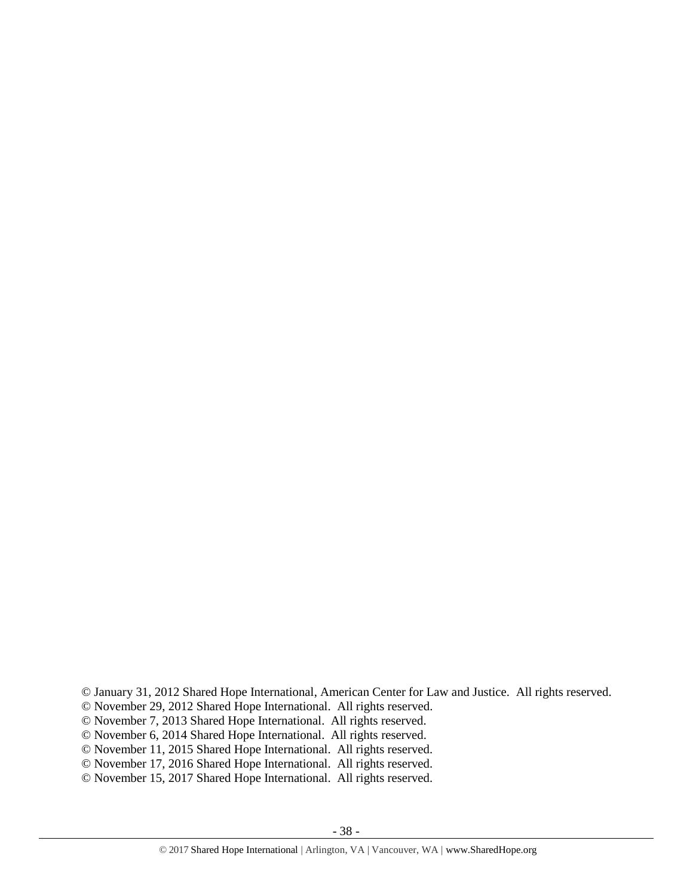© January 31, 2012 Shared Hope International, American Center for Law and Justice. All rights reserved.
© November 29, 2012 Shared Hope International. All rights reserved.
© November 7, 2013 Shared Hope International. All rights reserved.
© November 6, 2014 Shared Hope International. All rights reserved.
© November 11, 2015 Shared Hope International. All rights reserved.
© November 17, 2016 Shared Hope International. All rights reserved.
© November 15, 2017 Shared Hope International. All rights reserved.